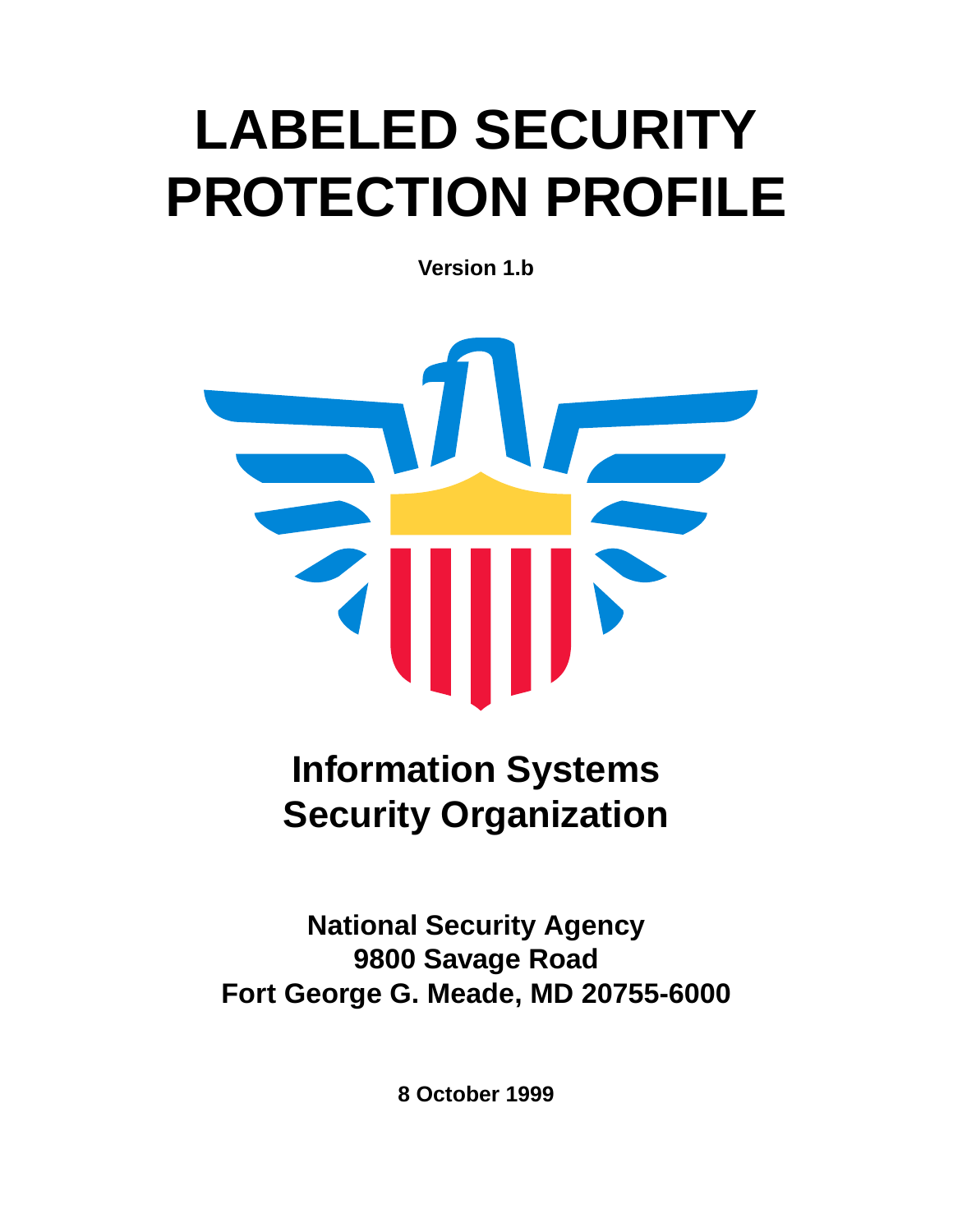# LABELED SECURITY PROTECTION PROFILE

**Version 1.b**

## Information Systems Security Organization

**National Security Agency**
**9800 Savage Road**
**Fort George G. Meade, MD 20755-6000**

**8 October 1999**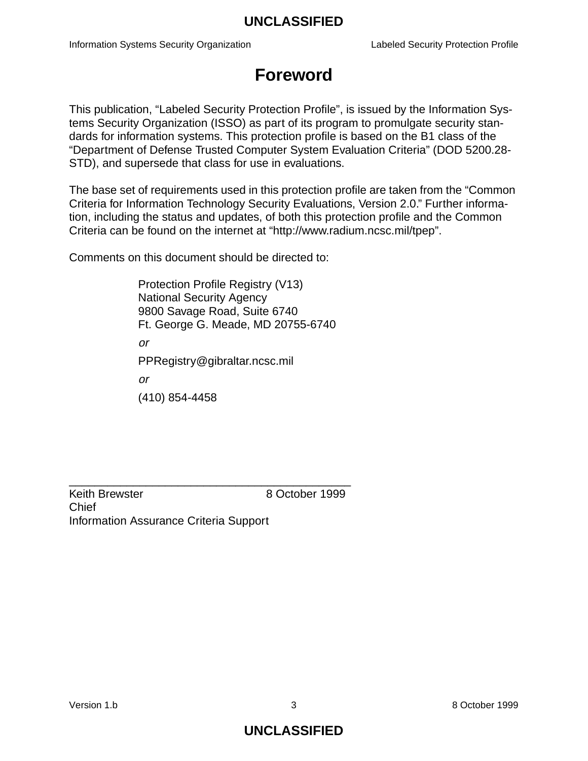# Foreword

This publication, “Labeled Security Protection Profile”, is issued by the Information Systems Security Organization (ISSO) as part of its program to promulgate security standards for information systems. This protection profile is based on the B1 class of the “Department of Defense Trusted Computer System Evaluation Criteria” (DOD 5200.28-STD), and supersede that class for use in evaluations.

The base set of requirements used in this protection profile are taken from the “Common Criteria for Information Technology Security Evaluations, Version 2.0.” Further information, including the status and updates, of both this protection profile and the Common Criteria can be found on the internet at “http://www.radium.ncsc.mil/tpep”.

Comments on this document should be directed to:

> Protection Profile Registry (V13)
> National Security Agency
> 9800 Savage Road, Suite 6740
> Ft. George G. Meade, MD 20755-6740
>
> *or*
>
> PPRegistry@gibraltar.ncsc.mil
>
> *or*
>
> (410) 854-4458

\_\_\_\_\_\_\_\_\_\_\_\_\_\_\_\_\_\_\_\_\_\_\_\_\_\_\_\_\_\_\_\_\_\_\_\_\_\_\_\_\_\_\_\_

Keith Brewster          8 October 1999
Chief
Information Assurance Criteria Support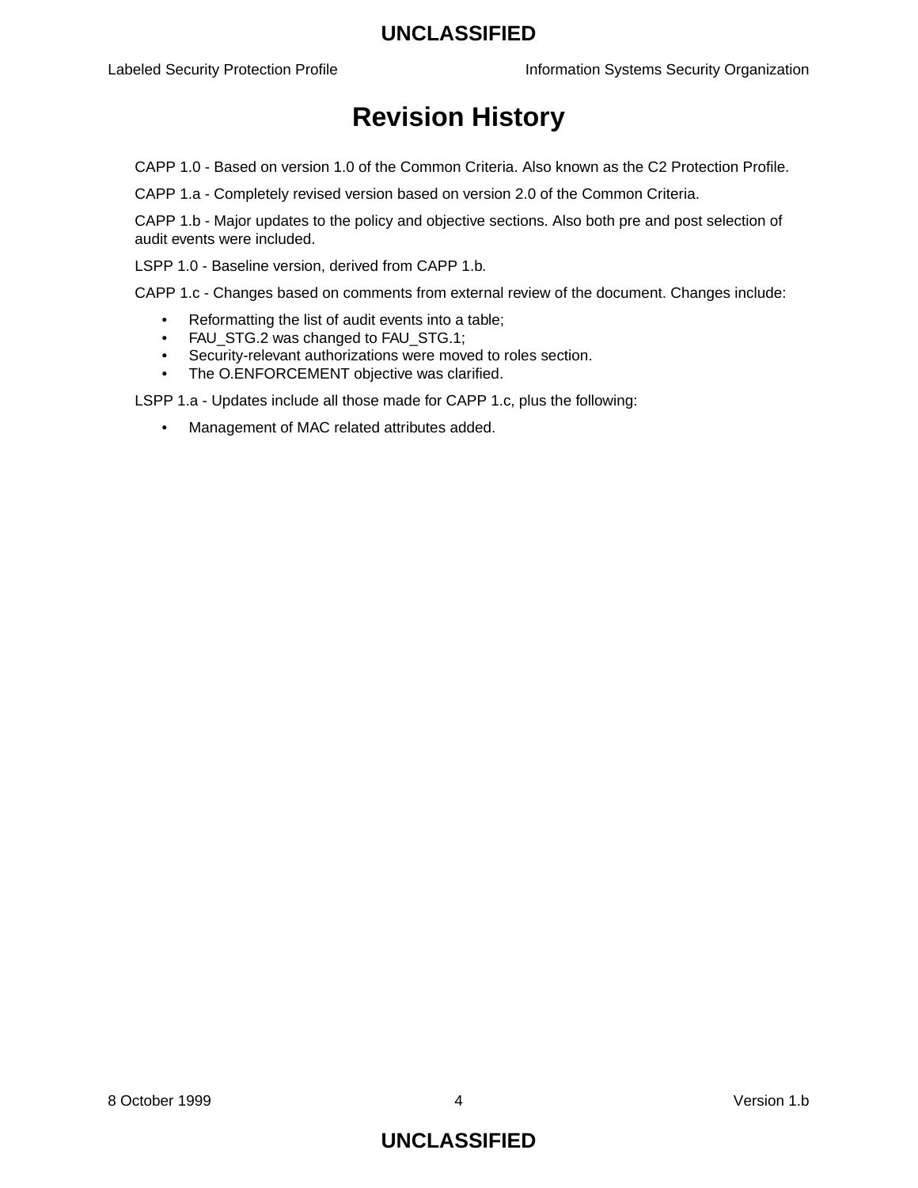# Revision History

CAPP 1.0 - Based on version 1.0 of the Common Criteria. Also known as the C2 Protection Profile.

CAPP 1.a - Completely revised version based on version 2.0 of the Common Criteria.

CAPP 1.b - Major updates to the policy and objective sections. Also both pre and post selection of audit events were included.

LSPP 1.0 - Baseline version, derived from CAPP 1.b.

CAPP 1.c - Changes based on comments from external review of the document. Changes include:

- Reformatting the list of audit events into a table;
- FAU_STG.2 was changed to FAU_STG.1;
- Security-relevant authorizations were moved to roles section.
- The O.ENFORCEMENT objective was clarified.

LSPP 1.a - Updates include all those made for CAPP 1.c, plus the following:

- Management of MAC related attributes added.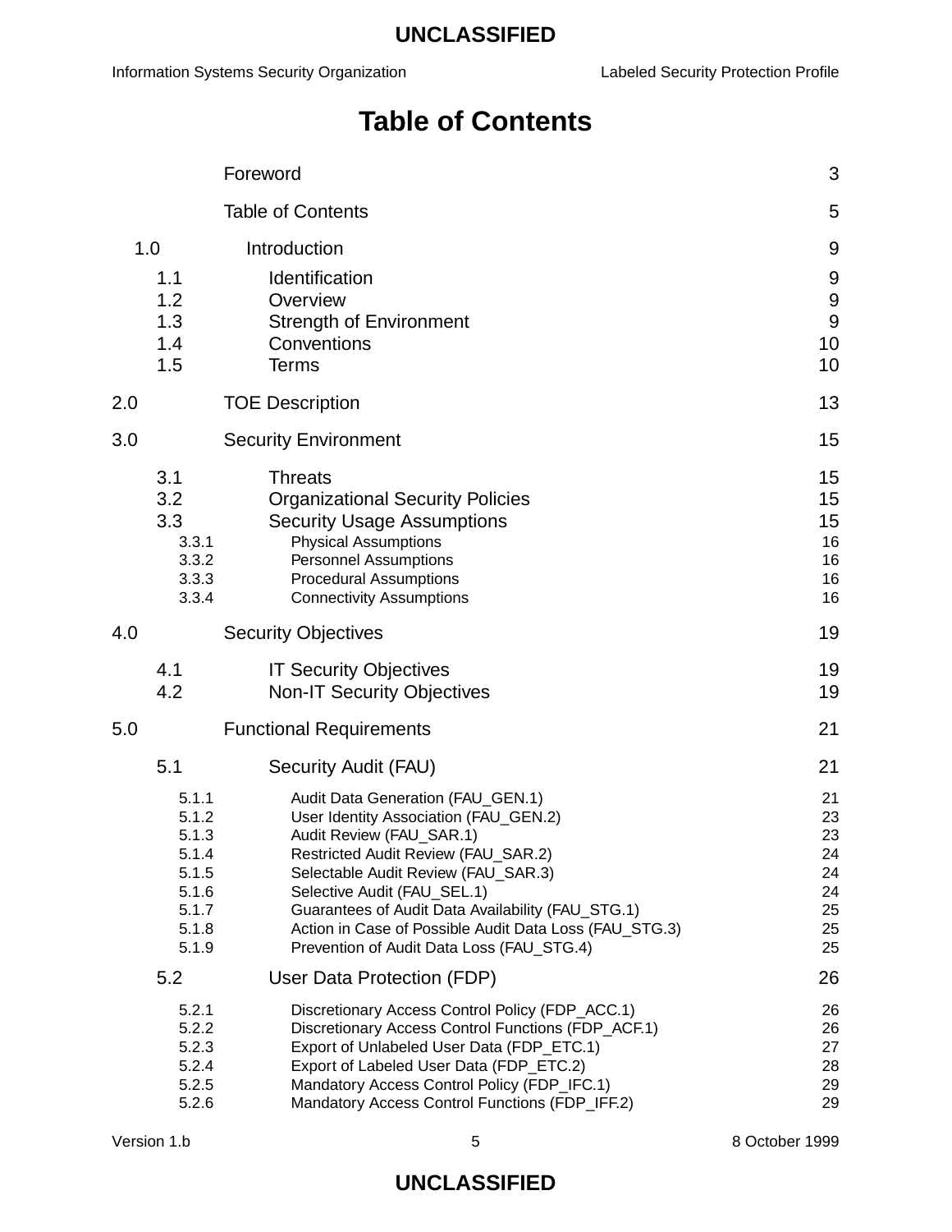# Table of Contents

| | | |
|---|---|---|
| | Foreword | 3 |
| | Table of Contents | 5 |
| 1.0 | Introduction | 9 |
| 1.1 | Identification | 9 |
| 1.2 | Overview | 9 |
| 1.3 | Strength of Environment | 9 |
| 1.4 | Conventions | 10 |
| 1.5 | Terms | 10 |
| 2.0 | TOE Description | 13 |
| 3.0 | Security Environment | 15 |
| 3.1 | Threats | 15 |
| 3.2 | Organizational Security Policies | 15 |
| 3.3 | Security Usage Assumptions | 15 |
| 3.3.1 | Physical Assumptions | 16 |
| 3.3.2 | Personnel Assumptions | 16 |
| 3.3.3 | Procedural Assumptions | 16 |
| 3.3.4 | Connectivity Assumptions | 16 |
| 4.0 | Security Objectives | 19 |
| 4.1 | IT Security Objectives | 19 |
| 4.2 | Non-IT Security Objectives | 19 |
| 5.0 | Functional Requirements | 21 |
| 5.1 | Security Audit (FAU) | 21 |
| 5.1.1 | Audit Data Generation (FAU_GEN.1) | 21 |
| 5.1.2 | User Identity Association (FAU_GEN.2) | 23 |
| 5.1.3 | Audit Review (FAU_SAR.1) | 23 |
| 5.1.4 | Restricted Audit Review (FAU_SAR.2) | 24 |
| 5.1.5 | Selectable Audit Review (FAU_SAR.3) | 24 |
| 5.1.6 | Selective Audit (FAU_SEL.1) | 24 |
| 5.1.7 | Guarantees of Audit Data Availability (FAU_STG.1) | 25 |
| 5.1.8 | Action in Case of Possible Audit Data Loss (FAU_STG.3) | 25 |
| 5.1.9 | Prevention of Audit Data Loss (FAU_STG.4) | 25 |
| 5.2 | User Data Protection (FDP) | 26 |
| 5.2.1 | Discretionary Access Control Policy (FDP_ACC.1) | 26 |
| 5.2.2 | Discretionary Access Control Functions (FDP_ACF.1) | 26 |
| 5.2.3 | Export of Unlabeled User Data (FDP_ETC.1) | 27 |
| 5.2.4 | Export of Labeled User Data (FDP_ETC.2) | 28 |
| 5.2.5 | Mandatory Access Control Policy (FDP_IFC.1) | 29 |
| 5.2.6 | Mandatory Access Control Functions (FDP_IFF.2) | 29 |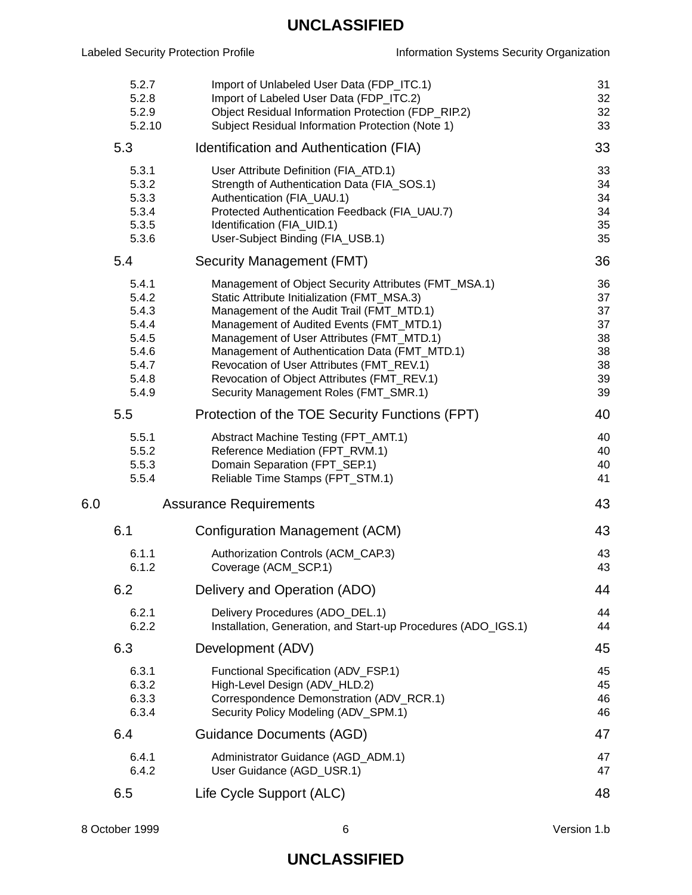| | | |
|---|---|---|
| 5.2.7 | Import of Unlabeled User Data (FDP_ITC.1) | 31 |
| 5.2.8 | Import of Labeled User Data (FDP_ITC.2) | 32 |
| 5.2.9 | Object Residual Information Protection (FDP_RIP.2) | 32 |
| 5.2.10 | Subject Residual Information Protection (Note 1) | 33 |
| **5.3** | **Identification and Authentication (FIA)** | **33** |
| 5.3.1 | User Attribute Definition (FIA_ATD.1) | 33 |
| 5.3.2 | Strength of Authentication Data (FIA_SOS.1) | 34 |
| 5.3.3 | Authentication (FIA_UAU.1) | 34 |
| 5.3.4 | Protected Authentication Feedback (FIA_UAU.7) | 34 |
| 5.3.5 | Identification (FIA_UID.1) | 35 |
| 5.3.6 | User-Subject Binding (FIA_USB.1) | 35 |
| **5.4** | **Security Management (FMT)** | **36** |
| 5.4.1 | Management of Object Security Attributes (FMT_MSA.1) | 36 |
| 5.4.2 | Static Attribute Initialization (FMT_MSA.3) | 37 |
| 5.4.3 | Management of the Audit Trail (FMT_MTD.1) | 37 |
| 5.4.4 | Management of Audited Events (FMT_MTD.1) | 37 |
| 5.4.5 | Management of User Attributes (FMT_MTD.1) | 38 |
| 5.4.6 | Management of Authentication Data (FMT_MTD.1) | 38 |
| 5.4.7 | Revocation of User Attributes (FMT_REV.1) | 38 |
| 5.4.8 | Revocation of Object Attributes (FMT_REV.1) | 39 |
| 5.4.9 | Security Management Roles (FMT_SMR.1) | 39 |
| **5.5** | **Protection of the TOE Security Functions (FPT)** | **40** |
| 5.5.1 | Abstract Machine Testing (FPT_AMT.1) | 40 |
| 5.5.2 | Reference Mediation (FPT_RVM.1) | 40 |
| 5.5.3 | Domain Separation (FPT_SEP.1) | 40 |
| 5.5.4 | Reliable Time Stamps (FPT_STM.1) | 41 |
| **6.0** | **Assurance Requirements** | **43** |
| **6.1** | **Configuration Management (ACM)** | **43** |
| 6.1.1 | Authorization Controls (ACM_CAP.3) | 43 |
| 6.1.2 | Coverage (ACM_SCP.1) | 43 |
| **6.2** | **Delivery and Operation (ADO)** | **44** |
| 6.2.1 | Delivery Procedures (ADO_DEL.1) | 44 |
| 6.2.2 | Installation, Generation, and Start-up Procedures (ADO_IGS.1) | 44 |
| **6.3** | **Development (ADV)** | **45** |
| 6.3.1 | Functional Specification (ADV_FSP.1) | 45 |
| 6.3.2 | High-Level Design (ADV_HLD.2) | 45 |
| 6.3.3 | Correspondence Demonstration (ADV_RCR.1) | 46 |
| 6.3.4 | Security Policy Modeling (ADV_SPM.1) | 46 |
| **6.4** | **Guidance Documents (AGD)** | **47** |
| 6.4.1 | Administrator Guidance (AGD_ADM.1) | 47 |
| 6.4.2 | User Guidance (AGD_USR.1) | 47 |
| **6.5** | **Life Cycle Support (ALC)** | **48** |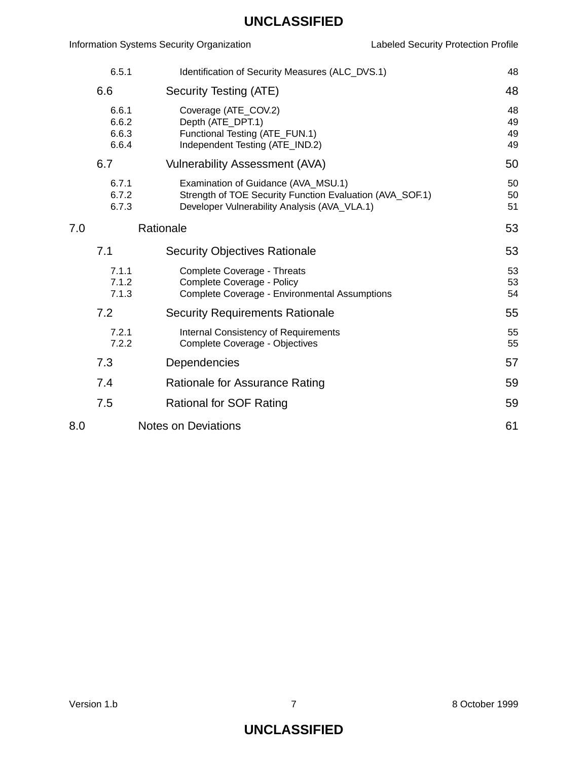6.5.1 Identification of Security Measures (ALC_DVS.1) 48

6.6 Security Testing (ATE) 48

6.6.1 Coverage (ATE_COV.2) 48
6.6.2 Depth (ATE_DPT.1) 49
6.6.3 Functional Testing (ATE_FUN.1) 49
6.6.4 Independent Testing (ATE_IND.2) 49

6.7 Vulnerability Assessment (AVA) 50

6.7.1 Examination of Guidance (AVA_MSU.1) 50
6.7.2 Strength of TOE Security Function Evaluation (AVA_SOF.1) 50
6.7.3 Developer Vulnerability Analysis (AVA_VLA.1) 51

7.0 Rationale 53

7.1 Security Objectives Rationale 53

7.1.1 Complete Coverage - Threats 53
7.1.2 Complete Coverage - Policy 53
7.1.3 Complete Coverage - Environmental Assumptions 54

7.2 Security Requirements Rationale 55

7.2.1 Internal Consistency of Requirements 55
7.2.2 Complete Coverage - Objectives 55

7.3 Dependencies 57

7.4 Rationale for Assurance Rating 59

7.5 Rational for SOF Rating 59

8.0 Notes on Deviations 61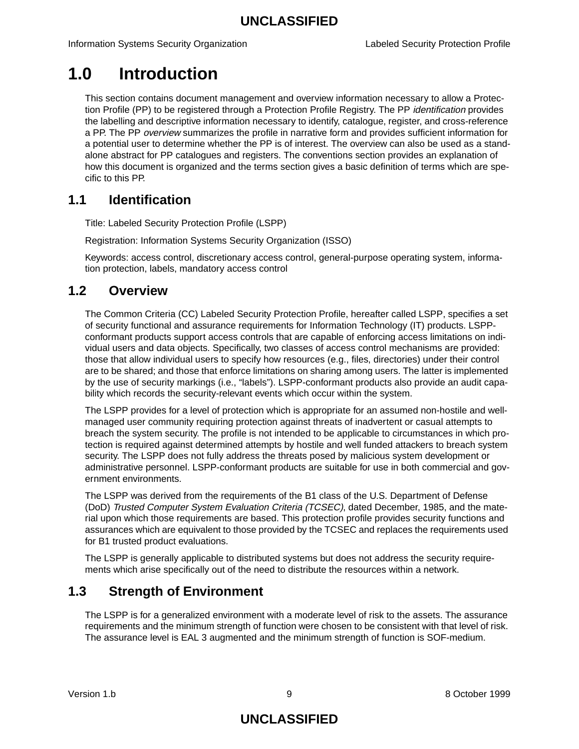# 1.0 Introduction

This section contains document management and overview information necessary to allow a Protection Profile (PP) to be registered through a Protection Profile Registry. The PP *identification* provides the labelling and descriptive information necessary to identify, catalogue, register, and cross-reference a PP. The PP *overview* summarizes the profile in narrative form and provides sufficient information for a potential user to determine whether the PP is of interest. The overview can also be used as a stand-alone abstract for PP catalogues and registers. The conventions section provides an explanation of how this document is organized and the terms section gives a basic definition of terms which are specific to this PP.

## 1.1 Identification

Title: Labeled Security Protection Profile (LSPP)

Registration: Information Systems Security Organization (ISSO)

Keywords: access control, discretionary access control, general-purpose operating system, information protection, labels, mandatory access control

## 1.2 Overview

The Common Criteria (CC) Labeled Security Protection Profile, hereafter called LSPP, specifies a set of security functional and assurance requirements for Information Technology (IT) products. LSPP-conformant products support access controls that are capable of enforcing access limitations on individual users and data objects. Specifically, two classes of access control mechanisms are provided: those that allow individual users to specify how resources (e.g., files, directories) under their control are to be shared; and those that enforce limitations on sharing among users. The latter is implemented by the use of security markings (i.e., “labels”). LSPP-conformant products also provide an audit capability which records the security-relevant events which occur within the system.

The LSPP provides for a level of protection which is appropriate for an assumed non-hostile and well-managed user community requiring protection against threats of inadvertent or casual attempts to breach the system security. The profile is not intended to be applicable to circumstances in which protection is required against determined attempts by hostile and well funded attackers to breach system security. The LSPP does not fully address the threats posed by malicious system development or administrative personnel. LSPP-conformant products are suitable for use in both commercial and government environments.

The LSPP was derived from the requirements of the B1 class of the U.S. Department of Defense (DoD) *Trusted Computer System Evaluation Criteria (TCSEC)*, dated December, 1985, and the material upon which those requirements are based. This protection profile provides security functions and assurances which are equivalent to those provided by the TCSEC and replaces the requirements used for B1 trusted product evaluations.

The LSPP is generally applicable to distributed systems but does not address the security requirements which arise specifically out of the need to distribute the resources within a network.

## 1.3 Strength of Environment

The LSPP is for a generalized environment with a moderate level of risk to the assets. The assurance requirements and the minimum strength of function were chosen to be consistent with that level of risk. The assurance level is EAL 3 augmented and the minimum strength of function is SOF-medium.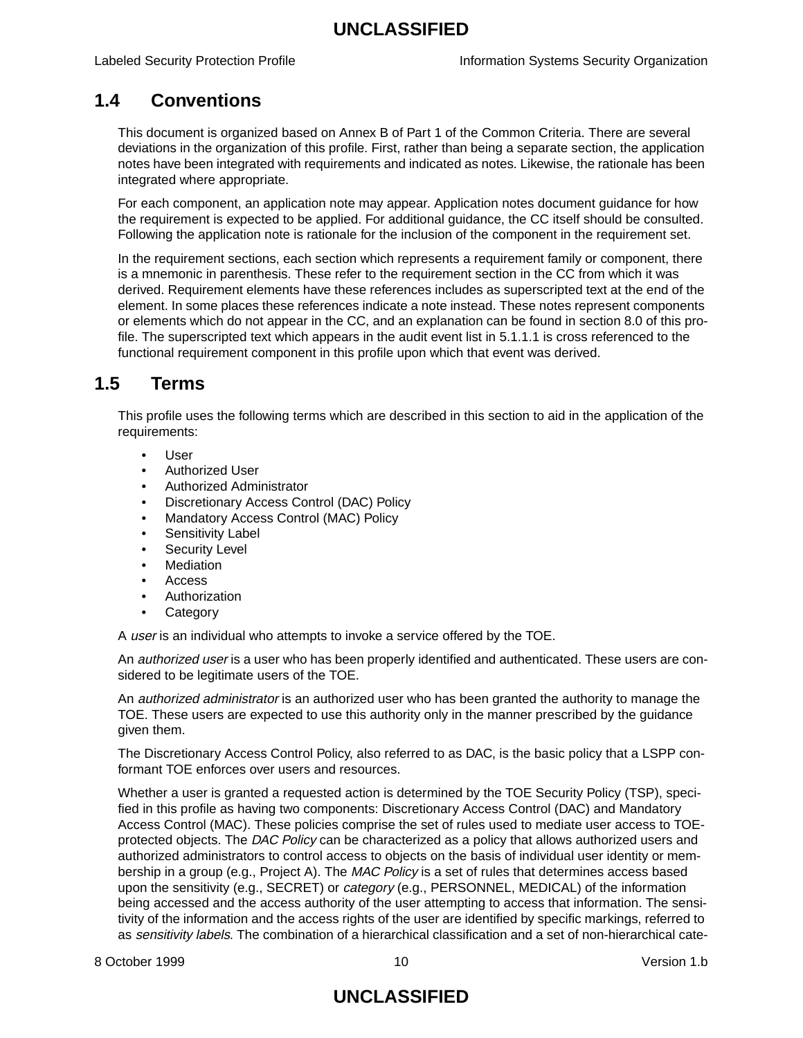## 1.4 Conventions

This document is organized based on Annex B of Part 1 of the Common Criteria. There are several deviations in the organization of this profile. First, rather than being a separate section, the application notes have been integrated with requirements and indicated as notes. Likewise, the rationale has been integrated where appropriate.

For each component, an application note may appear. Application notes document guidance for how the requirement is expected to be applied. For additional guidance, the CC itself should be consulted. Following the application note is rationale for the inclusion of the component in the requirement set.

In the requirement sections, each section which represents a requirement family or component, there is a mnemonic in parenthesis. These refer to the requirement section in the CC from which it was derived. Requirement elements have these references includes as superscripted text at the end of the element. In some places these references indicate a note instead. These notes represent components or elements which do not appear in the CC, and an explanation can be found in section 8.0 of this profile. The superscripted text which appears in the audit event list in 5.1.1.1 is cross referenced to the functional requirement component in this profile upon which that event was derived.

## 1.5 Terms

This profile uses the following terms which are described in this section to aid in the application of the requirements:

- User
- Authorized User
- Authorized Administrator
- Discretionary Access Control (DAC) Policy
- Mandatory Access Control (MAC) Policy
- Sensitivity Label
- Security Level
- Mediation
- Access
- Authorization
- Category

A *user* is an individual who attempts to invoke a service offered by the TOE.

An *authorized user* is a user who has been properly identified and authenticated. These users are considered to be legitimate users of the TOE.

An *authorized administrator* is an authorized user who has been granted the authority to manage the TOE. These users are expected to use this authority only in the manner prescribed by the guidance given them.

The Discretionary Access Control Policy, also referred to as DAC, is the basic policy that a LSPP conformant TOE enforces over users and resources.

Whether a user is granted a requested action is determined by the TOE Security Policy (TSP), specified in this profile as having two components: Discretionary Access Control (DAC) and Mandatory Access Control (MAC). These policies comprise the set of rules used to mediate user access to TOE-protected objects. The *DAC Policy* can be characterized as a policy that allows authorized users and authorized administrators to control access to objects on the basis of individual user identity or membership in a group (e.g., Project A). The *MAC Policy* is a set of rules that determines access based upon the sensitivity (e.g., SECRET) or *category* (e.g., PERSONNEL, MEDICAL) of the information being accessed and the access authority of the user attempting to access that information. The sensitivity of the information and the access rights of the user are identified by specific markings, referred to as *sensitivity labels*. The combination of a hierarchical classification and a set of non-hierarchical cate-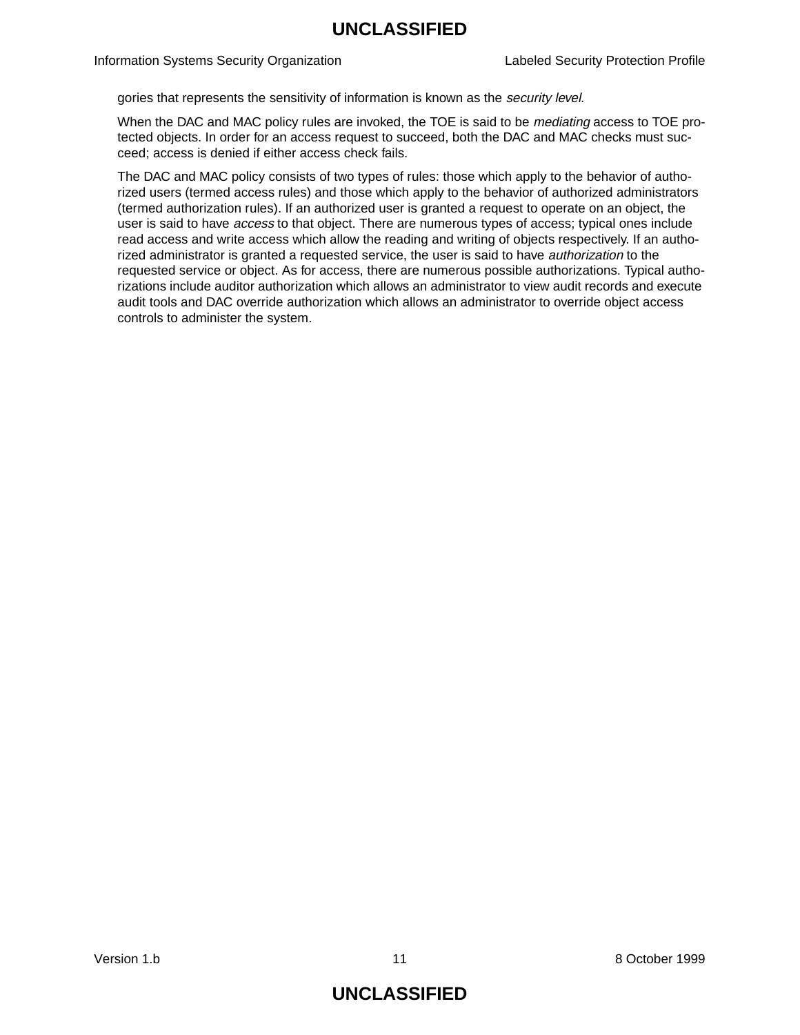gories that represents the sensitivity of information is known as the *security level*.

When the DAC and MAC policy rules are invoked, the TOE is said to be *mediating* access to TOE protected objects. In order for an access request to succeed, both the DAC and MAC checks must succeed; access is denied if either access check fails.

The DAC and MAC policy consists of two types of rules: those which apply to the behavior of authorized users (termed access rules) and those which apply to the behavior of authorized administrators (termed authorization rules). If an authorized user is granted a request to operate on an object, the user is said to have *access* to that object. There are numerous types of access; typical ones include read access and write access which allow the reading and writing of objects respectively. If an authorized administrator is granted a requested service, the user is said to have *authorization* to the requested service or object. As for access, there are numerous possible authorizations. Typical authorizations include auditor authorization which allows an administrator to view audit records and execute audit tools and DAC override authorization which allows an administrator to override object access controls to administer the system.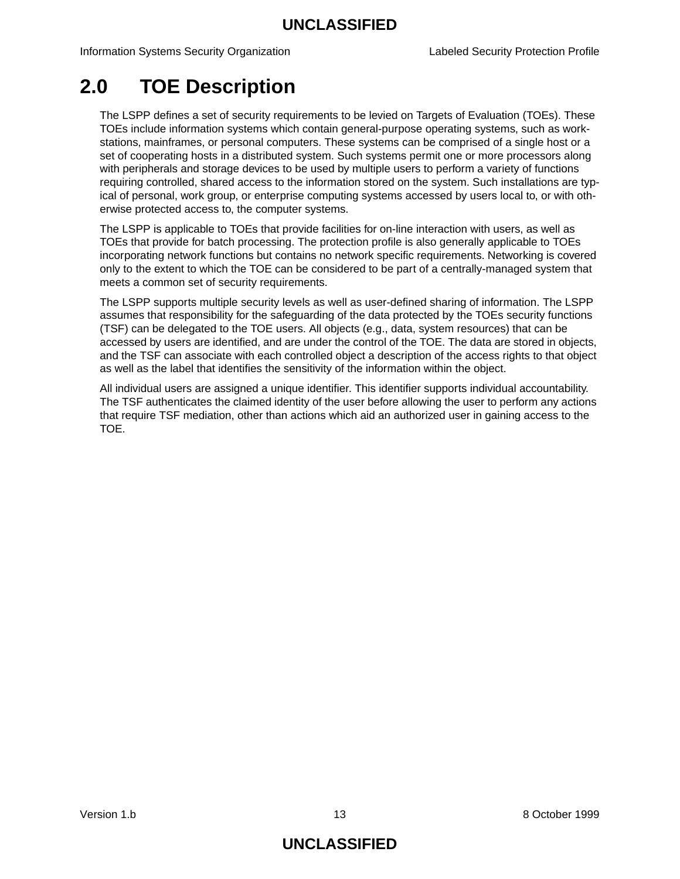# 2.0 TOE Description

The LSPP defines a set of security requirements to be levied on Targets of Evaluation (TOEs). These TOEs include information systems which contain general-purpose operating systems, such as workstations, mainframes, or personal computers. These systems can be comprised of a single host or a set of cooperating hosts in a distributed system. Such systems permit one or more processors along with peripherals and storage devices to be used by multiple users to perform a variety of functions requiring controlled, shared access to the information stored on the system. Such installations are typical of personal, work group, or enterprise computing systems accessed by users local to, or with otherwise protected access to, the computer systems.

The LSPP is applicable to TOEs that provide facilities for on-line interaction with users, as well as TOEs that provide for batch processing. The protection profile is also generally applicable to TOEs incorporating network functions but contains no network specific requirements. Networking is covered only to the extent to which the TOE can be considered to be part of a centrally-managed system that meets a common set of security requirements.

The LSPP supports multiple security levels as well as user-defined sharing of information. The LSPP assumes that responsibility for the safeguarding of the data protected by the TOEs security functions (TSF) can be delegated to the TOE users. All objects (e.g., data, system resources) that can be accessed by users are identified, and are under the control of the TOE. The data are stored in objects, and the TSF can associate with each controlled object a description of the access rights to that object as well as the label that identifies the sensitivity of the information within the object.

All individual users are assigned a unique identifier. This identifier supports individual accountability. The TSF authenticates the claimed identity of the user before allowing the user to perform any actions that require TSF mediation, other than actions which aid an authorized user in gaining access to the TOE.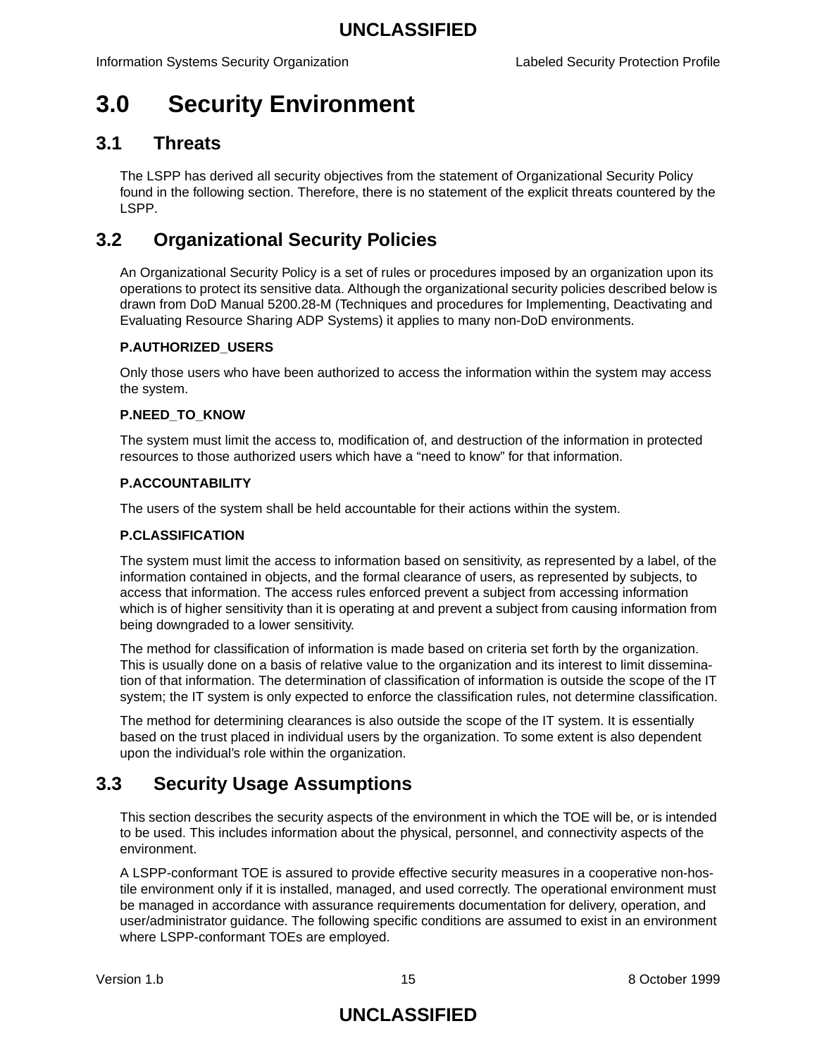# 3.0 Security Environment

## 3.1 Threats

The LSPP has derived all security objectives from the statement of Organizational Security Policy found in the following section. Therefore, there is no statement of the explicit threats countered by the LSPP.

## 3.2 Organizational Security Policies

An Organizational Security Policy is a set of rules or procedures imposed by an organization upon its operations to protect its sensitive data. Although the organizational security policies described below is drawn from DoD Manual 5200.28-M (Techniques and procedures for Implementing, Deactivating and Evaluating Resource Sharing ADP Systems) it applies to many non-DoD environments.

**P.AUTHORIZED_USERS**

Only those users who have been authorized to access the information within the system may access the system.

**P.NEED_TO_KNOW**

The system must limit the access to, modification of, and destruction of the information in protected resources to those authorized users which have a "need to know" for that information.

**P.ACCOUNTABILITY**

The users of the system shall be held accountable for their actions within the system.

**P.CLASSIFICATION**

The system must limit the access to information based on sensitivity, as represented by a label, of the information contained in objects, and the formal clearance of users, as represented by subjects, to access that information. The access rules enforced prevent a subject from accessing information which is of higher sensitivity than it is operating at and prevent a subject from causing information from being downgraded to a lower sensitivity.

The method for classification of information is made based on criteria set forth by the organization. This is usually done on a basis of relative value to the organization and its interest to limit dissemination of that information. The determination of classification of information is outside the scope of the IT system; the IT system is only expected to enforce the classification rules, not determine classification.

The method for determining clearances is also outside the scope of the IT system. It is essentially based on the trust placed in individual users by the organization. To some extent is also dependent upon the individual's role within the organization.

## 3.3 Security Usage Assumptions

This section describes the security aspects of the environment in which the TOE will be, or is intended to be used. This includes information about the physical, personnel, and connectivity aspects of the environment.

A LSPP-conformant TOE is assured to provide effective security measures in a cooperative non-hostile environment only if it is installed, managed, and used correctly. The operational environment must be managed in accordance with assurance requirements documentation for delivery, operation, and user/administrator guidance. The following specific conditions are assumed to exist in an environment where LSPP-conformant TOEs are employed.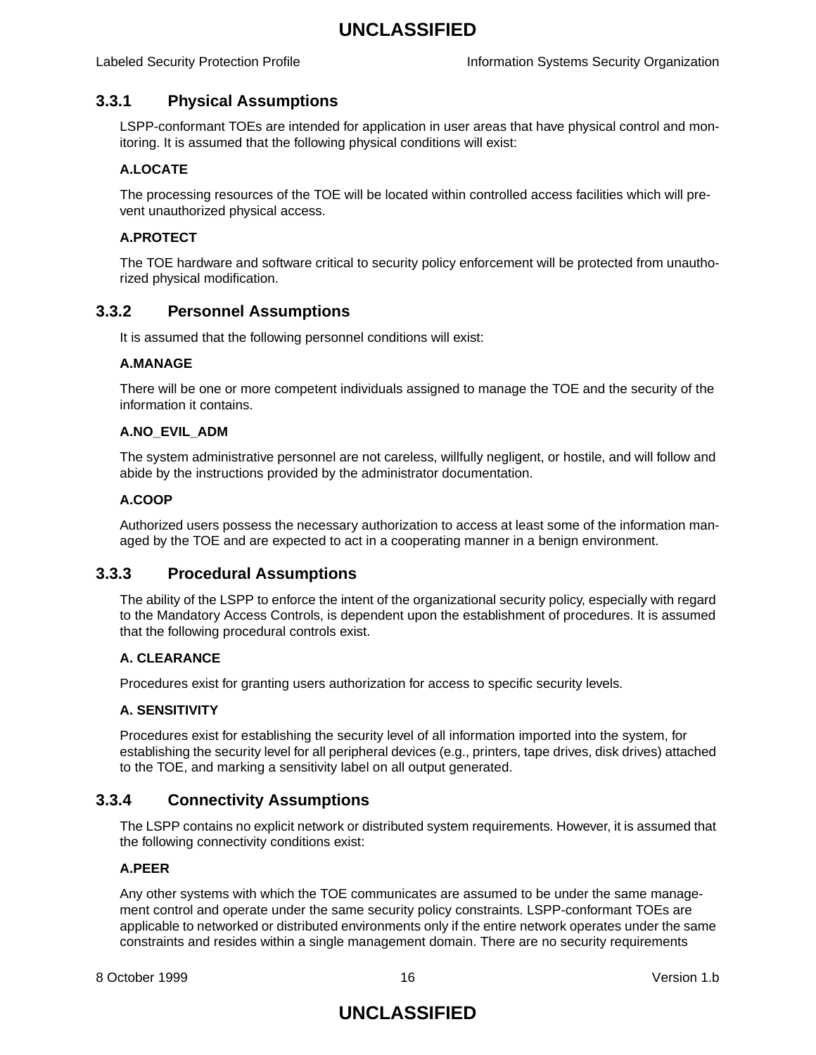### 3.3.1 Physical Assumptions

LSPP-conformant TOEs are intended for application in user areas that have physical control and monitoring. It is assumed that the following physical conditions will exist:

**A.LOCATE**

The processing resources of the TOE will be located within controlled access facilities which will prevent unauthorized physical access.

**A.PROTECT**

The TOE hardware and software critical to security policy enforcement will be protected from unauthorized physical modification.

### 3.3.2 Personnel Assumptions

It is assumed that the following personnel conditions will exist:

**A.MANAGE**

There will be one or more competent individuals assigned to manage the TOE and the security of the information it contains.

**A.NO_EVIL_ADM**

The system administrative personnel are not careless, willfully negligent, or hostile, and will follow and abide by the instructions provided by the administrator documentation.

**A.COOP**

Authorized users possess the necessary authorization to access at least some of the information managed by the TOE and are expected to act in a cooperating manner in a benign environment.

### 3.3.3 Procedural Assumptions

The ability of the LSPP to enforce the intent of the organizational security policy, especially with regard to the Mandatory Access Controls, is dependent upon the establishment of procedures. It is assumed that the following procedural controls exist.

**A. CLEARANCE**

Procedures exist for granting users authorization for access to specific security levels.

**A. SENSITIVITY**

Procedures exist for establishing the security level of all information imported into the system, for establishing the security level for all peripheral devices (e.g., printers, tape drives, disk drives) attached to the TOE, and marking a sensitivity label on all output generated.

### 3.3.4 Connectivity Assumptions

The LSPP contains no explicit network or distributed system requirements. However, it is assumed that the following connectivity conditions exist:

**A.PEER**

Any other systems with which the TOE communicates are assumed to be under the same management control and operate under the same security policy constraints. LSPP-conformant TOEs are applicable to networked or distributed environments only if the entire network operates under the same constraints and resides within a single management domain. There are no security requirements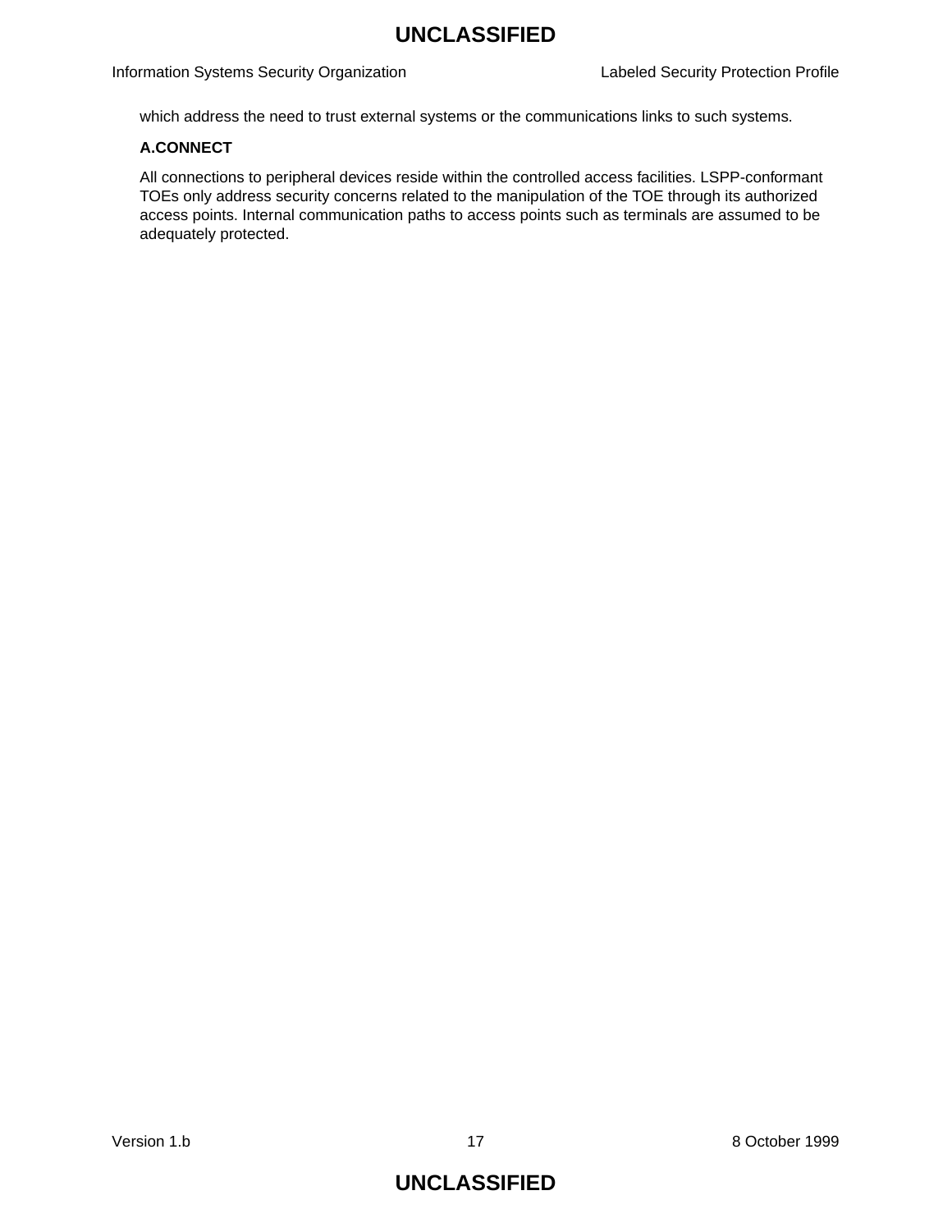which address the need to trust external systems or the communications links to such systems.

**A.CONNECT**

All connections to peripheral devices reside within the controlled access facilities. LSPP-conformant TOEs only address security concerns related to the manipulation of the TOE through its authorized access points. Internal communication paths to access points such as terminals are assumed to be adequately protected.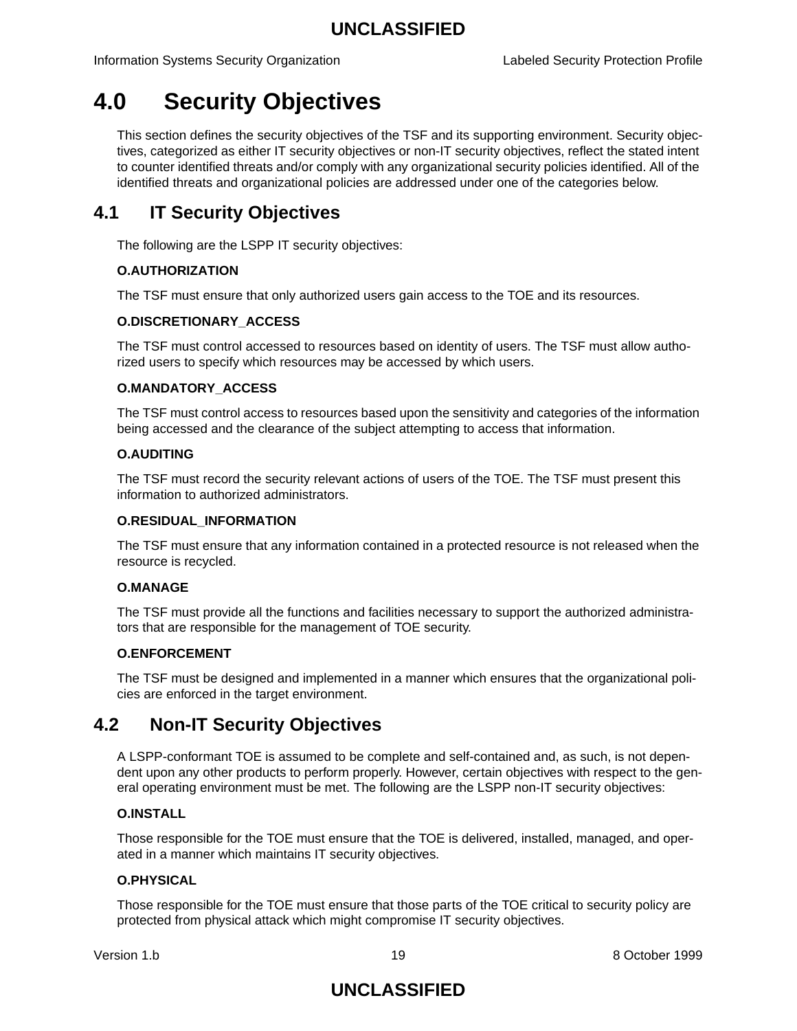# 4.0 Security Objectives

This section defines the security objectives of the TSF and its supporting environment. Security objectives, categorized as either IT security objectives or non-IT security objectives, reflect the stated intent to counter identified threats and/or comply with any organizational security policies identified. All of the identified threats and organizational policies are addressed under one of the categories below.

## 4.1 IT Security Objectives

The following are the LSPP IT security objectives:

**O.AUTHORIZATION**

The TSF must ensure that only authorized users gain access to the TOE and its resources.

**O.DISCRETIONARY_ACCESS**

The TSF must control accessed to resources based on identity of users. The TSF must allow authorized users to specify which resources may be accessed by which users.

**O.MANDATORY_ACCESS**

The TSF must control access to resources based upon the sensitivity and categories of the information being accessed and the clearance of the subject attempting to access that information.

**O.AUDITING**

The TSF must record the security relevant actions of users of the TOE. The TSF must present this information to authorized administrators.

**O.RESIDUAL_INFORMATION**

The TSF must ensure that any information contained in a protected resource is not released when the resource is recycled.

**O.MANAGE**

The TSF must provide all the functions and facilities necessary to support the authorized administrators that are responsible for the management of TOE security.

**O.ENFORCEMENT**

The TSF must be designed and implemented in a manner which ensures that the organizational policies are enforced in the target environment.

## 4.2 Non-IT Security Objectives

A LSPP-conformant TOE is assumed to be complete and self-contained and, as such, is not dependent upon any other products to perform properly. However, certain objectives with respect to the general operating environment must be met. The following are the LSPP non-IT security objectives:

**O.INSTALL**

Those responsible for the TOE must ensure that the TOE is delivered, installed, managed, and operated in a manner which maintains IT security objectives.

**O.PHYSICAL**

Those responsible for the TOE must ensure that those parts of the TOE critical to security policy are protected from physical attack which might compromise IT security objectives.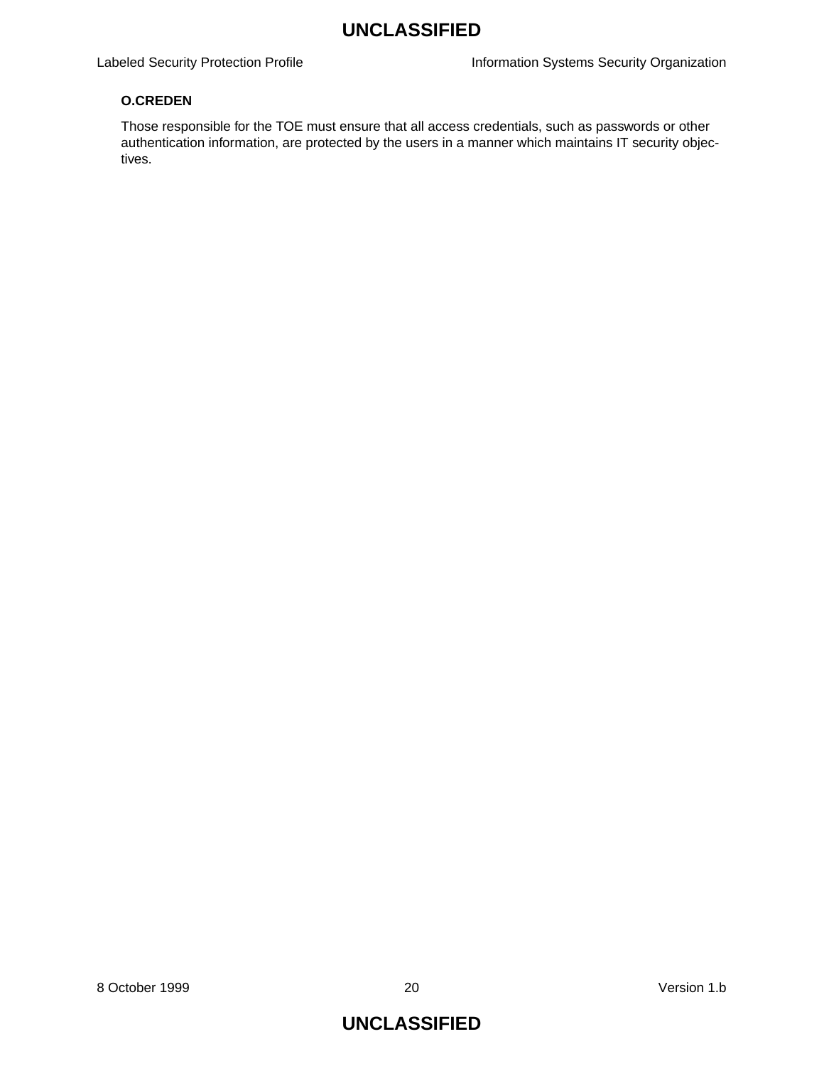**O.CREDEN**

Those responsible for the TOE must ensure that all access credentials, such as passwords or other authentication information, are protected by the users in a manner which maintains IT security objectives.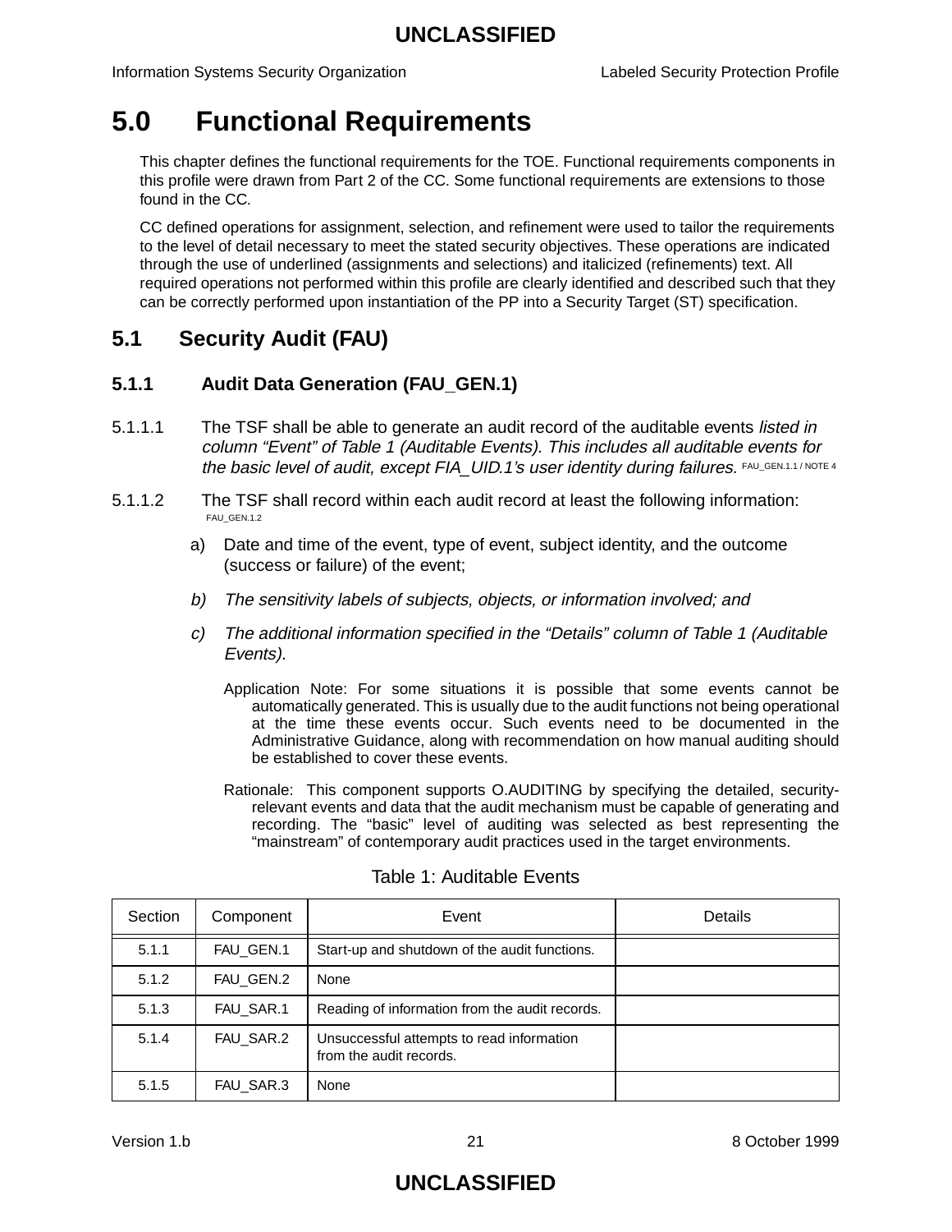# 5.0 Functional Requirements

This chapter defines the functional requirements for the TOE. Functional requirements components in this profile were drawn from Part 2 of the CC. Some functional requirements are extensions to those found in the CC.

CC defined operations for assignment, selection, and refinement were used to tailor the requirements to the level of detail necessary to meet the stated security objectives. These operations are indicated through the use of underlined (assignments and selections) and italicized (refinements) text. All required operations not performed within this profile are clearly identified and described such that they can be correctly performed upon instantiation of the PP into a Security Target (ST) specification.

## 5.1 Security Audit (FAU)

### 5.1.1 Audit Data Generation (FAU_GEN.1)

5.1.1.1 The TSF shall be able to generate an audit record of the auditable events *listed in column "Event" of Table 1 (Auditable Events). This includes all auditable events for the basic level of audit, except FIA_UID.1's user identity during failures.* FAU_GEN.1.1 / NOTE 4

5.1.1.2 The TSF shall record within each audit record at least the following information: FAU_GEN.1.2

a) Date and time of the event, type of event, subject identity, and the outcome (success or failure) of the event;

*b) The sensitivity labels of subjects, objects, or information involved; and*

*c) The additional information specified in the "Details" column of Table 1 (Auditable Events).*

Application Note: For some situations it is possible that some events cannot be automatically generated. This is usually due to the audit functions not being operational at the time these events occur. Such events need to be documented in the Administrative Guidance, along with recommendation on how manual auditing should be established to cover these events.

Rationale: This component supports O.AUDITING by specifying the detailed, security-relevant events and data that the audit mechanism must be capable of generating and recording. The "basic" level of auditing was selected as best representing the "mainstream" of contemporary audit practices used in the target environments.

Table 1: Auditable Events

| Section | Component | Event | Details |
|---|---|---|---|
| 5.1.1 | FAU_GEN.1 | Start-up and shutdown of the audit functions. | |
| 5.1.2 | FAU_GEN.2 | None | |
| 5.1.3 | FAU_SAR.1 | Reading of information from the audit records. | |
| 5.1.4 | FAU_SAR.2 | Unsuccessful attempts to read information from the audit records. | |
| 5.1.5 | FAU_SAR.3 | None | |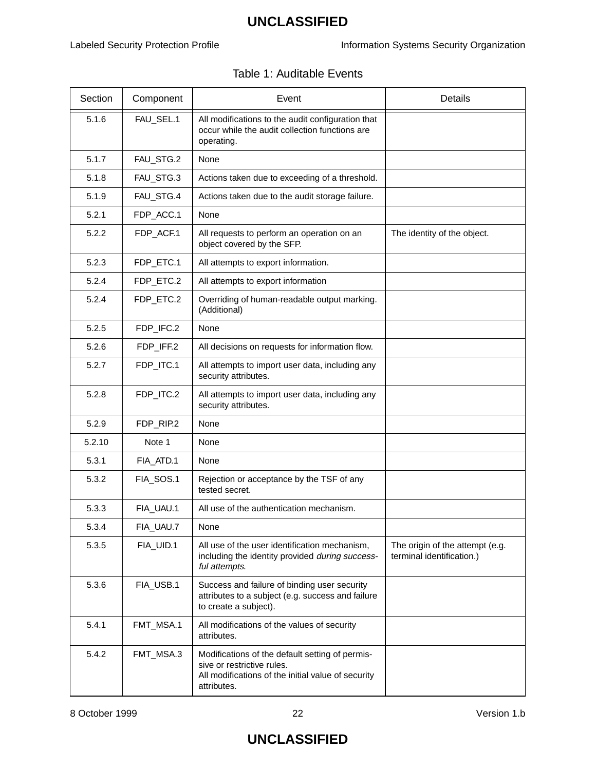Table 1: Auditable Events

| Section | Component | Event | Details |
|---|---|---|---|
| 5.1.6 | FAU_SEL.1 | All modifications to the audit configuration that occur while the audit collection functions are operating. | |
| 5.1.7 | FAU_STG.2 | None | |
| 5.1.8 | FAU_STG.3 | Actions taken due to exceeding of a threshold. | |
| 5.1.9 | FAU_STG.4 | Actions taken due to the audit storage failure. | |
| 5.2.1 | FDP_ACC.1 | None | |
| 5.2.2 | FDP_ACF.1 | All requests to perform an operation on an object covered by the SFP. | The identity of the object. |
| 5.2.3 | FDP_ETC.1 | All attempts to export information. | |
| 5.2.4 | FDP_ETC.2 | All attempts to export information | |
| 5.2.4 | FDP_ETC.2 | Overriding of human-readable output marking. (Additional) | |
| 5.2.5 | FDP_IFC.2 | None | |
| 5.2.6 | FDP_IFF.2 | All decisions on requests for information flow. | |
| 5.2.7 | FDP_ITC.1 | All attempts to import user data, including any security attributes. | |
| 5.2.8 | FDP_ITC.2 | All attempts to import user data, including any security attributes. | |
| 5.2.9 | FDP_RIP.2 | None | |
| 5.2.10 | Note 1 | None | |
| 5.3.1 | FIA_ATD.1 | None | |
| 5.3.2 | FIA_SOS.1 | Rejection or acceptance by the TSF of any tested secret. | |
| 5.3.3 | FIA_UAU.1 | All use of the authentication mechanism. | |
| 5.3.4 | FIA_UAU.7 | None | |
| 5.3.5 | FIA_UID.1 | All use of the user identification mechanism, including the identity provided *during successful attempts*. | The origin of the attempt (e.g. terminal identification.) |
| 5.3.6 | FIA_USB.1 | Success and failure of binding user security attributes to a subject (e.g. success and failure to create a subject). | |
| 5.4.1 | FMT_MSA.1 | All modifications of the values of security attributes. | |
| 5.4.2 | FMT_MSA.3 | Modifications of the default setting of permissive or restrictive rules. All modifications of the initial value of security attributes. | |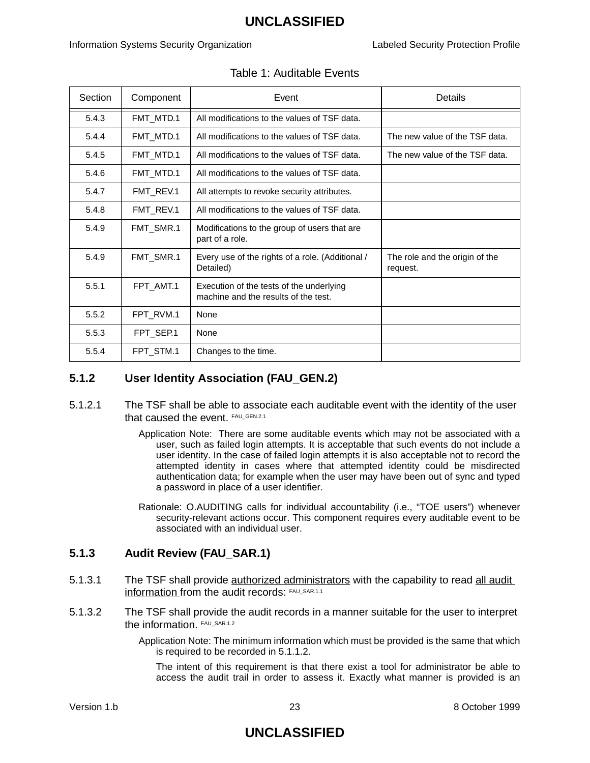Table 1: Auditable Events

| Section | Component | Event | Details |
|---|---|---|---|
| 5.4.3 | FMT_MTD.1 | All modifications to the values of TSF data. | |
| 5.4.4 | FMT_MTD.1 | All modifications to the values of TSF data. | The new value of the TSF data. |
| 5.4.5 | FMT_MTD.1 | All modifications to the values of TSF data. | The new value of the TSF data. |
| 5.4.6 | FMT_MTD.1 | All modifications to the values of TSF data. | |
| 5.4.7 | FMT_REV.1 | All attempts to revoke security attributes. | |
| 5.4.8 | FMT_REV.1 | All modifications to the values of TSF data. | |
| 5.4.9 | FMT_SMR.1 | Modifications to the group of users that are part of a role. | |
| 5.4.9 | FMT_SMR.1 | Every use of the rights of a role. (Additional / Detailed) | The role and the origin of the request. |
| 5.5.1 | FPT_AMT.1 | Execution of the tests of the underlying machine and the results of the test. | |
| 5.5.2 | FPT_RVM.1 | None | |
| 5.5.3 | FPT_SEP.1 | None | |
| 5.5.4 | FPT_STM.1 | Changes to the time. | |

### 5.1.2 User Identity Association (FAU_GEN.2)

5.1.2.1 The TSF shall be able to associate each auditable event with the identity of the user that caused the event. FAU_GEN.2.1

Application Note: There are some auditable events which may not be associated with a user, such as failed login attempts. It is acceptable that such events do not include a user identity. In the case of failed login attempts it is also acceptable not to record the attempted identity in cases where that attempted identity could be misdirected authentication data; for example when the user may have been out of sync and typed a password in place of a user identifier.

Rationale: O.AUDITING calls for individual accountability (i.e., "TOE users") whenever security-relevant actions occur. This component requires every auditable event to be associated with an individual user.

### 5.1.3 Audit Review (FAU_SAR.1)

5.1.3.1 The TSF shall provide authorized administrators with the capability to read all audit information from the audit records: FAU_SAR.1.1

5.1.3.2 The TSF shall provide the audit records in a manner suitable for the user to interpret the information. FAU_SAR.1.2

Application Note: The minimum information which must be provided is the same that which is required to be recorded in 5.1.1.2.

The intent of this requirement is that there exist a tool for administrator be able to access the audit trail in order to assess it. Exactly what manner is provided is an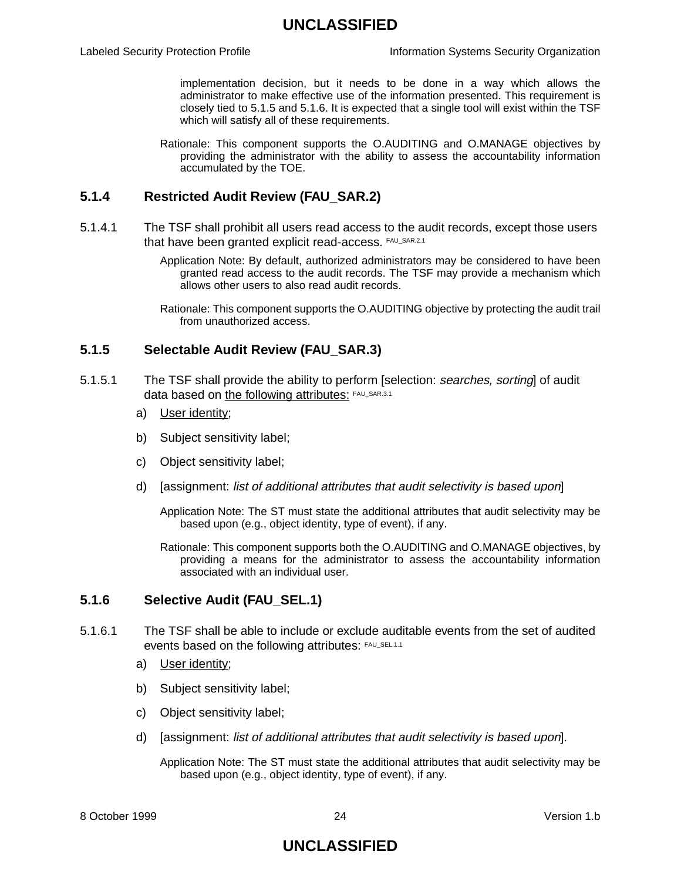implementation decision, but it needs to be done in a way which allows the administrator to make effective use of the information presented. This requirement is closely tied to 5.1.5 and 5.1.6. It is expected that a single tool will exist within the TSF which will satisfy all of these requirements.

Rationale: This component supports the O.AUDITING and O.MANAGE objectives by providing the administrator with the ability to assess the accountability information accumulated by the TOE.

### 5.1.4 Restricted Audit Review (FAU_SAR.2)

5.1.4.1 The TSF shall prohibit all users read access to the audit records, except those users that have been granted explicit read-access. FAU_SAR.2.1

Application Note: By default, authorized administrators may be considered to have been granted read access to the audit records. The TSF may provide a mechanism which allows other users to also read audit records.

Rationale: This component supports the O.AUDITING objective by protecting the audit trail from unauthorized access.

### 5.1.5 Selectable Audit Review (FAU_SAR.3)

5.1.5.1 The TSF shall provide the ability to perform [selection: *searches, sorting*] of audit data based on <u>the following attributes:</u> FAU_SAR.3.1

a) <u>User identity</u>;

b) Subject sensitivity label;

c) Object sensitivity label;

d) [assignment: *list of additional attributes that audit selectivity is based upon*]

Application Note: The ST must state the additional attributes that audit selectivity may be based upon (e.g., object identity, type of event), if any.

Rationale: This component supports both the O.AUDITING and O.MANAGE objectives, by providing a means for the administrator to assess the accountability information associated with an individual user.

### 5.1.6 Selective Audit (FAU_SEL.1)

5.1.6.1 The TSF shall be able to include or exclude auditable events from the set of audited events based on the following attributes: FAU_SEL.1.1

a) <u>User identity</u>;

b) Subject sensitivity label;

c) Object sensitivity label;

d) [assignment: *list of additional attributes that audit selectivity is based upon*].

Application Note: The ST must state the additional attributes that audit selectivity may be based upon (e.g., object identity, type of event), if any.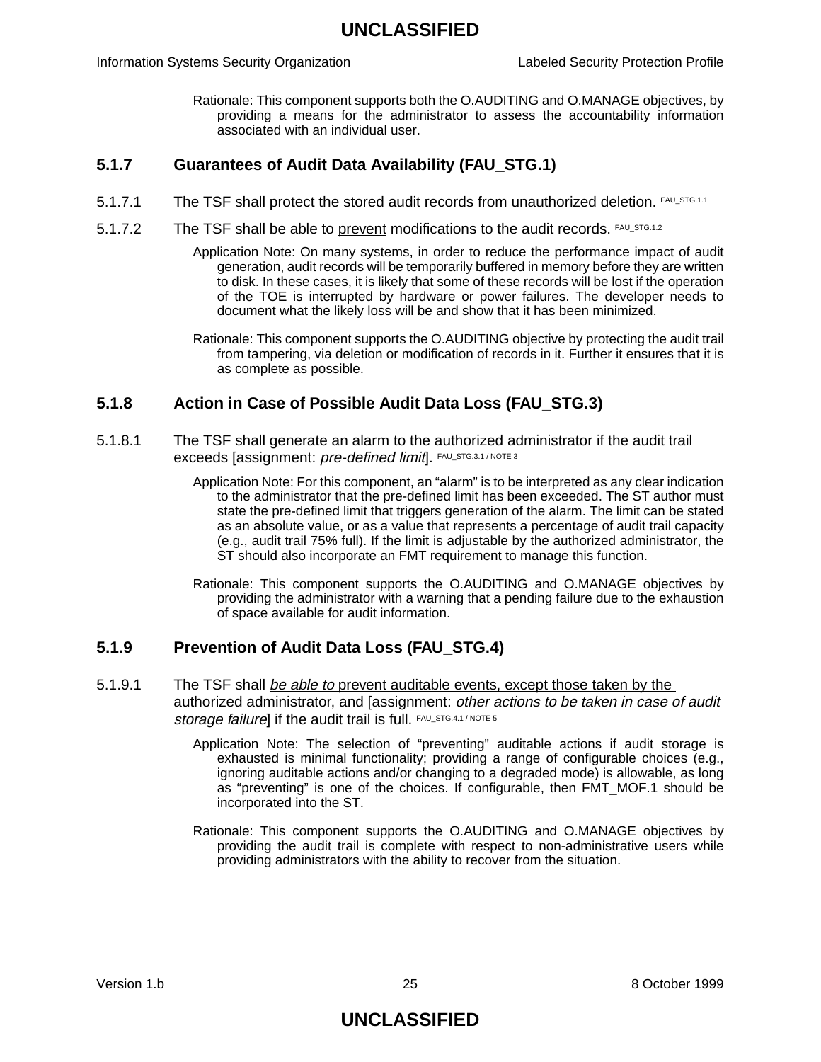Rationale: This component supports both the O.AUDITING and O.MANAGE objectives, by providing a means for the administrator to assess the accountability information associated with an individual user.

### 5.1.7 Guarantees of Audit Data Availability (FAU_STG.1)

5.1.7.1 The TSF shall protect the stored audit records from unauthorized deletion. [FAU_STG.1.1]

5.1.7.2 The TSF shall be able to <u>prevent</u> modifications to the audit records. [FAU_STG.1.2]

Application Note: On many systems, in order to reduce the performance impact of audit generation, audit records will be temporarily buffered in memory before they are written to disk. In these cases, it is likely that some of these records will be lost if the operation of the TOE is interrupted by hardware or power failures. The developer needs to document what the likely loss will be and show that it has been minimized.

Rationale: This component supports the O.AUDITING objective by protecting the audit trail from tampering, via deletion or modification of records in it. Further it ensures that it is as complete as possible.

### 5.1.8 Action in Case of Possible Audit Data Loss (FAU_STG.3)

5.1.8.1 The TSF shall <u>generate an alarm to the authorized administrator</u> if the audit trail exceeds [assignment: *pre-defined limit*]. [FAU_STG.3.1 / NOTE 3]

Application Note: For this component, an "alarm" is to be interpreted as any clear indication to the administrator that the pre-defined limit has been exceeded. The ST author must state the pre-defined limit that triggers generation of the alarm. The limit can be stated as an absolute value, or as a value that represents a percentage of audit trail capacity (e.g., audit trail 75% full). If the limit is adjustable by the authorized administrator, the ST should also incorporate an FMT requirement to manage this function.

Rationale: This component supports the O.AUDITING and O.MANAGE objectives by providing the administrator with a warning that a pending failure due to the exhaustion of space available for audit information.

### 5.1.9 Prevention of Audit Data Loss (FAU_STG.4)

5.1.9.1 The TSF shall <u>*be able to*</u> <u>prevent auditable events, except those taken by the authorized administrator,</u> and [assignment: *other actions to be taken in case of audit storage failure*] if the audit trail is full. [FAU_STG.4.1 / NOTE 5]

Application Note: The selection of "preventing" auditable actions if audit storage is exhausted is minimal functionality; providing a range of configurable choices (e.g., ignoring auditable actions and/or changing to a degraded mode) is allowable, as long as "preventing" is one of the choices. If configurable, then FMT_MOF.1 should be incorporated into the ST.

Rationale: This component supports the O.AUDITING and O.MANAGE objectives by providing the audit trail is complete with respect to non-administrative users while providing administrators with the ability to recover from the situation.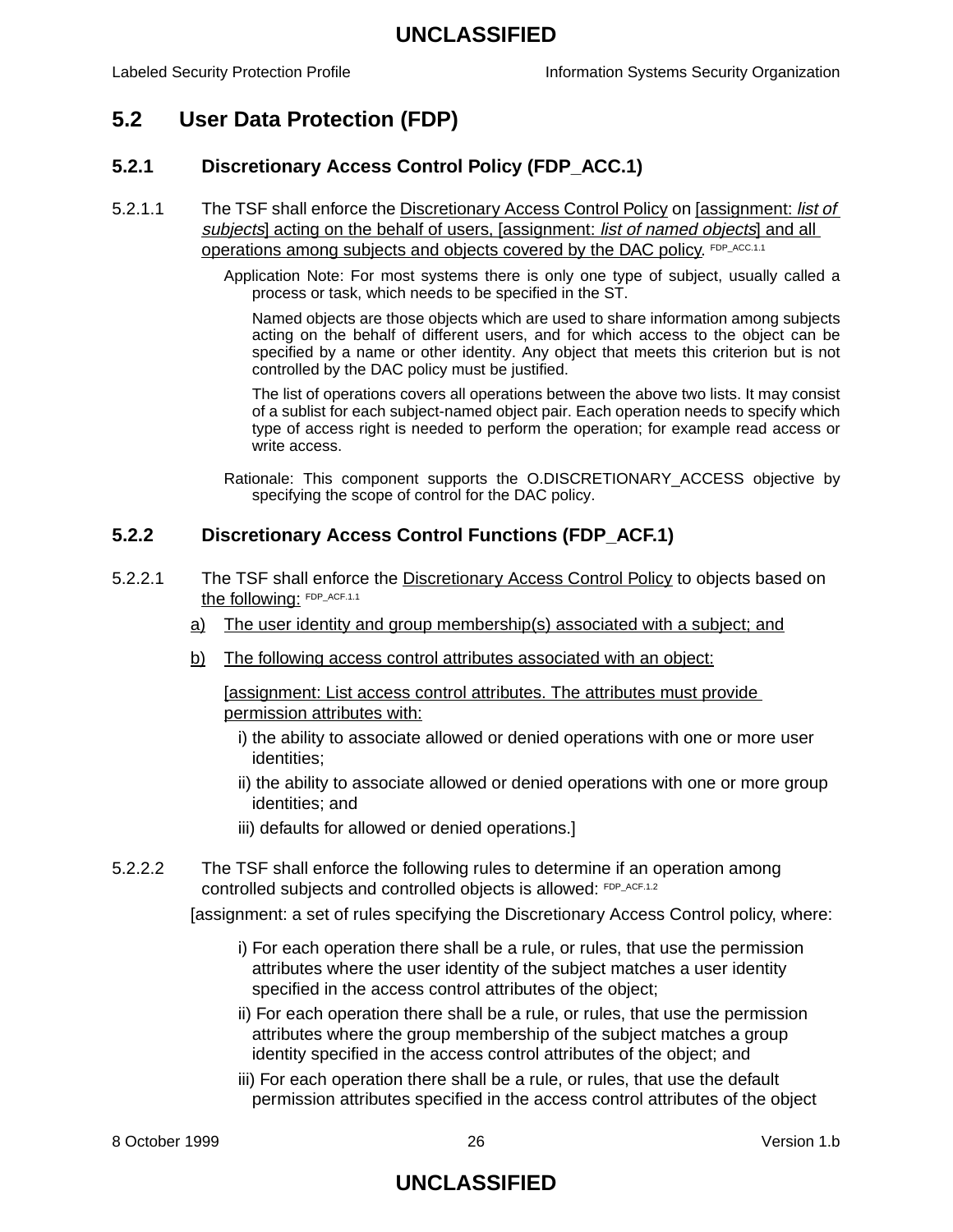## 5.2 User Data Protection (FDP)

### 5.2.1 Discretionary Access Control Policy (FDP_ACC.1)

5.2.1.1 The TSF shall enforce the Discretionary Access Control Policy on [assignment: *list of subjects*] acting on the behalf of users, [assignment: *list of named objects*] and all operations among subjects and objects covered by the DAC policy. FDP_ACC.1.1

Application Note: For most systems there is only one type of subject, usually called a process or task, which needs to be specified in the ST.

Named objects are those objects which are used to share information among subjects acting on the behalf of different users, and for which access to the object can be specified by a name or other identity. Any object that meets this criterion but is not controlled by the DAC policy must be justified.

The list of operations covers all operations between the above two lists. It may consist of a sublist for each subject-named object pair. Each operation needs to specify which type of access right is needed to perform the operation; for example read access or write access.

Rationale: This component supports the O.DISCRETIONARY_ACCESS objective by specifying the scope of control for the DAC policy.

### 5.2.2 Discretionary Access Control Functions (FDP_ACF.1)

5.2.2.1 The TSF shall enforce the Discretionary Access Control Policy to objects based on the following: FDP_ACF.1.1

a) The user identity and group membership(s) associated with a subject; and

b) The following access control attributes associated with an object:

[assignment: List access control attributes. The attributes must provide permission attributes with:

i) the ability to associate allowed or denied operations with one or more user identities;

ii) the ability to associate allowed or denied operations with one or more group identities; and

iii) defaults for allowed or denied operations.]

5.2.2.2 The TSF shall enforce the following rules to determine if an operation among controlled subjects and controlled objects is allowed: FDP_ACF.1.2

[assignment: a set of rules specifying the Discretionary Access Control policy, where:

i) For each operation there shall be a rule, or rules, that use the permission attributes where the user identity of the subject matches a user identity specified in the access control attributes of the object;

ii) For each operation there shall be a rule, or rules, that use the permission attributes where the group membership of the subject matches a group identity specified in the access control attributes of the object; and

iii) For each operation there shall be a rule, or rules, that use the default permission attributes specified in the access control attributes of the object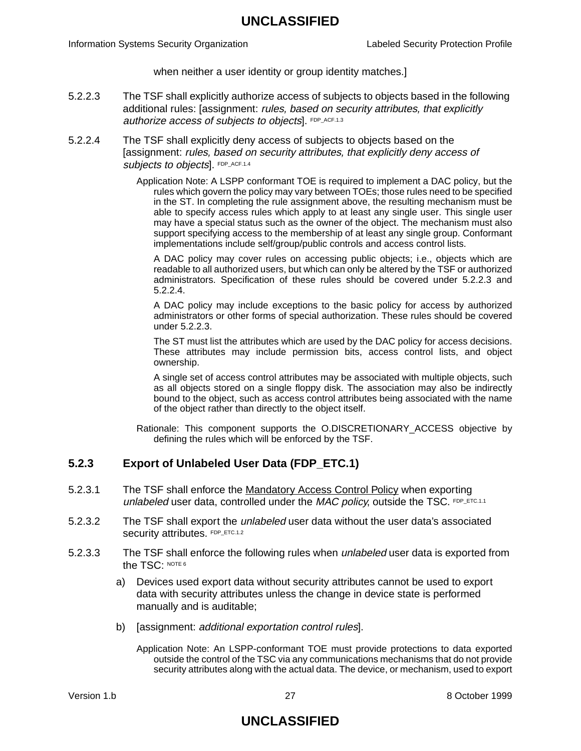when neither a user identity or group identity matches.]

5.2.2.3 The TSF shall explicitly authorize access of subjects to objects based in the following additional rules: [assignment: *rules, based on security attributes, that explicitly authorize access of subjects to objects*]. FDP_ACF.1.3

5.2.2.4 The TSF shall explicitly deny access of subjects to objects based on the [assignment: *rules, based on security attributes, that explicitly deny access of subjects to objects*]. FDP_ACF.1.4

Application Note: A LSPP conformant TOE is required to implement a DAC policy, but the rules which govern the policy may vary between TOEs; those rules need to be specified in the ST. In completing the rule assignment above, the resulting mechanism must be able to specify access rules which apply to at least any single user. This single user may have a special status such as the owner of the object. The mechanism must also support specifying access to the membership of at least any single group. Conformant implementations include self/group/public controls and access control lists.

A DAC policy may cover rules on accessing public objects; i.e., objects which are readable to all authorized users, but which can only be altered by the TSF or authorized administrators. Specification of these rules should be covered under 5.2.2.3 and 5.2.2.4.

A DAC policy may include exceptions to the basic policy for access by authorized administrators or other forms of special authorization. These rules should be covered under 5.2.2.3.

The ST must list the attributes which are used by the DAC policy for access decisions. These attributes may include permission bits, access control lists, and object ownership.

A single set of access control attributes may be associated with multiple objects, such as all objects stored on a single floppy disk. The association may also be indirectly bound to the object, such as access control attributes being associated with the name of the object rather than directly to the object itself.

Rationale: This component supports the O.DISCRETIONARY_ACCESS objective by defining the rules which will be enforced by the TSF.

### 5.2.3 Export of Unlabeled User Data (FDP_ETC.1)

5.2.3.1 The TSF shall enforce the Mandatory Access Control Policy when exporting *unlabeled* user data, controlled under the *MAC policy*, outside the TSC. FDP_ETC.1.1

5.2.3.2 The TSF shall export the *unlabeled* user data without the user data's associated security attributes. FDP_ETC.1.2

5.2.3.3 The TSF shall enforce the following rules when *unlabeled* user data is exported from the TSC: NOTE 6

a) Devices used export data without security attributes cannot be used to export data with security attributes unless the change in device state is performed manually and is auditable;

b) [assignment: *additional exportation control rules*].

Application Note: An LSPP-conformant TOE must provide protections to data exported outside the control of the TSC via any communications mechanisms that do not provide security attributes along with the actual data. The device, or mechanism, used to export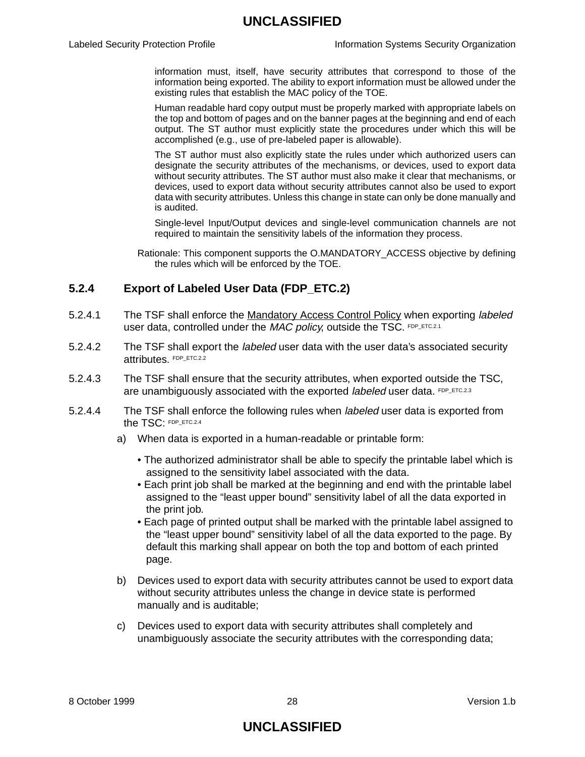information must, itself, have security attributes that correspond to those of the information being exported. The ability to export information must be allowed under the existing rules that establish the MAC policy of the TOE.

Human readable hard copy output must be properly marked with appropriate labels on the top and bottom of pages and on the banner pages at the beginning and end of each output. The ST author must explicitly state the procedures under which this will be accomplished (e.g., use of pre-labeled paper is allowable).

The ST author must also explicitly state the rules under which authorized users can designate the security attributes of the mechanisms, or devices, used to export data without security attributes. The ST author must also make it clear that mechanisms, or devices, used to export data without security attributes cannot also be used to export data with security attributes. Unless this change in state can only be done manually and is audited.

Single-level Input/Output devices and single-level communication channels are not required to maintain the sensitivity labels of the information they process.

Rationale: This component supports the O.MANDATORY_ACCESS objective by defining the rules which will be enforced by the TOE.

### 5.2.4 Export of Labeled User Data (FDP_ETC.2)

5.2.4.1 The TSF shall enforce the <u>Mandatory Access Control Policy</u> when exporting *labeled* user data, controlled under the *MAC policy*, outside the TSC. FDP_ETC.2.1

5.2.4.2 The TSF shall export the *labeled* user data with the user data's associated security attributes. FDP_ETC.2.2

5.2.4.3 The TSF shall ensure that the security attributes, when exported outside the TSC, are unambiguously associated with the exported *labeled* user data. FDP_ETC.2.3

5.2.4.4 The TSF shall enforce the following rules when *labeled* user data is exported from the TSC: FDP_ETC.2.4

a) When data is exported in a human-readable or printable form:

- The authorized administrator shall be able to specify the printable label which is assigned to the sensitivity label associated with the data.
- Each print job shall be marked at the beginning and end with the printable label assigned to the "least upper bound" sensitivity label of all the data exported in the print job.
- Each page of printed output shall be marked with the printable label assigned to the "least upper bound" sensitivity label of all the data exported to the page. By default this marking shall appear on both the top and bottom of each printed page.

b) Devices used to export data with security attributes cannot be used to export data without security attributes unless the change in device state is performed manually and is auditable;

c) Devices used to export data with security attributes shall completely and unambiguously associate the security attributes with the corresponding data;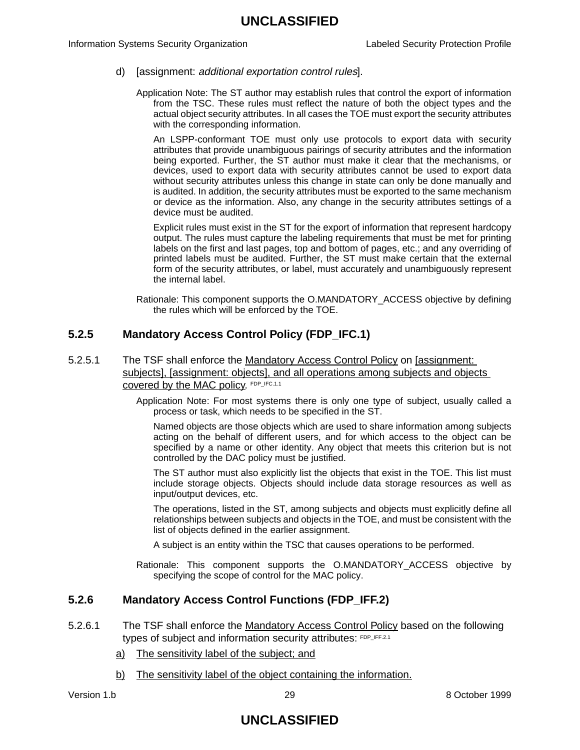d) [assignment: *additional exportation control rules*].

Application Note: The ST author may establish rules that control the export of information from the TSC. These rules must reflect the nature of both the object types and the actual object security attributes. In all cases the TOE must export the security attributes with the corresponding information.

An LSPP-conformant TOE must only use protocols to export data with security attributes that provide unambiguous pairings of security attributes and the information being exported. Further, the ST author must make it clear that the mechanisms, or devices, used to export data with security attributes cannot be used to export data without security attributes unless this change in state can only be done manually and is audited. In addition, the security attributes must be exported to the same mechanism or device as the information. Also, any change in the security attributes settings of a device must be audited.

Explicit rules must exist in the ST for the export of information that represent hardcopy output. The rules must capture the labeling requirements that must be met for printing labels on the first and last pages, top and bottom of pages, etc.; and any overriding of printed labels must be audited. Further, the ST must make certain that the external form of the security attributes, or label, must accurately and unambiguously represent the internal label.

Rationale: This component supports the O.MANDATORY_ACCESS objective by defining the rules which will be enforced by the TOE.

### 5.2.5 Mandatory Access Control Policy (FDP_IFC.1)

5.2.5.1 The TSF shall enforce the Mandatory Access Control Policy on [assignment: subjects], [assignment: objects], and all operations among subjects and objects covered by the MAC policy. FDP_IFC.1.1

Application Note: For most systems there is only one type of subject, usually called a process or task, which needs to be specified in the ST.

Named objects are those objects which are used to share information among subjects acting on the behalf of different users, and for which access to the object can be specified by a name or other identity. Any object that meets this criterion but is not controlled by the DAC policy must be justified.

The ST author must also explicitly list the objects that exist in the TOE. This list must include storage objects. Objects should include data storage resources as well as input/output devices, etc.

The operations, listed in the ST, among subjects and objects must explicitly define all relationships between subjects and objects in the TOE, and must be consistent with the list of objects defined in the earlier assignment.

A subject is an entity within the TSC that causes operations to be performed.

Rationale: This component supports the O.MANDATORY_ACCESS objective by specifying the scope of control for the MAC policy.

### 5.2.6 Mandatory Access Control Functions (FDP_IFF.2)

5.2.6.1 The TSF shall enforce the Mandatory Access Control Policy based on the following types of subject and information security attributes: FDP_IFF.2.1

a) The sensitivity label of the subject; and

b) The sensitivity label of the object containing the information.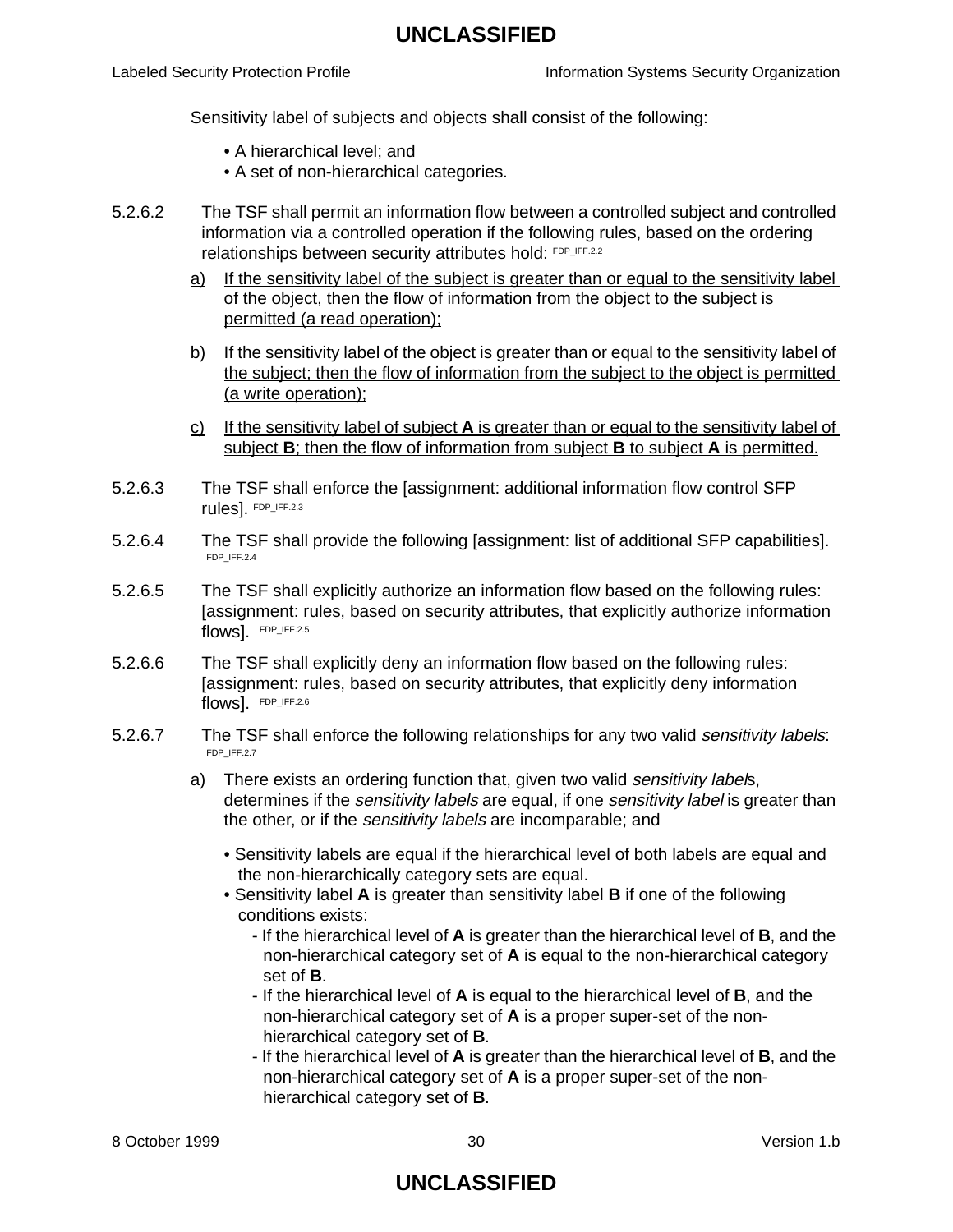Sensitivity label of subjects and objects shall consist of the following:

- A hierarchical level; and
- A set of non-hierarchical categories.

5.2.6.2 The TSF shall permit an information flow between a controlled subject and controlled information via a controlled operation if the following rules, based on the ordering relationships between security attributes hold: FDP_IFF.2.2

a) <u>If the sensitivity label of the subject is greater than or equal to the sensitivity label of the object, then the flow of information from the object to the subject is permitted (a read operation);</u>

b) <u>If the sensitivity label of the object is greater than or equal to the sensitivity label of the subject; then the flow of information from the subject to the object is permitted (a write operation);</u>

c) <u>If the sensitivity label of subject **A** is greater than or equal to the sensitivity label of subject **B**; then the flow of information from subject **B** to subject **A** is permitted.</u>

5.2.6.3 The TSF shall enforce the [assignment: additional information flow control SFP rules]. FDP_IFF.2.3

5.2.6.4 The TSF shall provide the following [assignment: list of additional SFP capabilities]. FDP_IFF.2.4

5.2.6.5 The TSF shall explicitly authorize an information flow based on the following rules: [assignment: rules, based on security attributes, that explicitly authorize information flows]. FDP_IFF.2.5

5.2.6.6 The TSF shall explicitly deny an information flow based on the following rules: [assignment: rules, based on security attributes, that explicitly deny information flows]. FDP_IFF.2.6

5.2.6.7 The TSF shall enforce the following relationships for any two valid *sensitivity labels*: FDP_IFF.2.7

a) There exists an ordering function that, given two valid *sensitivity label*s, determines if the *sensitivity labels* are equal, if one *sensitivity label* is greater than the other, or if the *sensitivity labels* are incomparable; and

- Sensitivity labels are equal if the hierarchical level of both labels are equal and the non-hierarchically category sets are equal.
- Sensitivity label **A** is greater than sensitivity label **B** if one of the following conditions exists:
  - If the hierarchical level of **A** is greater than the hierarchical level of **B**, and the non-hierarchical category set of **A** is equal to the non-hierarchical category set of **B**.
  - If the hierarchical level of **A** is equal to the hierarchical level of **B**, and the non-hierarchical category set of **A** is a proper super-set of the non-hierarchical category set of **B**.
  - If the hierarchical level of **A** is greater than the hierarchical level of **B**, and the non-hierarchical category set of **A** is a proper super-set of the non-hierarchical category set of **B**.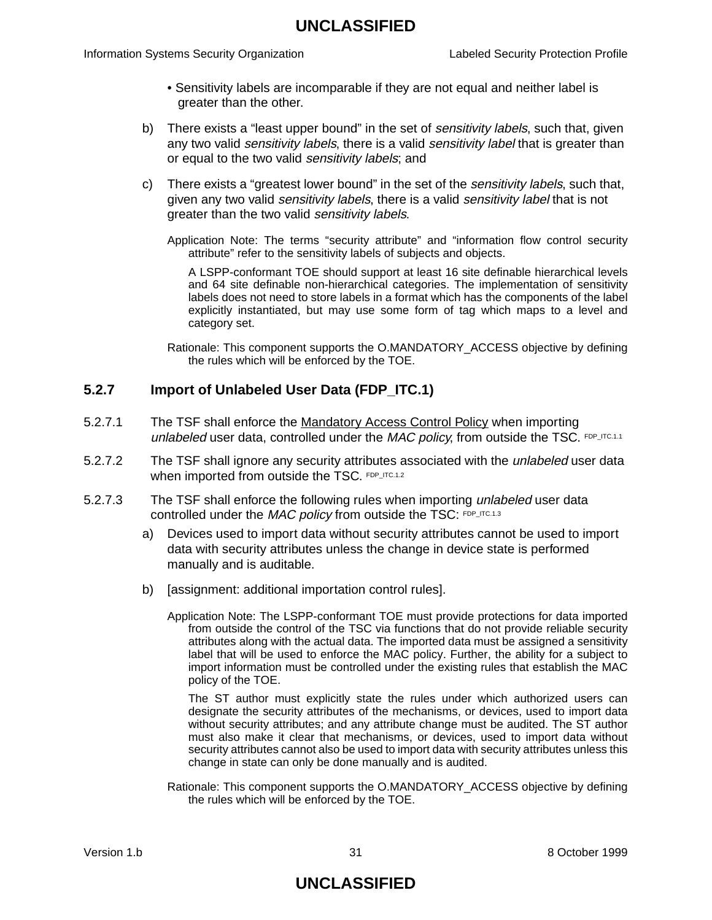- Sensitivity labels are incomparable if they are not equal and neither label is greater than the other.

b) There exists a “least upper bound” in the set of *sensitivity labels*, such that, given any two valid *sensitivity labels*, there is a valid *sensitivity label* that is greater than or equal to the two valid *sensitivity labels*; and

c) There exists a “greatest lower bound” in the set of the *sensitivity labels*, such that, given any two valid *sensitivity labels*, there is a valid *sensitivity label* that is not greater than the two valid *sensitivity labels*.

Application Note: The terms “security attribute” and “information flow control security attribute” refer to the sensitivity labels of subjects and objects.

A LSPP-conformant TOE should support at least 16 site definable hierarchical levels and 64 site definable non-hierarchical categories. The implementation of sensitivity labels does not need to store labels in a format which has the components of the label explicitly instantiated, but may use some form of tag which maps to a level and category set.

Rationale: This component supports the O.MANDATORY_ACCESS objective by defining the rules which will be enforced by the TOE.

### 5.2.7 Import of Unlabeled User Data (FDP_ITC.1)

5.2.7.1 The TSF shall enforce the Mandatory Access Control Policy when importing *unlabeled* user data, controlled under the *MAC policy*, from outside the TSC. FDP_ITC.1.1

5.2.7.2 The TSF shall ignore any security attributes associated with the *unlabeled* user data when imported from outside the TSC. FDP_ITC.1.2

5.2.7.3 The TSF shall enforce the following rules when importing *unlabeled* user data controlled under the *MAC policy* from outside the TSC: FDP_ITC.1.3

a) Devices used to import data without security attributes cannot be used to import data with security attributes unless the change in device state is performed manually and is auditable.

b) [assignment: additional importation control rules].

Application Note: The LSPP-conformant TOE must provide protections for data imported from outside the control of the TSC via functions that do not provide reliable security attributes along with the actual data. The imported data must be assigned a sensitivity label that will be used to enforce the MAC policy. Further, the ability for a subject to import information must be controlled under the existing rules that establish the MAC policy of the TOE.

The ST author must explicitly state the rules under which authorized users can designate the security attributes of the mechanisms, or devices, used to import data without security attributes; and any attribute change must be audited. The ST author must also make it clear that mechanisms, or devices, used to import data without security attributes cannot also be used to import data with security attributes unless this change in state can only be done manually and is audited.

Rationale: This component supports the O.MANDATORY_ACCESS objective by defining the rules which will be enforced by the TOE.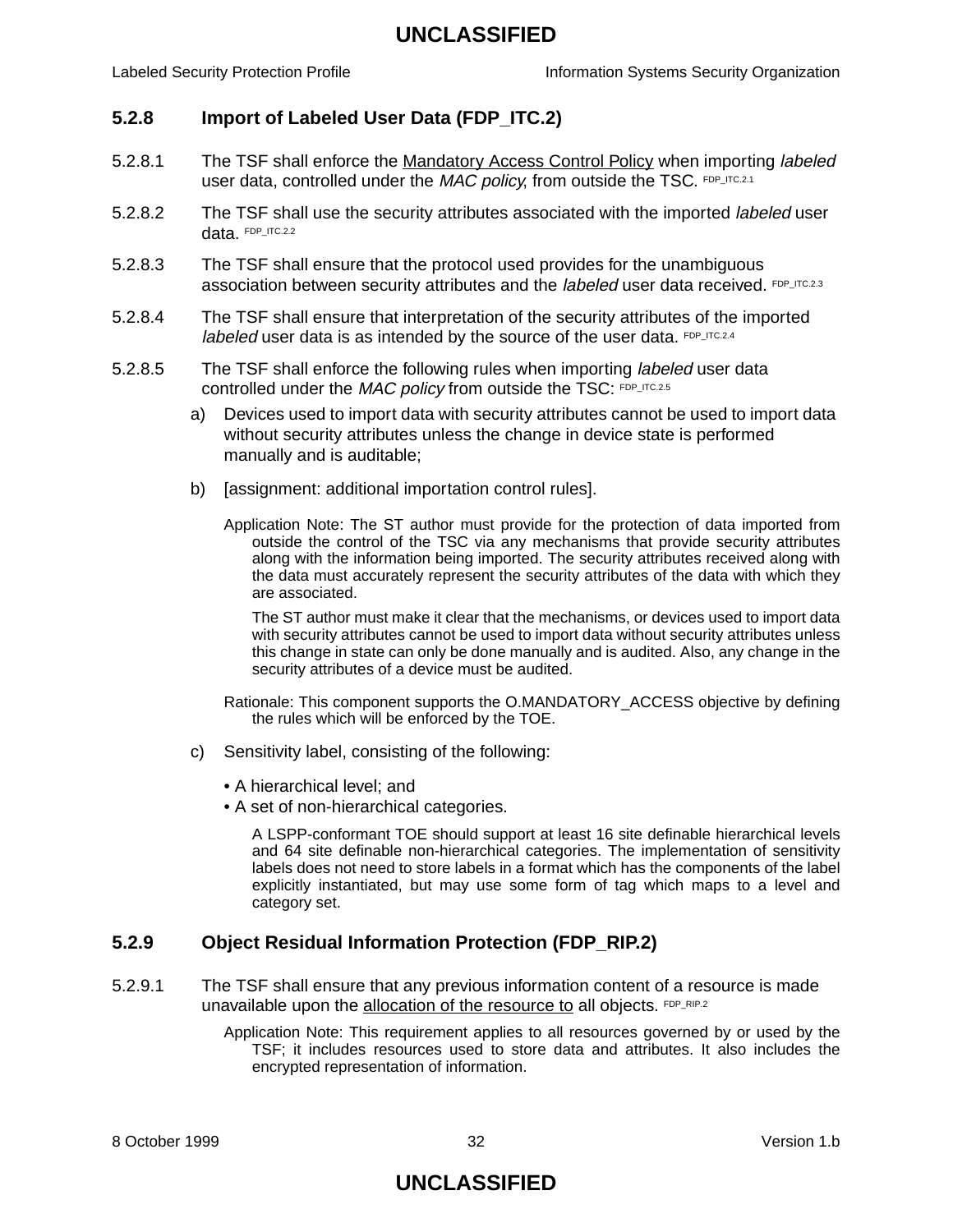### 5.2.8 Import of Labeled User Data (FDP_ITC.2)

5.2.8.1 The TSF shall enforce the Mandatory Access Control Policy when importing *labeled* user data, controlled under the *MAC policy*, from outside the TSC. FDP_ITC.2.1

5.2.8.2 The TSF shall use the security attributes associated with the imported *labeled* user data. FDP_ITC.2.2

5.2.8.3 The TSF shall ensure that the protocol used provides for the unambiguous association between security attributes and the *labeled* user data received. FDP_ITC.2.3

5.2.8.4 The TSF shall ensure that interpretation of the security attributes of the imported *labeled* user data is as intended by the source of the user data. FDP_ITC.2.4

5.2.8.5 The TSF shall enforce the following rules when importing *labeled* user data controlled under the *MAC policy* from outside the TSC: FDP_ITC.2.5

a) Devices used to import data with security attributes cannot be used to import data without security attributes unless the change in device state is performed manually and is auditable;

b) [assignment: additional importation control rules].

Application Note: The ST author must provide for the protection of data imported from outside the control of the TSC via any mechanisms that provide security attributes along with the information being imported. The security attributes received along with the data must accurately represent the security attributes of the data with which they are associated.

The ST author must make it clear that the mechanisms, or devices used to import data with security attributes cannot be used to import data without security attributes unless this change in state can only be done manually and is audited. Also, any change in the security attributes of a device must be audited.

Rationale: This component supports the O.MANDATORY_ACCESS objective by defining the rules which will be enforced by the TOE.

c) Sensitivity label, consisting of the following:

- A hierarchical level; and
- A set of non-hierarchical categories.

A LSPP-conformant TOE should support at least 16 site definable hierarchical levels and 64 site definable non-hierarchical categories. The implementation of sensitivity labels does not need to store labels in a format which has the components of the label explicitly instantiated, but may use some form of tag which maps to a level and category set.

### 5.2.9 Object Residual Information Protection (FDP_RIP.2)

5.2.9.1 The TSF shall ensure that any previous information content of a resource is made unavailable upon the allocation of the resource to all objects. FDP_RIP.2

Application Note: This requirement applies to all resources governed by or used by the TSF; it includes resources used to store data and attributes. It also includes the encrypted representation of information.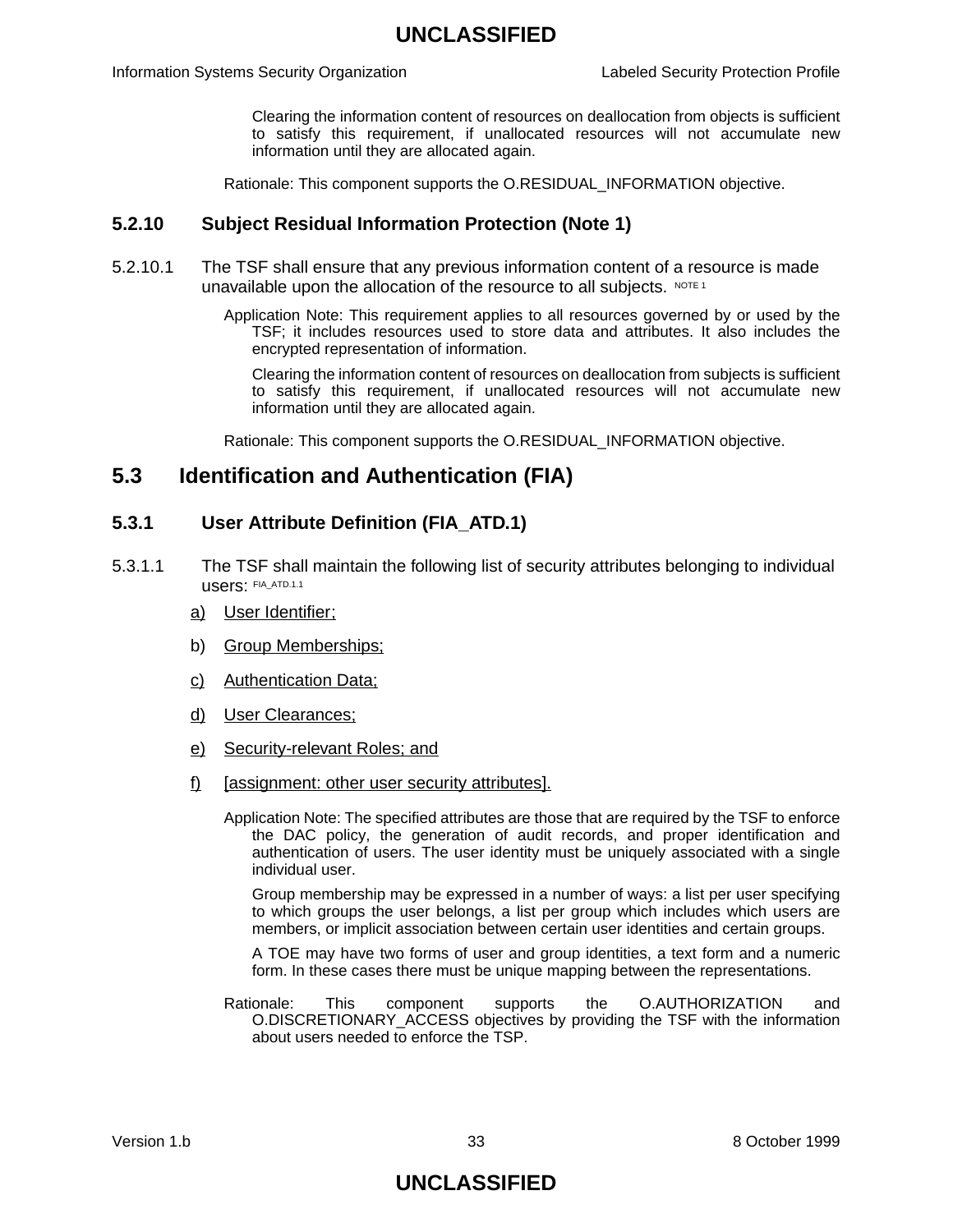Clearing the information content of resources on deallocation from objects is sufficient to satisfy this requirement, if unallocated resources will not accumulate new information until they are allocated again.

Rationale: This component supports the O.RESIDUAL_INFORMATION objective.

### 5.2.10 Subject Residual Information Protection (Note 1)

5.2.10.1 The TSF shall ensure that any previous information content of a resource is made unavailable upon the allocation of the resource to all subjects. [NOTE 1]

Application Note: This requirement applies to all resources governed by or used by the TSF; it includes resources used to store data and attributes. It also includes the encrypted representation of information.

Clearing the information content of resources on deallocation from subjects is sufficient to satisfy this requirement, if unallocated resources will not accumulate new information until they are allocated again.

Rationale: This component supports the O.RESIDUAL_INFORMATION objective.

## 5.3 Identification and Authentication (FIA)

### 5.3.1 User Attribute Definition (FIA_ATD.1)

5.3.1.1 The TSF shall maintain the following list of security attributes belonging to individual users: [FIA_ATD.1.1]

a) User Identifier;

b) Group Memberships;

c) Authentication Data;

d) User Clearances;

e) Security-relevant Roles; and

f) [assignment: other user security attributes].

Application Note: The specified attributes are those that are required by the TSF to enforce the DAC policy, the generation of audit records, and proper identification and authentication of users. The user identity must be uniquely associated with a single individual user.

Group membership may be expressed in a number of ways: a list per user specifying to which groups the user belongs, a list per group which includes which users are members, or implicit association between certain user identities and certain groups.

A TOE may have two forms of user and group identities, a text form and a numeric form. In these cases there must be unique mapping between the representations.

Rationale: This component supports the O.AUTHORIZATION and O.DISCRETIONARY_ACCESS objectives by providing the TSF with the information about users needed to enforce the TSP.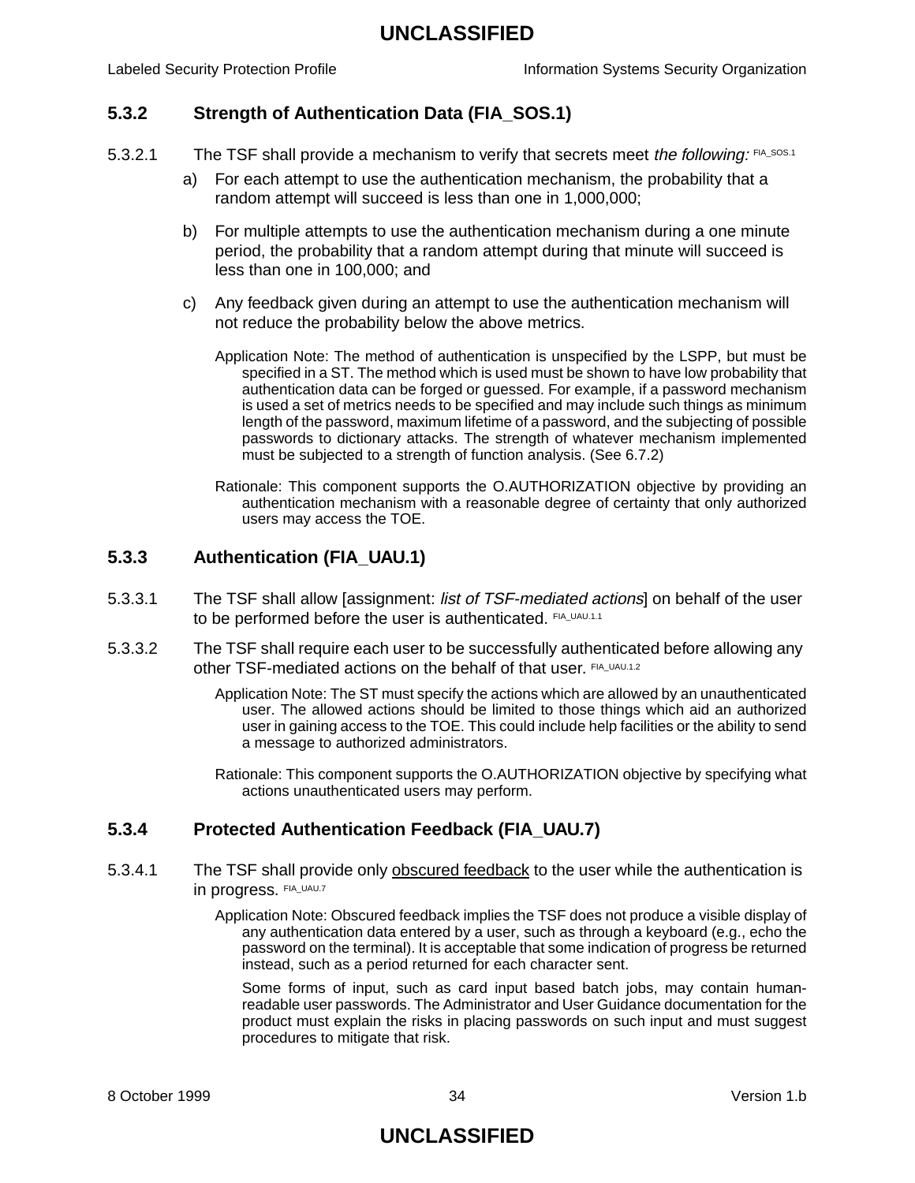### 5.3.2 Strength of Authentication Data (FIA_SOS.1)

5.3.2.1 The TSF shall provide a mechanism to verify that secrets meet *the following:* FIA_SOS.1

a) For each attempt to use the authentication mechanism, the probability that a random attempt will succeed is less than one in 1,000,000;

b) For multiple attempts to use the authentication mechanism during a one minute period, the probability that a random attempt during that minute will succeed is less than one in 100,000; and

c) Any feedback given during an attempt to use the authentication mechanism will not reduce the probability below the above metrics.

Application Note: The method of authentication is unspecified by the LSPP, but must be specified in a ST. The method which is used must be shown to have low probability that authentication data can be forged or guessed. For example, if a password mechanism is used a set of metrics needs to be specified and may include such things as minimum length of the password, maximum lifetime of a password, and the subjecting of possible passwords to dictionary attacks. The strength of whatever mechanism implemented must be subjected to a strength of function analysis. (See 6.7.2)

Rationale: This component supports the O.AUTHORIZATION objective by providing an authentication mechanism with a reasonable degree of certainty that only authorized users may access the TOE.

### 5.3.3 Authentication (FIA_UAU.1)

5.3.3.1 The TSF shall allow [assignment: *list of TSF-mediated actions*] on behalf of the user to be performed before the user is authenticated. FIA_UAU.1.1

5.3.3.2 The TSF shall require each user to be successfully authenticated before allowing any other TSF-mediated actions on the behalf of that user. FIA_UAU.1.2

Application Note: The ST must specify the actions which are allowed by an unauthenticated user. The allowed actions should be limited to those things which aid an authorized user in gaining access to the TOE. This could include help facilities or the ability to send a message to authorized administrators.

Rationale: This component supports the O.AUTHORIZATION objective by specifying what actions unauthenticated users may perform.

### 5.3.4 Protected Authentication Feedback (FIA_UAU.7)

5.3.4.1 The TSF shall provide only <u>obscured feedback</u> to the user while the authentication is in progress. FIA_UAU.7

Application Note: Obscured feedback implies the TSF does not produce a visible display of any authentication data entered by a user, such as through a keyboard (e.g., echo the password on the terminal). It is acceptable that some indication of progress be returned instead, such as a period returned for each character sent.

Some forms of input, such as card input based batch jobs, may contain human-readable user passwords. The Administrator and User Guidance documentation for the product must explain the risks in placing passwords on such input and must suggest procedures to mitigate that risk.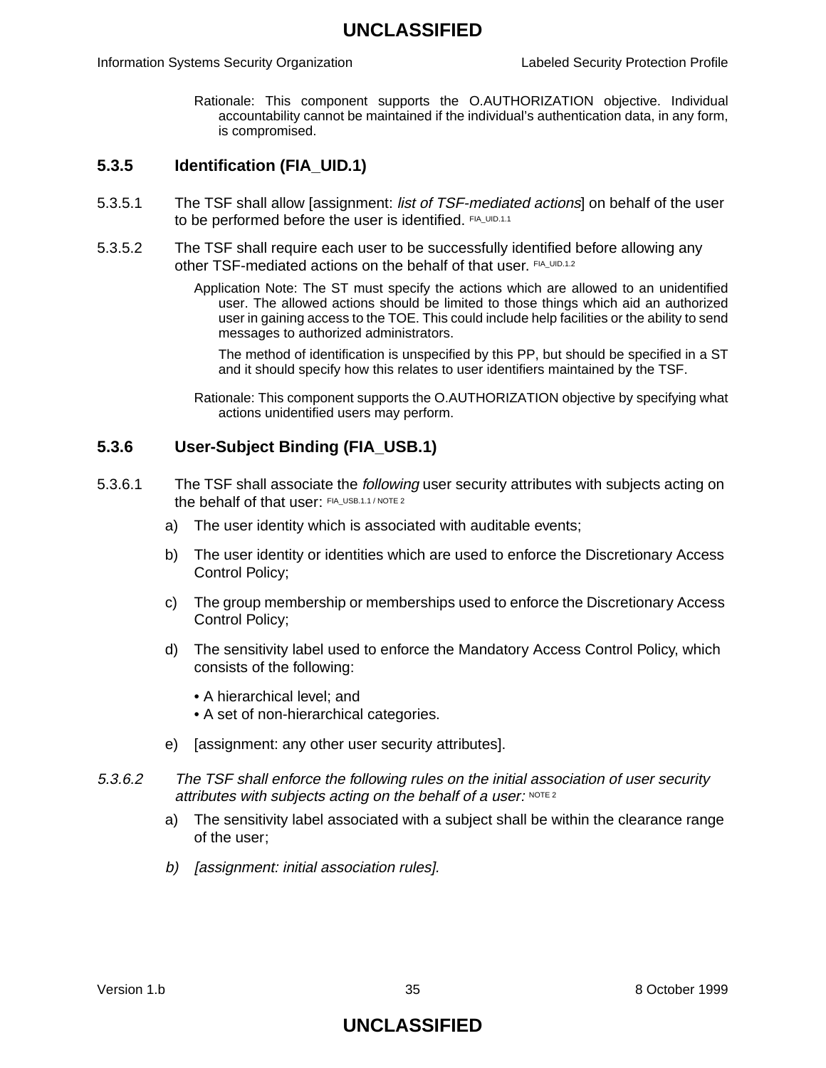Rationale: This component supports the O.AUTHORIZATION objective. Individual accountability cannot be maintained if the individual's authentication data, in any form, is compromised.

### 5.3.5 Identification (FIA_UID.1)

5.3.5.1 The TSF shall allow [assignment: *list of TSF-mediated actions*] on behalf of the user to be performed before the user is identified. FIA_UID.1.1

5.3.5.2 The TSF shall require each user to be successfully identified before allowing any other TSF-mediated actions on the behalf of that user. FIA_UID.1.2

Application Note: The ST must specify the actions which are allowed to an unidentified user. The allowed actions should be limited to those things which aid an authorized user in gaining access to the TOE. This could include help facilities or the ability to send messages to authorized administrators.

The method of identification is unspecified by this PP, but should be specified in a ST and it should specify how this relates to user identifiers maintained by the TSF.

Rationale: This component supports the O.AUTHORIZATION objective by specifying what actions unidentified users may perform.

### 5.3.6 User-Subject Binding (FIA_USB.1)

5.3.6.1 The TSF shall associate the *following* user security attributes with subjects acting on the behalf of that user: FIA_USB.1.1 / NOTE 2

a) The user identity which is associated with auditable events;

b) The user identity or identities which are used to enforce the Discretionary Access Control Policy;

c) The group membership or memberships used to enforce the Discretionary Access Control Policy;

d) The sensitivity label used to enforce the Mandatory Access Control Policy, which consists of the following:

- A hierarchical level; and
- A set of non-hierarchical categories.

e) [assignment: any other user security attributes].

*5.3.6.2 The TSF shall enforce the following rules on the initial association of user security attributes with subjects acting on the behalf of a user:* NOTE 2

a) The sensitivity label associated with a subject shall be within the clearance range of the user;

*b) [assignment: initial association rules].*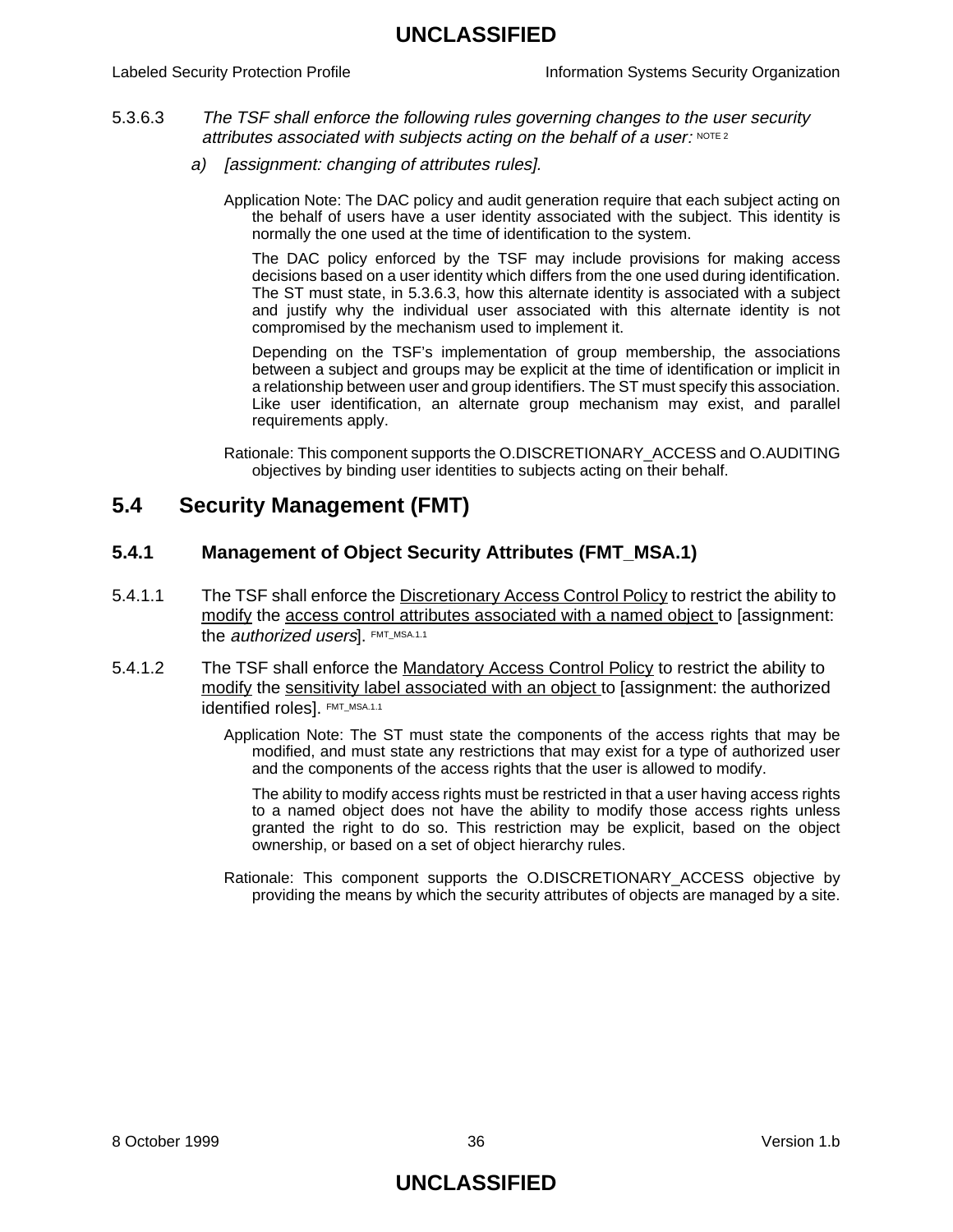5.3.6.3 *The TSF shall enforce the following rules governing changes to the user security attributes associated with subjects acting on the behalf of a user:* NOTE 2

*a) [assignment: changing of attributes rules].*

Application Note: The DAC policy and audit generation require that each subject acting on the behalf of users have a user identity associated with the subject. This identity is normally the one used at the time of identification to the system.

The DAC policy enforced by the TSF may include provisions for making access decisions based on a user identity which differs from the one used during identification. The ST must state, in 5.3.6.3, how this alternate identity is associated with a subject and justify why the individual user associated with this alternate identity is not compromised by the mechanism used to implement it.

Depending on the TSF's implementation of group membership, the associations between a subject and groups may be explicit at the time of identification or implicit in a relationship between user and group identifiers. The ST must specify this association. Like user identification, an alternate group mechanism may exist, and parallel requirements apply.

Rationale: This component supports the O.DISCRETIONARY_ACCESS and O.AUDITING objectives by binding user identities to subjects acting on their behalf.

## 5.4 Security Management (FMT)

### 5.4.1 Management of Object Security Attributes (FMT_MSA.1)

5.4.1.1 The TSF shall enforce the <u>Discretionary Access Control Policy</u> to restrict the ability to <u>modify</u> the <u>access control attributes associated with a named object</u> to [assignment: the *authorized users*]. FMT_MSA.1.1

5.4.1.2 The TSF shall enforce the <u>Mandatory Access Control Policy</u> to restrict the ability to <u>modify</u> the <u>sensitivity label associated with an object</u> to [assignment: the authorized identified roles]. FMT_MSA.1.1

Application Note: The ST must state the components of the access rights that may be modified, and must state any restrictions that may exist for a type of authorized user and the components of the access rights that the user is allowed to modify.

The ability to modify access rights must be restricted in that a user having access rights to a named object does not have the ability to modify those access rights unless granted the right to do so. This restriction may be explicit, based on the object ownership, or based on a set of object hierarchy rules.

Rationale: This component supports the O.DISCRETIONARY_ACCESS objective by providing the means by which the security attributes of objects are managed by a site.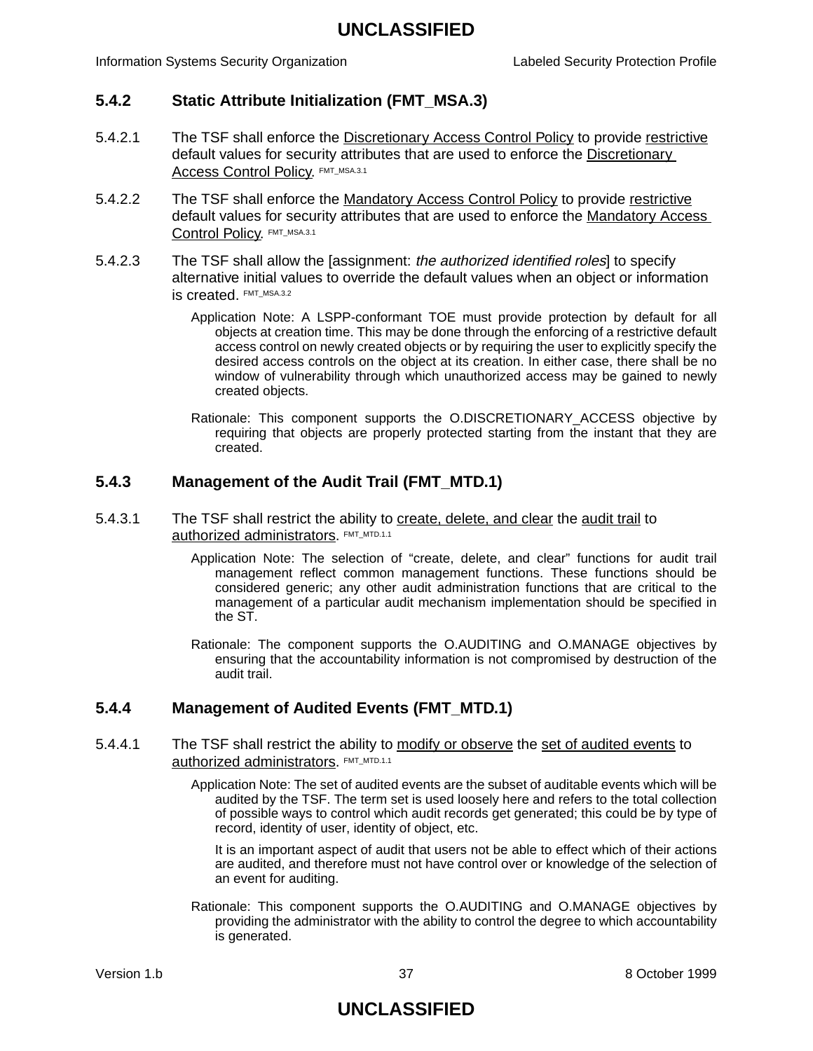### 5.4.2 Static Attribute Initialization (FMT_MSA.3)

5.4.2.1 The TSF shall enforce the Discretionary Access Control Policy to provide restrictive default values for security attributes that are used to enforce the Discretionary Access Control Policy. FMT_MSA.3.1

5.4.2.2 The TSF shall enforce the Mandatory Access Control Policy to provide restrictive default values for security attributes that are used to enforce the Mandatory Access Control Policy. FMT_MSA.3.1

5.4.2.3 The TSF shall allow the [assignment: *the authorized identified roles*] to specify alternative initial values to override the default values when an object or information is created. FMT_MSA.3.2

Application Note: A LSPP-conformant TOE must provide protection by default for all objects at creation time. This may be done through the enforcing of a restrictive default access control on newly created objects or by requiring the user to explicitly specify the desired access controls on the object at its creation. In either case, there shall be no window of vulnerability through which unauthorized access may be gained to newly created objects.

Rationale: This component supports the O.DISCRETIONARY_ACCESS objective by requiring that objects are properly protected starting from the instant that they are created.

### 5.4.3 Management of the Audit Trail (FMT_MTD.1)

5.4.3.1 The TSF shall restrict the ability to create, delete, and clear the audit trail to authorized administrators. FMT_MTD.1.1

Application Note: The selection of "create, delete, and clear" functions for audit trail management reflect common management functions. These functions should be considered generic; any other audit administration functions that are critical to the management of a particular audit mechanism implementation should be specified in the ST.

Rationale: The component supports the O.AUDITING and O.MANAGE objectives by ensuring that the accountability information is not compromised by destruction of the audit trail.

### 5.4.4 Management of Audited Events (FMT_MTD.1)

5.4.4.1 The TSF shall restrict the ability to modify or observe the set of audited events to authorized administrators. FMT_MTD.1.1

Application Note: The set of audited events are the subset of auditable events which will be audited by the TSF. The term set is used loosely here and refers to the total collection of possible ways to control which audit records get generated; this could be by type of record, identity of user, identity of object, etc.

It is an important aspect of audit that users not be able to effect which of their actions are audited, and therefore must not have control over or knowledge of the selection of an event for auditing.

Rationale: This component supports the O.AUDITING and O.MANAGE objectives by providing the administrator with the ability to control the degree to which accountability is generated.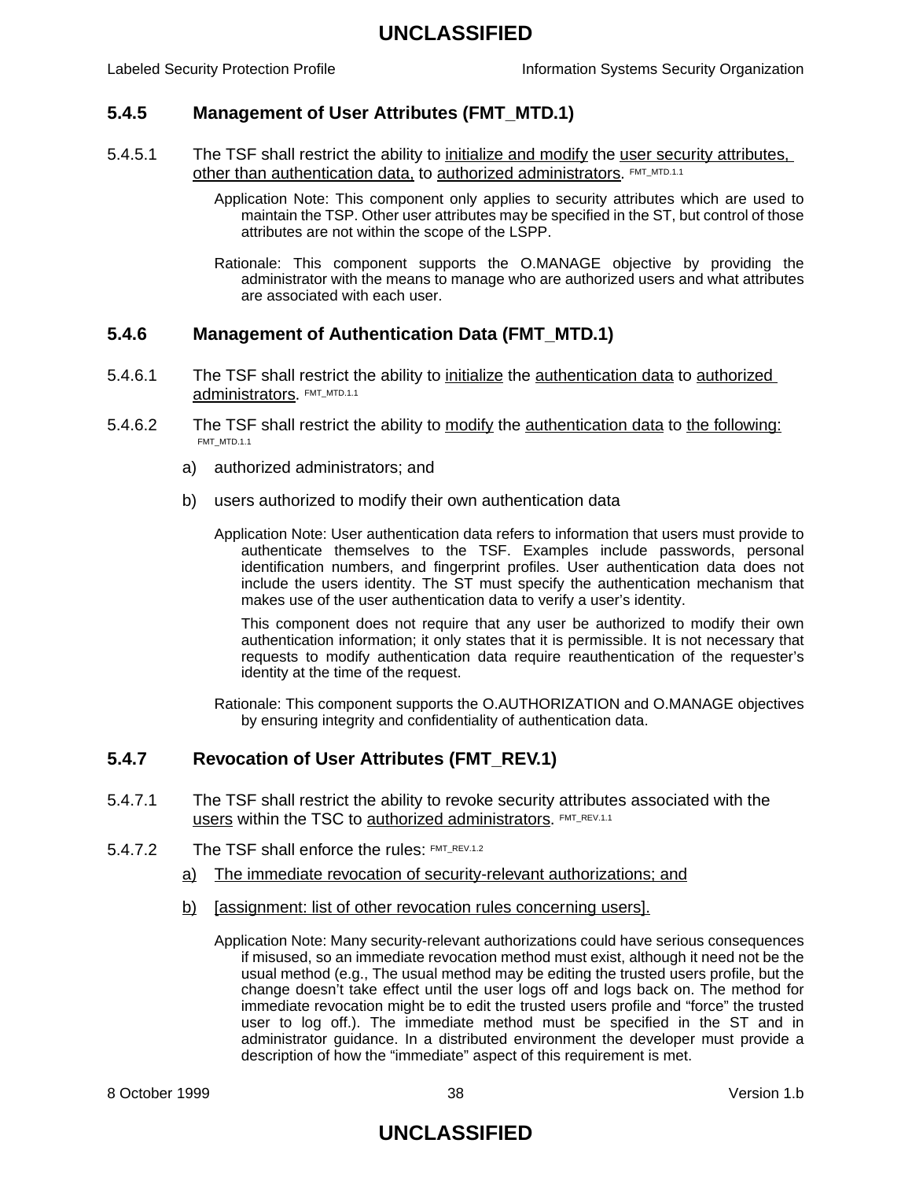### 5.4.5 Management of User Attributes (FMT_MTD.1)

5.4.5.1 The TSF shall restrict the ability to initialize and modify the user security attributes, other than authentication data, to authorized administrators. FMT_MTD.1.1

Application Note: This component only applies to security attributes which are used to maintain the TSP. Other user attributes may be specified in the ST, but control of those attributes are not within the scope of the LSPP.

Rationale: This component supports the O.MANAGE objective by providing the administrator with the means to manage who are authorized users and what attributes are associated with each user.

### 5.4.6 Management of Authentication Data (FMT_MTD.1)

5.4.6.1 The TSF shall restrict the ability to initialize the authentication data to authorized administrators. FMT_MTD.1.1

5.4.6.2 The TSF shall restrict the ability to modify the authentication data to the following: FMT_MTD.1.1

a) authorized administrators; and

b) users authorized to modify their own authentication data

Application Note: User authentication data refers to information that users must provide to authenticate themselves to the TSF. Examples include passwords, personal identification numbers, and fingerprint profiles. User authentication data does not include the users identity. The ST must specify the authentication mechanism that makes use of the user authentication data to verify a user's identity.

This component does not require that any user be authorized to modify their own authentication information; it only states that it is permissible. It is not necessary that requests to modify authentication data require reauthentication of the requester's identity at the time of the request.

Rationale: This component supports the O.AUTHORIZATION and O.MANAGE objectives by ensuring integrity and confidentiality of authentication data.

### 5.4.7 Revocation of User Attributes (FMT_REV.1)

5.4.7.1 The TSF shall restrict the ability to revoke security attributes associated with the users within the TSC to authorized administrators. FMT_REV.1.1

5.4.7.2 The TSF shall enforce the rules: FMT_REV.1.2

a) The immediate revocation of security-relevant authorizations; and

b) [assignment: list of other revocation rules concerning users].

Application Note: Many security-relevant authorizations could have serious consequences if misused, so an immediate revocation method must exist, although it need not be the usual method (e.g., The usual method may be editing the trusted users profile, but the change doesn't take effect until the user logs off and logs back on. The method for immediate revocation might be to edit the trusted users profile and "force" the trusted user to log off.). The immediate method must be specified in the ST and in administrator guidance. In a distributed environment the developer must provide a description of how the "immediate" aspect of this requirement is met.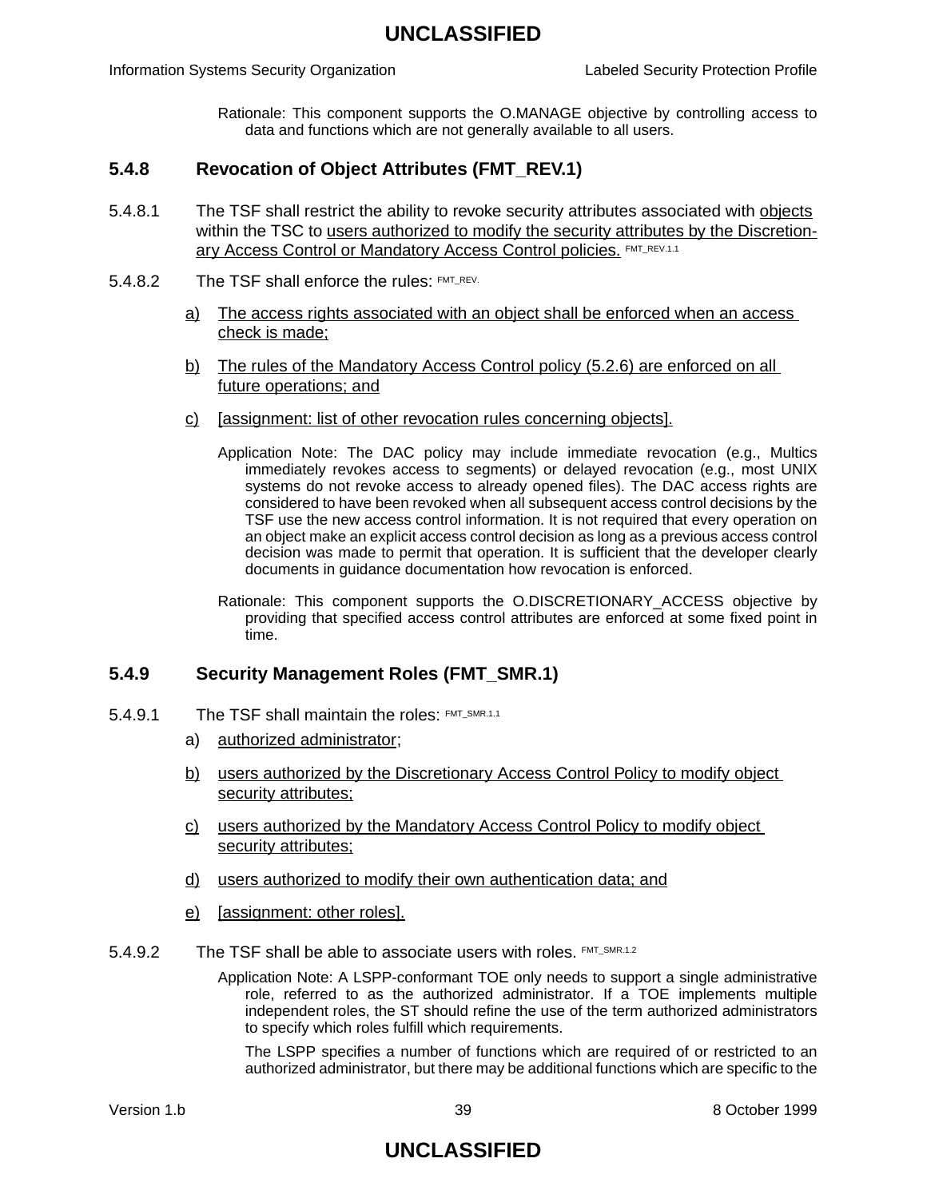Rationale: This component supports the O.MANAGE objective by controlling access to data and functions which are not generally available to all users.

### 5.4.8 Revocation of Object Attributes (FMT_REV.1)

5.4.8.1 The TSF shall restrict the ability to revoke security attributes associated with objects within the TSC to users authorized to modify the security attributes by the Discretionary Access Control or Mandatory Access Control policies. FMT_REV.1.1

5.4.8.2 The TSF shall enforce the rules: FMT_REV.

a) The access rights associated with an object shall be enforced when an access check is made;

b) The rules of the Mandatory Access Control policy (5.2.6) are enforced on all future operations; and

c) [assignment: list of other revocation rules concerning objects].

Application Note: The DAC policy may include immediate revocation (e.g., Multics immediately revokes access to segments) or delayed revocation (e.g., most UNIX systems do not revoke access to already opened files). The DAC access rights are considered to have been revoked when all subsequent access control decisions by the TSF use the new access control information. It is not required that every operation on an object make an explicit access control decision as long as a previous access control decision was made to permit that operation. It is sufficient that the developer clearly documents in guidance documentation how revocation is enforced.

Rationale: This component supports the O.DISCRETIONARY_ACCESS objective by providing that specified access control attributes are enforced at some fixed point in time.

### 5.4.9 Security Management Roles (FMT_SMR.1)

5.4.9.1 The TSF shall maintain the roles: FMT_SMR.1.1

a) authorized administrator;

b) users authorized by the Discretionary Access Control Policy to modify object security attributes;

c) users authorized by the Mandatory Access Control Policy to modify object security attributes;

d) users authorized to modify their own authentication data; and

e) [assignment: other roles].

5.4.9.2 The TSF shall be able to associate users with roles. FMT_SMR.1.2

Application Note: A LSPP-conformant TOE only needs to support a single administrative role, referred to as the authorized administrator. If a TOE implements multiple independent roles, the ST should refine the use of the term authorized administrators to specify which roles fulfill which requirements.

The LSPP specifies a number of functions which are required of or restricted to an authorized administrator, but there may be additional functions which are specific to the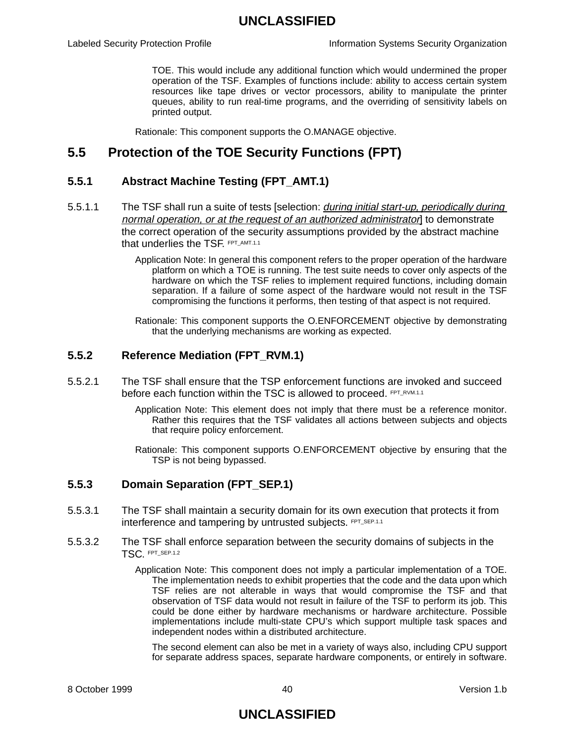TOE. This would include any additional function which would undermined the proper operation of the TSF. Examples of functions include: ability to access certain system resources like tape drives or vector processors, ability to manipulate the printer queues, ability to run real-time programs, and the overriding of sensitivity labels on printed output.

Rationale: This component supports the O.MANAGE objective.

## 5.5 Protection of the TOE Security Functions (FPT)

### 5.5.1 Abstract Machine Testing (FPT_AMT.1)

5.5.1.1 The TSF shall run a suite of tests [selection: *during initial start-up, periodically during normal operation, or at the request of an authorized administrator*] to demonstrate the correct operation of the security assumptions provided by the abstract machine that underlies the TSF. FPT_AMT.1.1

Application Note: In general this component refers to the proper operation of the hardware platform on which a TOE is running. The test suite needs to cover only aspects of the hardware on which the TSF relies to implement required functions, including domain separation. If a failure of some aspect of the hardware would not result in the TSF compromising the functions it performs, then testing of that aspect is not required.

Rationale: This component supports the O.ENFORCEMENT objective by demonstrating that the underlying mechanisms are working as expected.

### 5.5.2 Reference Mediation (FPT_RVM.1)

5.5.2.1 The TSF shall ensure that the TSP enforcement functions are invoked and succeed before each function within the TSC is allowed to proceed. FPT_RVM.1.1

Application Note: This element does not imply that there must be a reference monitor. Rather this requires that the TSF validates all actions between subjects and objects that require policy enforcement.

Rationale: This component supports O.ENFORCEMENT objective by ensuring that the TSP is not being bypassed.

### 5.5.3 Domain Separation (FPT_SEP.1)

5.5.3.1 The TSF shall maintain a security domain for its own execution that protects it from interference and tampering by untrusted subjects. FPT_SEP.1.1

5.5.3.2 The TSF shall enforce separation between the security domains of subjects in the TSC. FPT_SEP.1.2

Application Note: This component does not imply a particular implementation of a TOE. The implementation needs to exhibit properties that the code and the data upon which TSF relies are not alterable in ways that would compromise the TSF and that observation of TSF data would not result in failure of the TSF to perform its job. This could be done either by hardware mechanisms or hardware architecture. Possible implementations include multi-state CPU's which support multiple task spaces and independent nodes within a distributed architecture.

The second element can also be met in a variety of ways also, including CPU support for separate address spaces, separate hardware components, or entirely in software.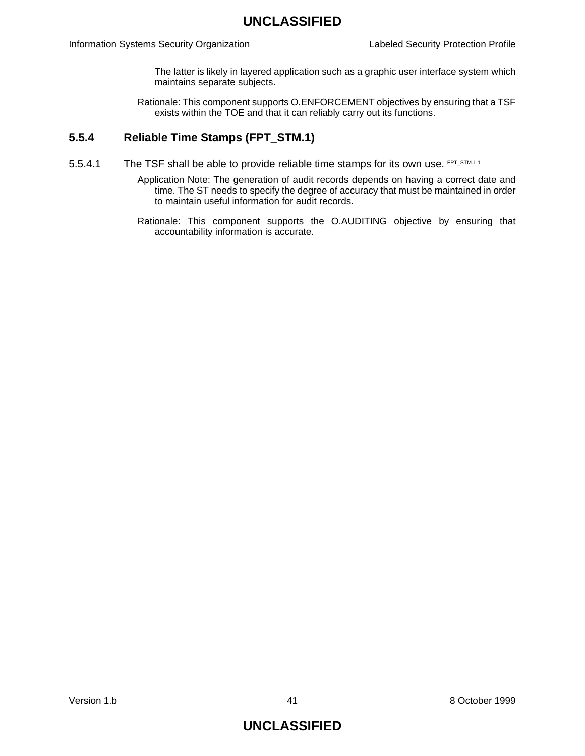The latter is likely in layered application such as a graphic user interface system which maintains separate subjects.

Rationale: This component supports O.ENFORCEMENT objectives by ensuring that a TSF exists within the TOE and that it can reliably carry out its functions.

### 5.5.4 Reliable Time Stamps (FPT_STM.1)

5.5.4.1 The TSF shall be able to provide reliable time stamps for its own use. [FPT_STM.1.1]

Application Note: The generation of audit records depends on having a correct date and time. The ST needs to specify the degree of accuracy that must be maintained in order to maintain useful information for audit records.

Rationale: This component supports the O.AUDITING objective by ensuring that accountability information is accurate.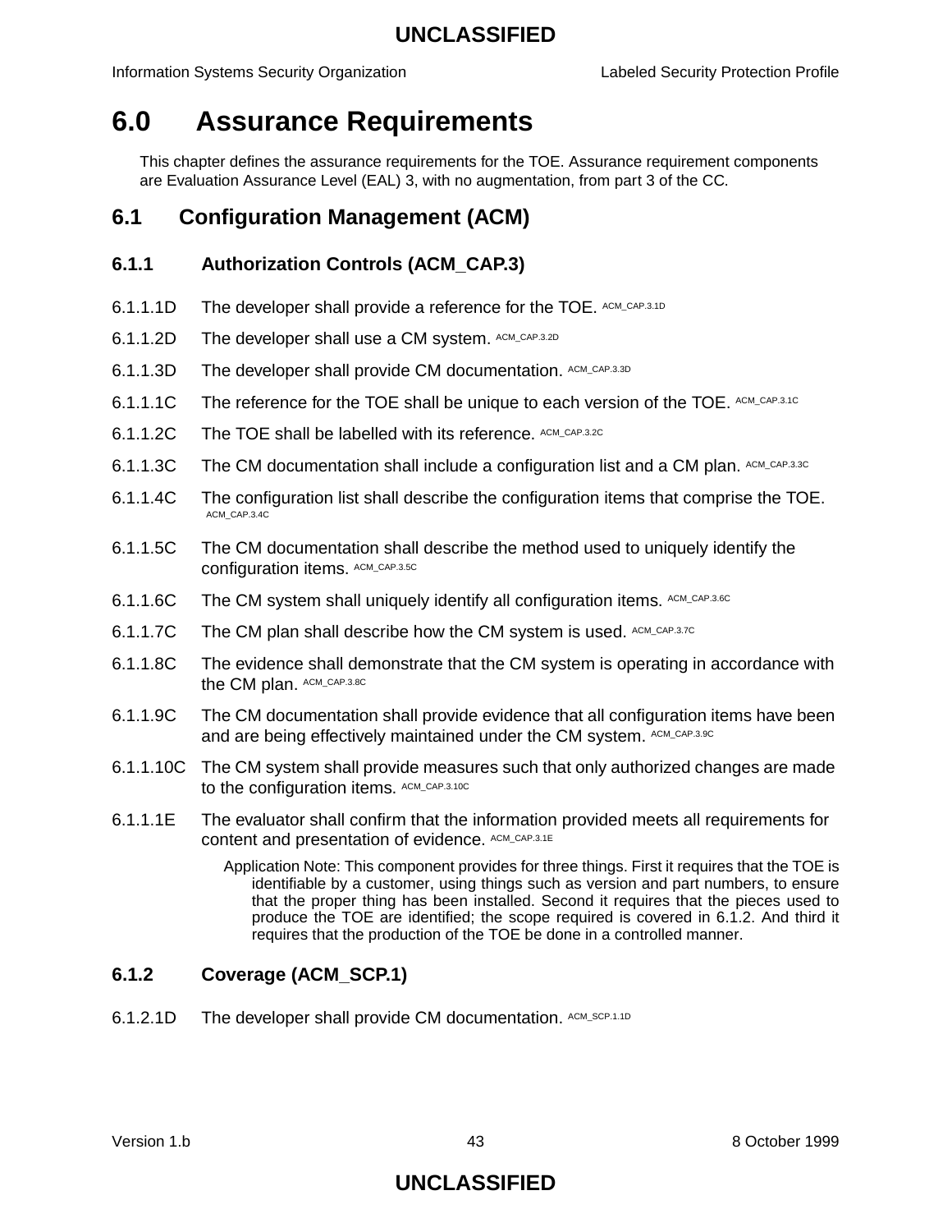# 6.0 Assurance Requirements

This chapter defines the assurance requirements for the TOE. Assurance requirement components are Evaluation Assurance Level (EAL) 3, with no augmentation, from part 3 of the CC.

## 6.1 Configuration Management (ACM)

### 6.1.1 Authorization Controls (ACM_CAP.3)

6.1.1.1D The developer shall provide a reference for the TOE. ACM_CAP.3.1D

6.1.1.2D The developer shall use a CM system. ACM_CAP.3.2D

6.1.1.3D The developer shall provide CM documentation. ACM_CAP.3.3D

6.1.1.1C The reference for the TOE shall be unique to each version of the TOE. ACM_CAP.3.1C

6.1.1.2C The TOE shall be labelled with its reference. ACM_CAP.3.2C

6.1.1.3C The CM documentation shall include a configuration list and a CM plan. ACM_CAP.3.3C

6.1.1.4C The configuration list shall describe the configuration items that comprise the TOE. ACM_CAP.3.4C

6.1.1.5C The CM documentation shall describe the method used to uniquely identify the configuration items. ACM_CAP.3.5C

6.1.1.6C The CM system shall uniquely identify all configuration items. ACM_CAP.3.6C

6.1.1.7C The CM plan shall describe how the CM system is used. ACM_CAP.3.7C

6.1.1.8C The evidence shall demonstrate that the CM system is operating in accordance with the CM plan. ACM_CAP.3.8C

6.1.1.9C The CM documentation shall provide evidence that all configuration items have been and are being effectively maintained under the CM system. ACM_CAP.3.9C

6.1.1.10C The CM system shall provide measures such that only authorized changes are made to the configuration items. ACM_CAP.3.10C

6.1.1.1E The evaluator shall confirm that the information provided meets all requirements for content and presentation of evidence. ACM_CAP.3.1E

Application Note: This component provides for three things. First it requires that the TOE is identifiable by a customer, using things such as version and part numbers, to ensure that the proper thing has been installed. Second it requires that the pieces used to produce the TOE are identified; the scope required is covered in 6.1.2. And third it requires that the production of the TOE be done in a controlled manner.

### 6.1.2 Coverage (ACM_SCP.1)

6.1.2.1D The developer shall provide CM documentation. ACM_SCP.1.1D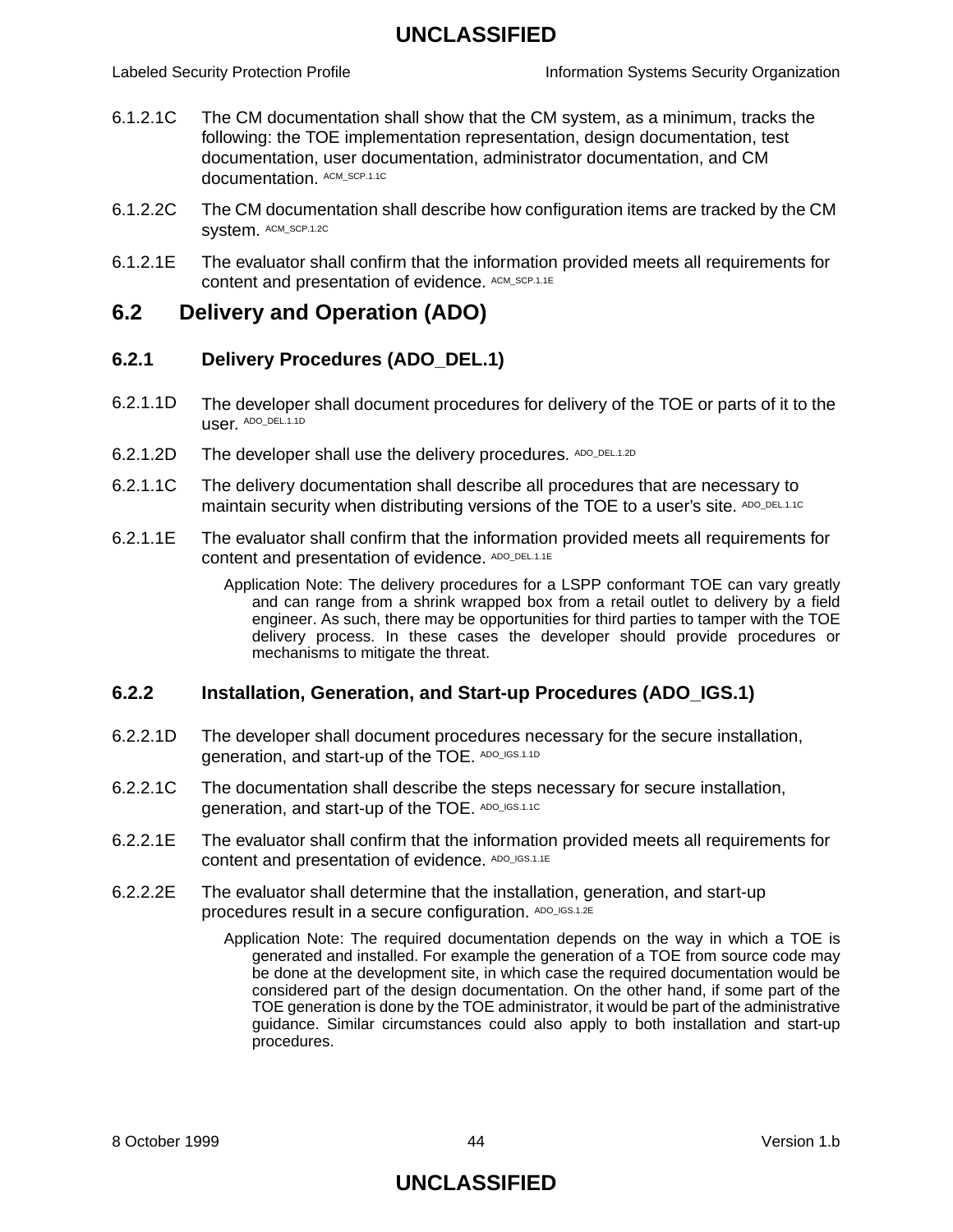6.1.2.1C The CM documentation shall show that the CM system, as a minimum, tracks the following: the TOE implementation representation, design documentation, test documentation, user documentation, administrator documentation, and CM documentation. [ACM_SCP.1.1C]

6.1.2.2C The CM documentation shall describe how configuration items are tracked by the CM system. [ACM_SCP.1.2C]

6.1.2.1E The evaluator shall confirm that the information provided meets all requirements for content and presentation of evidence. [ACM_SCP.1.1E]

## 6.2 Delivery and Operation (ADO)

### 6.2.1 Delivery Procedures (ADO_DEL.1)

6.2.1.1D The developer shall document procedures for delivery of the TOE or parts of it to the user. [ADO_DEL.1.1D]

6.2.1.2D The developer shall use the delivery procedures. [ADO_DEL.1.2D]

6.2.1.1C The delivery documentation shall describe all procedures that are necessary to maintain security when distributing versions of the TOE to a user's site. [ADO_DEL.1.1C]

6.2.1.1E The evaluator shall confirm that the information provided meets all requirements for content and presentation of evidence. [ADO_DEL.1.1E]

> Application Note: The delivery procedures for a LSPP conformant TOE can vary greatly and can range from a shrink wrapped box from a retail outlet to delivery by a field engineer. As such, there may be opportunities for third parties to tamper with the TOE delivery process. In these cases the developer should provide procedures or mechanisms to mitigate the threat.

### 6.2.2 Installation, Generation, and Start-up Procedures (ADO_IGS.1)

6.2.2.1D The developer shall document procedures necessary for the secure installation, generation, and start-up of the TOE. [ADO_IGS.1.1D]

6.2.2.1C The documentation shall describe the steps necessary for secure installation, generation, and start-up of the TOE. [ADO_IGS.1.1C]

6.2.2.1E The evaluator shall confirm that the information provided meets all requirements for content and presentation of evidence. [ADO_IGS.1.1E]

6.2.2.2E The evaluator shall determine that the installation, generation, and start-up procedures result in a secure configuration. [ADO_IGS.1.2E]

> Application Note: The required documentation depends on the way in which a TOE is generated and installed. For example the generation of a TOE from source code may be done at the development site, in which case the required documentation would be considered part of the design documentation. On the other hand, if some part of the TOE generation is done by the TOE administrator, it would be part of the administrative guidance. Similar circumstances could also apply to both installation and start-up procedures.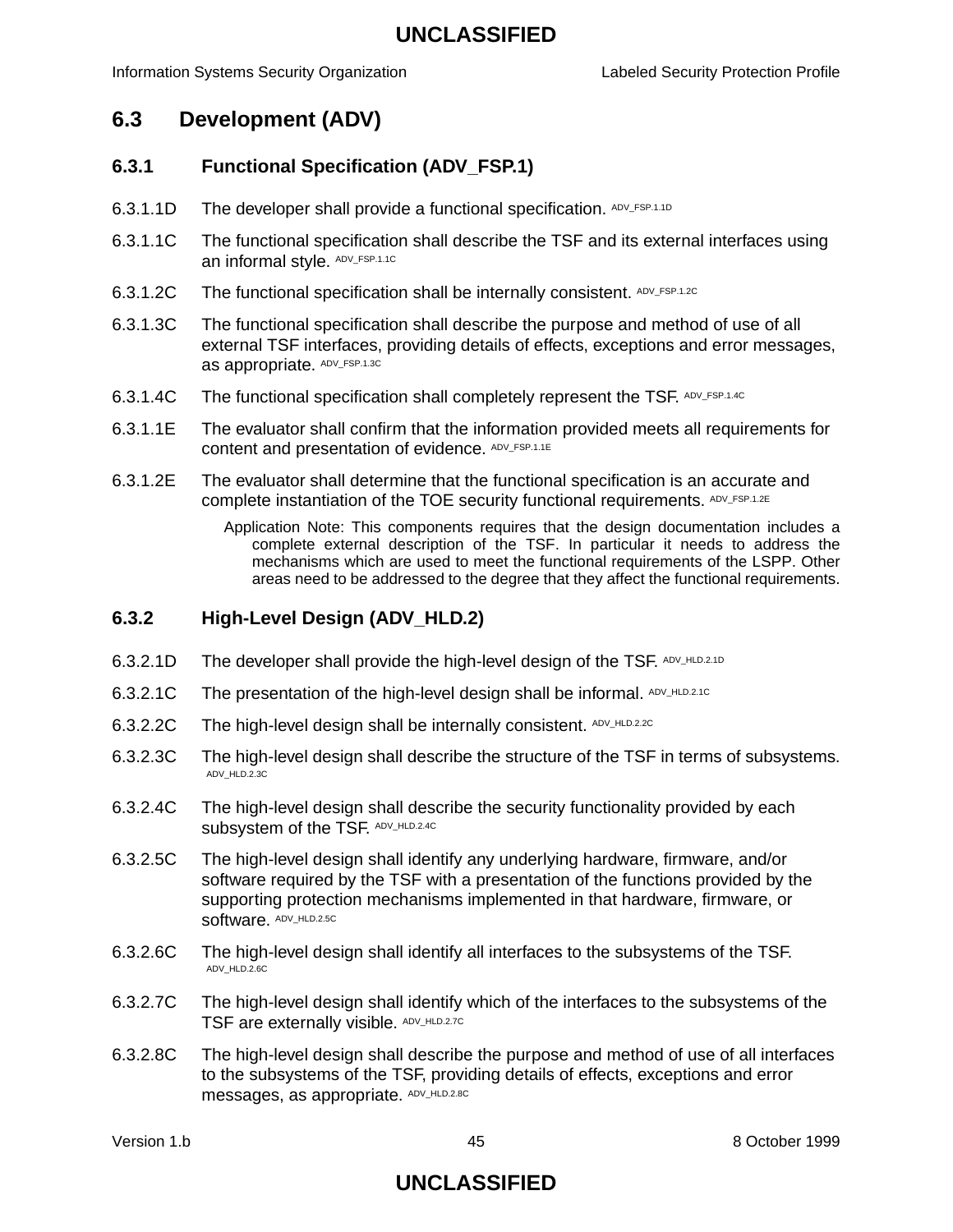## 6.3 Development (ADV)

### 6.3.1 Functional Specification (ADV_FSP.1)

6.3.1.1D The developer shall provide a functional specification. ADV_FSP.1.1D

6.3.1.1C The functional specification shall describe the TSF and its external interfaces using an informal style. ADV_FSP.1.1C

6.3.1.2C The functional specification shall be internally consistent. ADV_FSP.1.2C

6.3.1.3C The functional specification shall describe the purpose and method of use of all external TSF interfaces, providing details of effects, exceptions and error messages, as appropriate. ADV_FSP.1.3C

6.3.1.4C The functional specification shall completely represent the TSF. ADV_FSP.1.4C

6.3.1.1E The evaluator shall confirm that the information provided meets all requirements for content and presentation of evidence. ADV_FSP.1.1E

6.3.1.2E The evaluator shall determine that the functional specification is an accurate and complete instantiation of the TOE security functional requirements. ADV_FSP.1.2E

Application Note: This components requires that the design documentation includes a complete external description of the TSF. In particular it needs to address the mechanisms which are used to meet the functional requirements of the LSPP. Other areas need to be addressed to the degree that they affect the functional requirements.

### 6.3.2 High-Level Design (ADV_HLD.2)

6.3.2.1D The developer shall provide the high-level design of the TSF. ADV_HLD.2.1D

6.3.2.1C The presentation of the high-level design shall be informal. ADV_HLD.2.1C

6.3.2.2C The high-level design shall be internally consistent. ADV_HLD.2.2C

6.3.2.3C The high-level design shall describe the structure of the TSF in terms of subsystems. ADV_HLD.2.3C

6.3.2.4C The high-level design shall describe the security functionality provided by each subsystem of the TSF. ADV_HLD.2.4C

6.3.2.5C The high-level design shall identify any underlying hardware, firmware, and/or software required by the TSF with a presentation of the functions provided by the supporting protection mechanisms implemented in that hardware, firmware, or software. ADV_HLD.2.5C

6.3.2.6C The high-level design shall identify all interfaces to the subsystems of the TSF. ADV_HLD.2.6C

6.3.2.7C The high-level design shall identify which of the interfaces to the subsystems of the TSF are externally visible. ADV_HLD.2.7C

6.3.2.8C The high-level design shall describe the purpose and method of use of all interfaces to the subsystems of the TSF, providing details of effects, exceptions and error messages, as appropriate. ADV_HLD.2.8C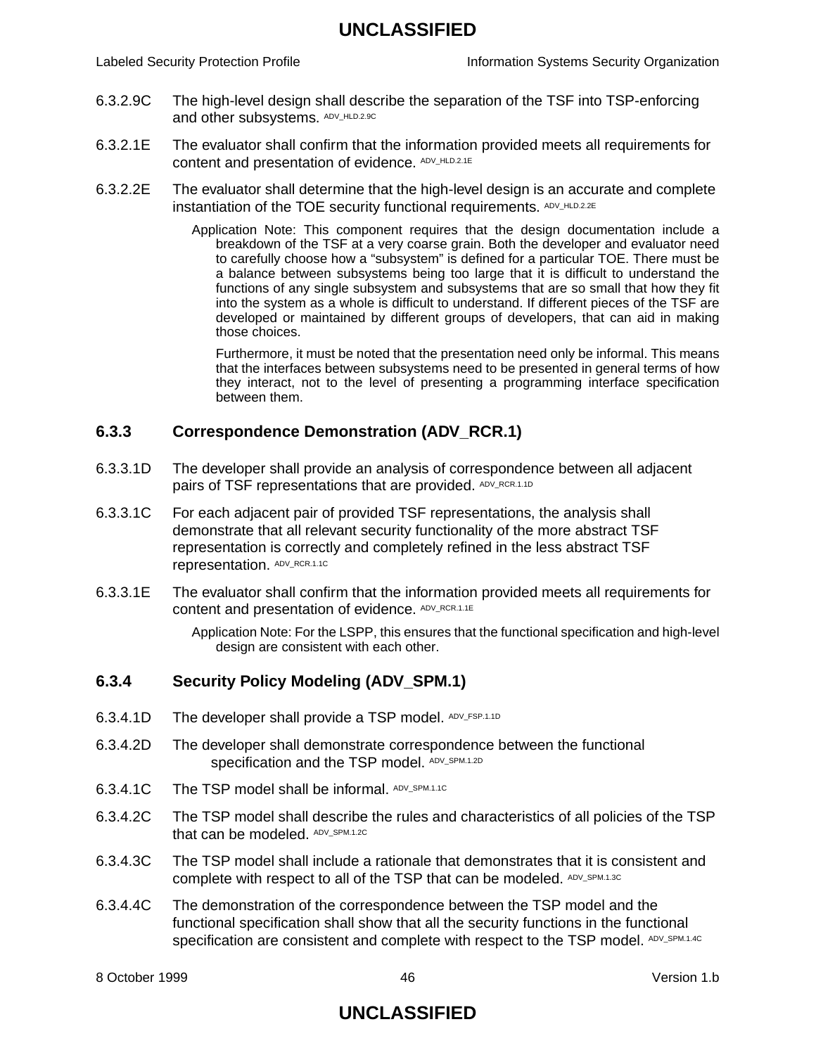6.3.2.9C The high-level design shall describe the separation of the TSF into TSP-enforcing and other subsystems. ADV_HLD.2.9C

6.3.2.1E The evaluator shall confirm that the information provided meets all requirements for content and presentation of evidence. ADV_HLD.2.1E

6.3.2.2E The evaluator shall determine that the high-level design is an accurate and complete instantiation of the TOE security functional requirements. ADV_HLD.2.2E

> Application Note: This component requires that the design documentation include a breakdown of the TSF at a very coarse grain. Both the developer and evaluator need to carefully choose how a "subsystem" is defined for a particular TOE. There must be a balance between subsystems being too large that it is difficult to understand the functions of any single subsystem and subsystems that are so small that how they fit into the system as a whole is difficult to understand. If different pieces of the TSF are developed or maintained by different groups of developers, that can aid in making those choices.
>
> Furthermore, it must be noted that the presentation need only be informal. This means that the interfaces between subsystems need to be presented in general terms of how they interact, not to the level of presenting a programming interface specification between them.

### 6.3.3 Correspondence Demonstration (ADV_RCR.1)

6.3.3.1D The developer shall provide an analysis of correspondence between all adjacent pairs of TSF representations that are provided. ADV_RCR.1.1D

6.3.3.1C For each adjacent pair of provided TSF representations, the analysis shall demonstrate that all relevant security functionality of the more abstract TSF representation is correctly and completely refined in the less abstract TSF representation. ADV_RCR.1.1C

6.3.3.1E The evaluator shall confirm that the information provided meets all requirements for content and presentation of evidence. ADV_RCR.1.1E

> Application Note: For the LSPP, this ensures that the functional specification and high-level design are consistent with each other.

### 6.3.4 Security Policy Modeling (ADV_SPM.1)

6.3.4.1D The developer shall provide a TSP model. ADV_FSP.1.1D

6.3.4.2D The developer shall demonstrate correspondence between the functional specification and the TSP model. ADV_SPM.1.2D

6.3.4.1C The TSP model shall be informal. ADV_SPM.1.1C

6.3.4.2C The TSP model shall describe the rules and characteristics of all policies of the TSP that can be modeled. ADV_SPM.1.2C

6.3.4.3C The TSP model shall include a rationale that demonstrates that it is consistent and complete with respect to all of the TSP that can be modeled. ADV_SPM.1.3C

6.3.4.4C The demonstration of the correspondence between the TSP model and the functional specification shall show that all the security functions in the functional specification are consistent and complete with respect to the TSP model. ADV_SPM.1.4C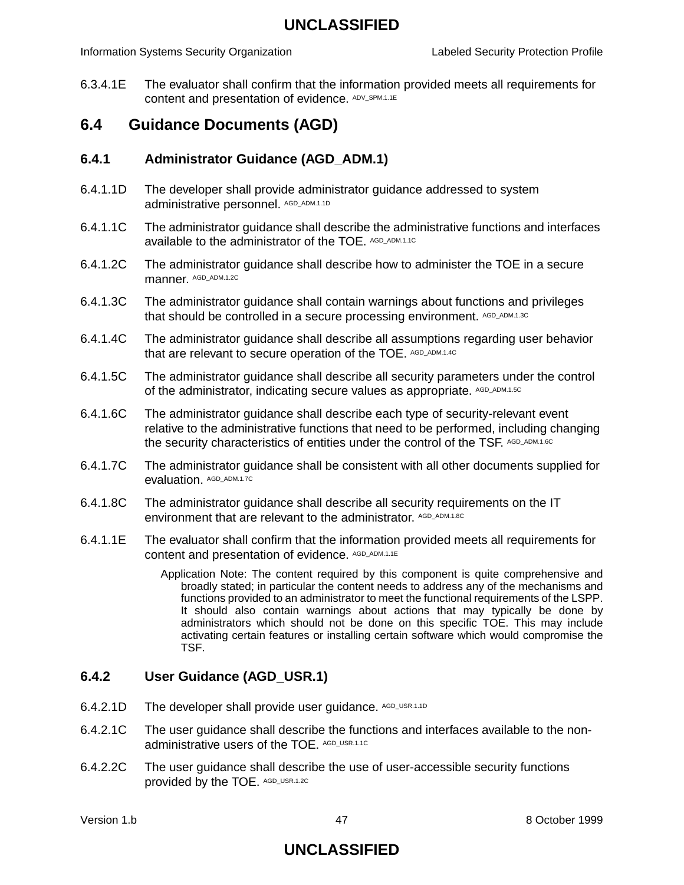6.3.4.1E The evaluator shall confirm that the information provided meets all requirements for content and presentation of evidence. ADV_SPM.1.1E

## 6.4 Guidance Documents (AGD)

### 6.4.1 Administrator Guidance (AGD_ADM.1)

6.4.1.1D The developer shall provide administrator guidance addressed to system administrative personnel. AGD_ADM.1.1D

6.4.1.1C The administrator guidance shall describe the administrative functions and interfaces available to the administrator of the TOE. AGD_ADM.1.1C

6.4.1.2C The administrator guidance shall describe how to administer the TOE in a secure manner. AGD_ADM.1.2C

6.4.1.3C The administrator guidance shall contain warnings about functions and privileges that should be controlled in a secure processing environment. AGD_ADM.1.3C

6.4.1.4C The administrator guidance shall describe all assumptions regarding user behavior that are relevant to secure operation of the TOE. AGD_ADM.1.4C

6.4.1.5C The administrator guidance shall describe all security parameters under the control of the administrator, indicating secure values as appropriate. AGD_ADM.1.5C

6.4.1.6C The administrator guidance shall describe each type of security-relevant event relative to the administrative functions that need to be performed, including changing the security characteristics of entities under the control of the TSF. AGD_ADM.1.6C

6.4.1.7C The administrator guidance shall be consistent with all other documents supplied for evaluation. AGD_ADM.1.7C

6.4.1.8C The administrator guidance shall describe all security requirements on the IT environment that are relevant to the administrator. AGD_ADM.1.8C

6.4.1.1E The evaluator shall confirm that the information provided meets all requirements for content and presentation of evidence. AGD_ADM.1.1E

> Application Note: The content required by this component is quite comprehensive and broadly stated; in particular the content needs to address any of the mechanisms and functions provided to an administrator to meet the functional requirements of the LSPP. It should also contain warnings about actions that may typically be done by administrators which should not be done on this specific TOE. This may include activating certain features or installing certain software which would compromise the TSF.

### 6.4.2 User Guidance (AGD_USR.1)

6.4.2.1D The developer shall provide user guidance. AGD_USR.1.1D

6.4.2.1C The user guidance shall describe the functions and interfaces available to the non-administrative users of the TOE. AGD_USR.1.1C

6.4.2.2C The user guidance shall describe the use of user-accessible security functions provided by the TOE. AGD_USR.1.2C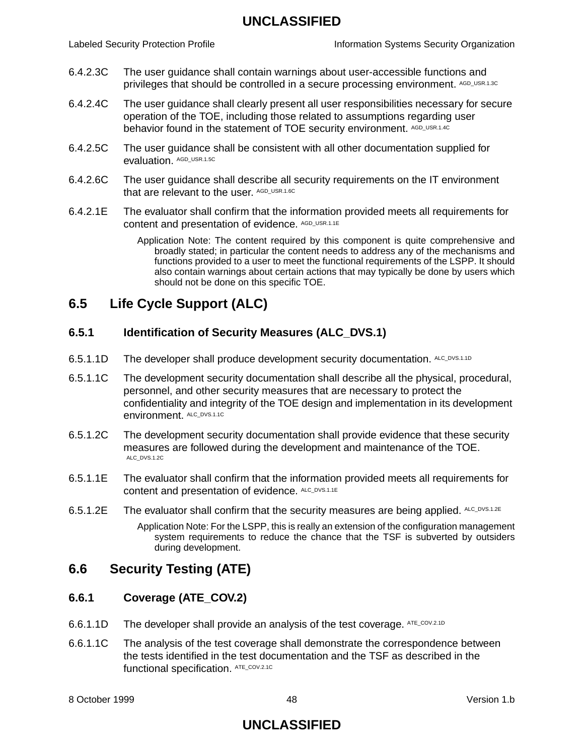6.4.2.3C The user guidance shall contain warnings about user-accessible functions and privileges that should be controlled in a secure processing environment. AGD_USR.1.3C

6.4.2.4C The user guidance shall clearly present all user responsibilities necessary for secure operation of the TOE, including those related to assumptions regarding user behavior found in the statement of TOE security environment. AGD_USR.1.4C

6.4.2.5C The user guidance shall be consistent with all other documentation supplied for evaluation. AGD_USR.1.5C

6.4.2.6C The user guidance shall describe all security requirements on the IT environment that are relevant to the user. AGD_USR.1.6C

6.4.2.1E The evaluator shall confirm that the information provided meets all requirements for content and presentation of evidence. AGD_USR.1.1E

Application Note: The content required by this component is quite comprehensive and broadly stated; in particular the content needs to address any of the mechanisms and functions provided to a user to meet the functional requirements of the LSPP. It should also contain warnings about certain actions that may typically be done by users which should not be done on this specific TOE.

## 6.5 Life Cycle Support (ALC)

### 6.5.1 Identification of Security Measures (ALC_DVS.1)

6.5.1.1D The developer shall produce development security documentation. ALC_DVS.1.1D

6.5.1.1C The development security documentation shall describe all the physical, procedural, personnel, and other security measures that are necessary to protect the confidentiality and integrity of the TOE design and implementation in its development environment. ALC_DVS.1.1C

6.5.1.2C The development security documentation shall provide evidence that these security measures are followed during the development and maintenance of the TOE. ALC_DVS.1.2C

6.5.1.1E The evaluator shall confirm that the information provided meets all requirements for content and presentation of evidence. ALC_DVS.1.1E

6.5.1.2E The evaluator shall confirm that the security measures are being applied. ALC_DVS.1.2E

Application Note: For the LSPP, this is really an extension of the configuration management system requirements to reduce the chance that the TSF is subverted by outsiders during development.

## 6.6 Security Testing (ATE)

### 6.6.1 Coverage (ATE_COV.2)

6.6.1.1D The developer shall provide an analysis of the test coverage. ATE_COV.2.1D

6.6.1.1C The analysis of the test coverage shall demonstrate the correspondence between the tests identified in the test documentation and the TSF as described in the functional specification. ATE_COV.2.1C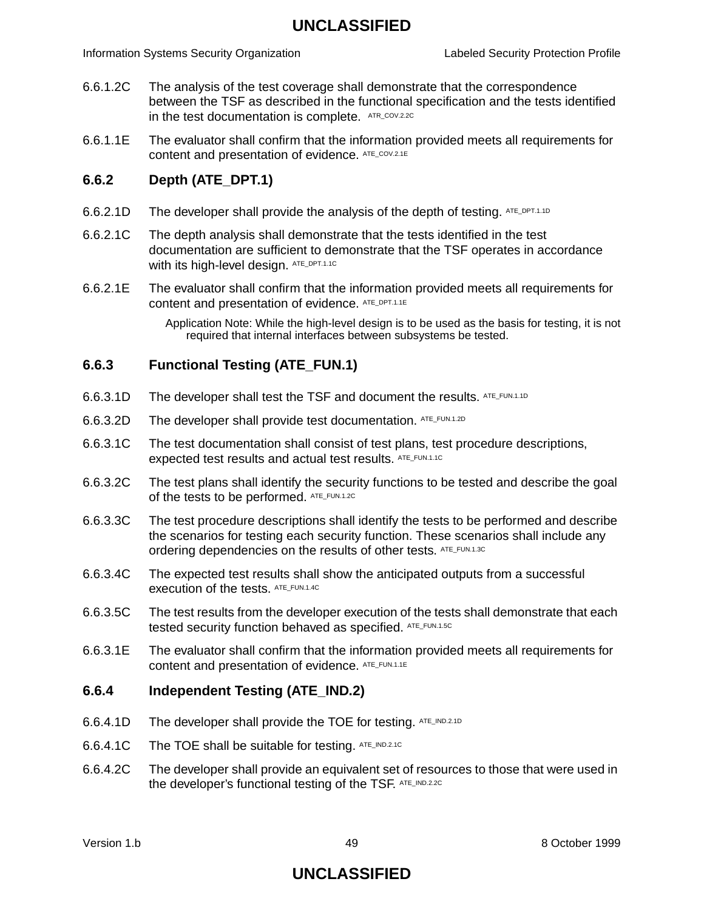6.6.1.2C The analysis of the test coverage shall demonstrate that the correspondence between the TSF as described in the functional specification and the tests identified in the test documentation is complete. ATR_COV.2.2C

6.6.1.1E The evaluator shall confirm that the information provided meets all requirements for content and presentation of evidence. ATE_COV.2.1E

### 6.6.2 Depth (ATE_DPT.1)

6.6.2.1D The developer shall provide the analysis of the depth of testing. ATE_DPT.1.1D

6.6.2.1C The depth analysis shall demonstrate that the tests identified in the test documentation are sufficient to demonstrate that the TSF operates in accordance with its high-level design. ATE_DPT.1.1C

6.6.2.1E The evaluator shall confirm that the information provided meets all requirements for content and presentation of evidence. ATE_DPT.1.1E

Application Note: While the high-level design is to be used as the basis for testing, it is not required that internal interfaces between subsystems be tested.

### 6.6.3 Functional Testing (ATE_FUN.1)

6.6.3.1D The developer shall test the TSF and document the results. ATE_FUN.1.1D

6.6.3.2D The developer shall provide test documentation. ATE_FUN.1.2D

6.6.3.1C The test documentation shall consist of test plans, test procedure descriptions, expected test results and actual test results. ATE_FUN.1.1C

6.6.3.2C The test plans shall identify the security functions to be tested and describe the goal of the tests to be performed. ATE_FUN.1.2C

6.6.3.3C The test procedure descriptions shall identify the tests to be performed and describe the scenarios for testing each security function. These scenarios shall include any ordering dependencies on the results of other tests. ATE_FUN.1.3C

6.6.3.4C The expected test results shall show the anticipated outputs from a successful execution of the tests. ATE_FUN.1.4C

6.6.3.5C The test results from the developer execution of the tests shall demonstrate that each tested security function behaved as specified. ATE_FUN.1.5C

6.6.3.1E The evaluator shall confirm that the information provided meets all requirements for content and presentation of evidence. ATE_FUN.1.1E

### 6.6.4 Independent Testing (ATE_IND.2)

6.6.4.1D The developer shall provide the TOE for testing. ATE_IND.2.1D

6.6.4.1C The TOE shall be suitable for testing. ATE_IND.2.1C

6.6.4.2C The developer shall provide an equivalent set of resources to those that were used in the developer's functional testing of the TSF. ATE_IND.2.2C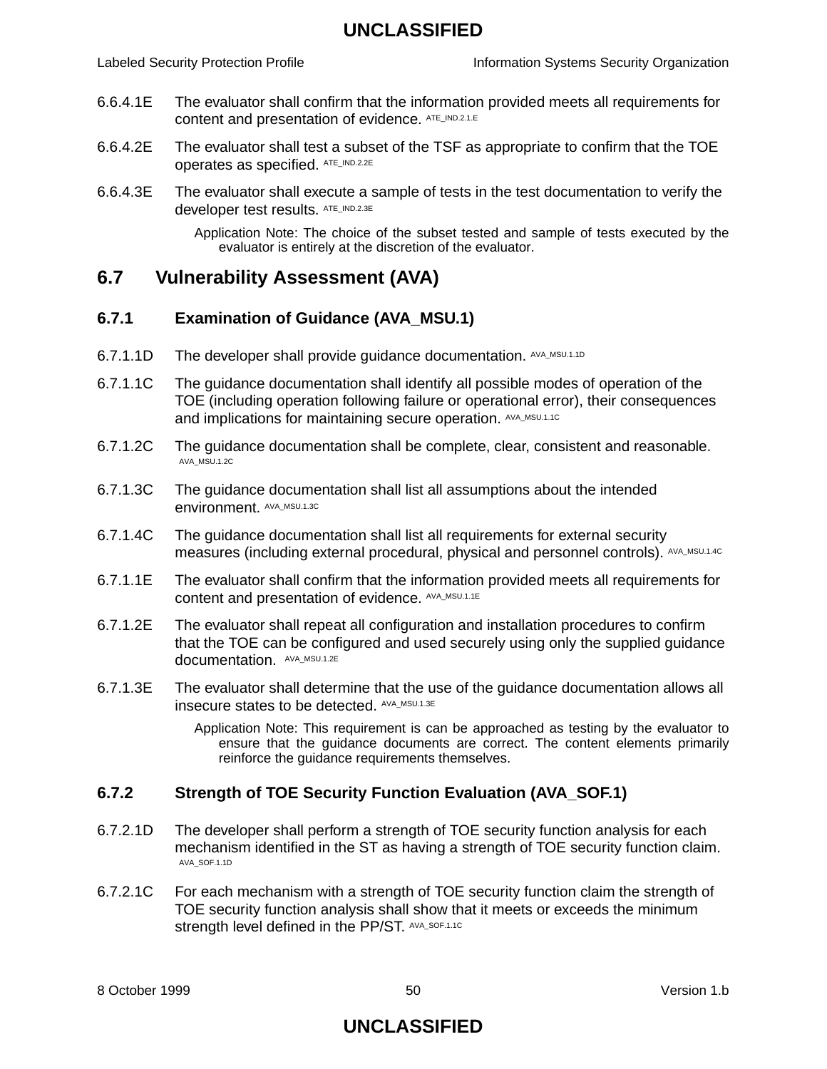6.6.4.1E The evaluator shall confirm that the information provided meets all requirements for content and presentation of evidence. ATE_IND.2.1.E

6.6.4.2E The evaluator shall test a subset of the TSF as appropriate to confirm that the TOE operates as specified. ATE_IND.2.2E

6.6.4.3E The evaluator shall execute a sample of tests in the test documentation to verify the developer test results. ATE_IND.2.3E

Application Note: The choice of the subset tested and sample of tests executed by the evaluator is entirely at the discretion of the evaluator.

## 6.7 Vulnerability Assessment (AVA)

### 6.7.1 Examination of Guidance (AVA_MSU.1)

6.7.1.1D The developer shall provide guidance documentation. AVA_MSU.1.1D

6.7.1.1C The guidance documentation shall identify all possible modes of operation of the TOE (including operation following failure or operational error), their consequences and implications for maintaining secure operation. AVA_MSU.1.1C

6.7.1.2C The guidance documentation shall be complete, clear, consistent and reasonable. AVA_MSU.1.2C

6.7.1.3C The guidance documentation shall list all assumptions about the intended environment. AVA_MSU.1.3C

6.7.1.4C The guidance documentation shall list all requirements for external security measures (including external procedural, physical and personnel controls). AVA_MSU.1.4C

6.7.1.1E The evaluator shall confirm that the information provided meets all requirements for content and presentation of evidence. AVA_MSU.1.1E

6.7.1.2E The evaluator shall repeat all configuration and installation procedures to confirm that the TOE can be configured and used securely using only the supplied guidance documentation. AVA_MSU.1.2E

6.7.1.3E The evaluator shall determine that the use of the guidance documentation allows all insecure states to be detected. AVA_MSU.1.3E

Application Note: This requirement is can be approached as testing by the evaluator to ensure that the guidance documents are correct. The content elements primarily reinforce the guidance requirements themselves.

### 6.7.2 Strength of TOE Security Function Evaluation (AVA_SOF.1)

6.7.2.1D The developer shall perform a strength of TOE security function analysis for each mechanism identified in the ST as having a strength of TOE security function claim. AVA_SOF.1.1D

6.7.2.1C For each mechanism with a strength of TOE security function claim the strength of TOE security function analysis shall show that it meets or exceeds the minimum strength level defined in the PP/ST. AVA_SOF.1.1C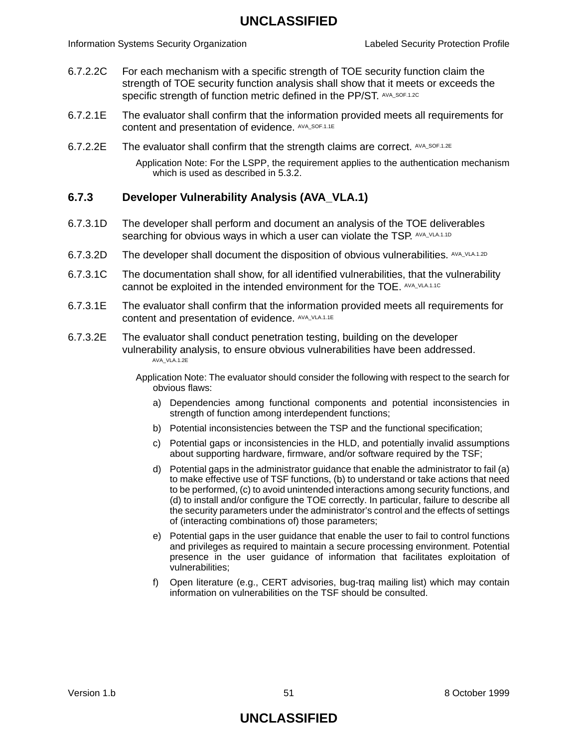6.7.2.2C For each mechanism with a specific strength of TOE security function claim the strength of TOE security function analysis shall show that it meets or exceeds the specific strength of function metric defined in the PP/ST. AVA_SOF.1.2C

6.7.2.1E The evaluator shall confirm that the information provided meets all requirements for content and presentation of evidence. AVA_SOF.1.1E

6.7.2.2E The evaluator shall confirm that the strength claims are correct. AVA_SOF.1.2E

Application Note: For the LSPP, the requirement applies to the authentication mechanism which is used as described in 5.3.2.

### 6.7.3 Developer Vulnerability Analysis (AVA_VLA.1)

6.7.3.1D The developer shall perform and document an analysis of the TOE deliverables searching for obvious ways in which a user can violate the TSP. AVA_VLA.1.1D

6.7.3.2D The developer shall document the disposition of obvious vulnerabilities. AVA_VLA.1.2D

6.7.3.1C The documentation shall show, for all identified vulnerabilities, that the vulnerability cannot be exploited in the intended environment for the TOE. AVA_VLA.1.1C

6.7.3.1E The evaluator shall confirm that the information provided meets all requirements for content and presentation of evidence. AVA_VLA.1.1E

6.7.3.2E The evaluator shall conduct penetration testing, building on the developer vulnerability analysis, to ensure obvious vulnerabilities have been addressed. AVA_VLA.1.2E

Application Note: The evaluator should consider the following with respect to the search for obvious flaws:

a) Dependencies among functional components and potential inconsistencies in strength of function among interdependent functions;

b) Potential inconsistencies between the TSP and the functional specification;

c) Potential gaps or inconsistencies in the HLD, and potentially invalid assumptions about supporting hardware, firmware, and/or software required by the TSF;

d) Potential gaps in the administrator guidance that enable the administrator to fail (a) to make effective use of TSF functions, (b) to understand or take actions that need to be performed, (c) to avoid unintended interactions among security functions, and (d) to install and/or configure the TOE correctly. In particular, failure to describe all the security parameters under the administrator's control and the effects of settings of (interacting combinations of) those parameters;

e) Potential gaps in the user guidance that enable the user to fail to control functions and privileges as required to maintain a secure processing environment. Potential presence in the user guidance of information that facilitates exploitation of vulnerabilities;

f) Open literature (e.g., CERT advisories, bug-traq mailing list) which may contain information on vulnerabilities on the TSF should be consulted.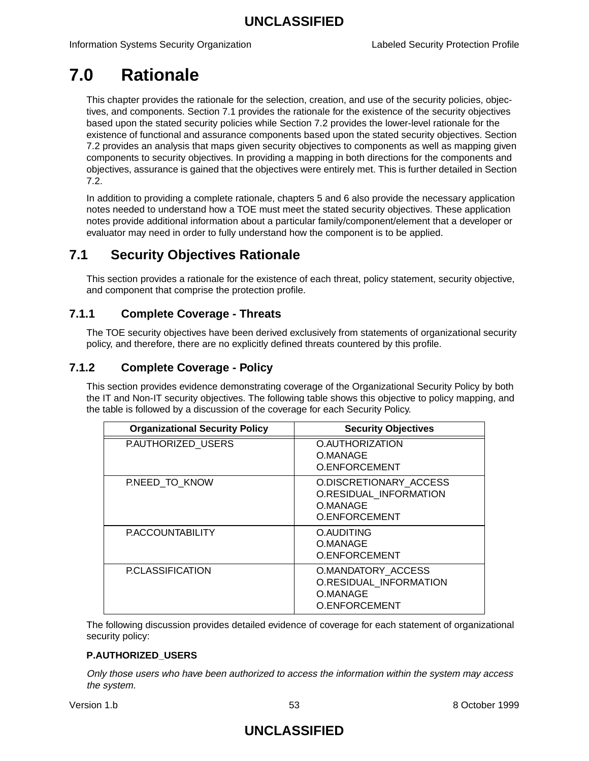# 7.0 Rationale

This chapter provides the rationale for the selection, creation, and use of the security policies, objectives, and components. Section 7.1 provides the rationale for the existence of the security objectives based upon the stated security policies while Section 7.2 provides the lower-level rationale for the existence of functional and assurance components based upon the stated security objectives. Section 7.2 provides an analysis that maps given security objectives to components as well as mapping given components to security objectives. In providing a mapping in both directions for the components and objectives, assurance is gained that the objectives were entirely met. This is further detailed in Section 7.2.

In addition to providing a complete rationale, chapters 5 and 6 also provide the necessary application notes needed to understand how a TOE must meet the stated security objectives. These application notes provide additional information about a particular family/component/element that a developer or evaluator may need in order to fully understand how the component is to be applied.

## 7.1 Security Objectives Rationale

This section provides a rationale for the existence of each threat, policy statement, security objective, and component that comprise the protection profile.

### 7.1.1 Complete Coverage - Threats

The TOE security objectives have been derived exclusively from statements of organizational security policy, and therefore, there are no explicitly defined threats countered by this profile.

### 7.1.2 Complete Coverage - Policy

This section provides evidence demonstrating coverage of the Organizational Security Policy by both the IT and Non-IT security objectives. The following table shows this objective to policy mapping, and the table is followed by a discussion of the coverage for each Security Policy.

| Organizational Security Policy | Security Objectives |
| --- | --- |
| P.AUTHORIZED_USERS | O.AUTHORIZATION<br>O.MANAGE<br>O.ENFORCEMENT |
| P.NEED_TO_KNOW | O.DISCRETIONARY_ACCESS<br>O.RESIDUAL_INFORMATION<br>O.MANAGE<br>O.ENFORCEMENT |
| P.ACCOUNTABILITY | O.AUDITING<br>O.MANAGE<br>O.ENFORCEMENT |
| P.CLASSIFICATION | O.MANDATORY_ACCESS<br>O.RESIDUAL_INFORMATION<br>O.MANAGE<br>O.ENFORCEMENT |

The following discussion provides detailed evidence of coverage for each statement of organizational security policy:

**P.AUTHORIZED_USERS**

*Only those users who have been authorized to access the information within the system may access the system.*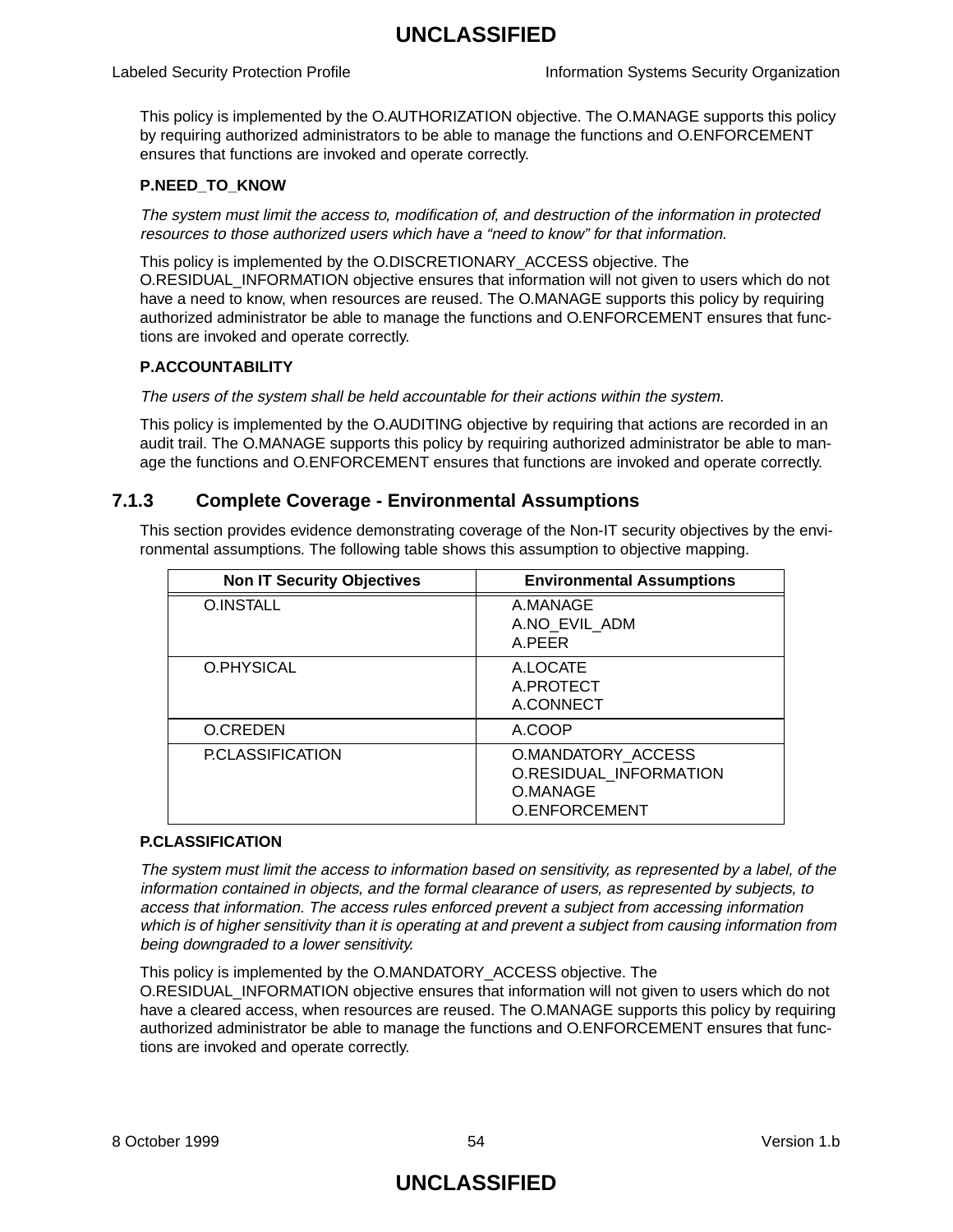This policy is implemented by the O.AUTHORIZATION objective. The O.MANAGE supports this policy by requiring authorized administrators to be able to manage the functions and O.ENFORCEMENT ensures that functions are invoked and operate correctly.

**P.NEED_TO_KNOW**

*The system must limit the access to, modification of, and destruction of the information in protected resources to those authorized users which have a "need to know" for that information.*

This policy is implemented by the O.DISCRETIONARY_ACCESS objective. The O.RESIDUAL_INFORMATION objective ensures that information will not given to users which do not have a need to know, when resources are reused. The O.MANAGE supports this policy by requiring authorized administrator be able to manage the functions and O.ENFORCEMENT ensures that functions are invoked and operate correctly.

**P.ACCOUNTABILITY**

*The users of the system shall be held accountable for their actions within the system.*

This policy is implemented by the O.AUDITING objective by requiring that actions are recorded in an audit trail. The O.MANAGE supports this policy by requiring authorized administrator be able to manage the functions and O.ENFORCEMENT ensures that functions are invoked and operate correctly.

### 7.1.3 Complete Coverage - Environmental Assumptions

This section provides evidence demonstrating coverage of the Non-IT security objectives by the environmental assumptions. The following table shows this assumption to objective mapping.

| Non IT Security Objectives | Environmental Assumptions |
|---|---|
| O.INSTALL | A.MANAGE<br>A.NO_EVIL_ADM<br>A.PEER |
| O.PHYSICAL | A.LOCATE<br>A.PROTECT<br>A.CONNECT |
| O.CREDEN | A.COOP |
| P.CLASSIFICATION | O.MANDATORY_ACCESS<br>O.RESIDUAL_INFORMATION<br>O.MANAGE<br>O.ENFORCEMENT |

**P.CLASSIFICATION**

*The system must limit the access to information based on sensitivity, as represented by a label, of the information contained in objects, and the formal clearance of users, as represented by subjects, to access that information. The access rules enforced prevent a subject from accessing information which is of higher sensitivity than it is operating at and prevent a subject from causing information from being downgraded to a lower sensitivity.*

This policy is implemented by the O.MANDATORY_ACCESS objective. The O.RESIDUAL_INFORMATION objective ensures that information will not given to users which do not have a cleared access, when resources are reused. The O.MANAGE supports this policy by requiring authorized administrator be able to manage the functions and O.ENFORCEMENT ensures that functions are invoked and operate correctly.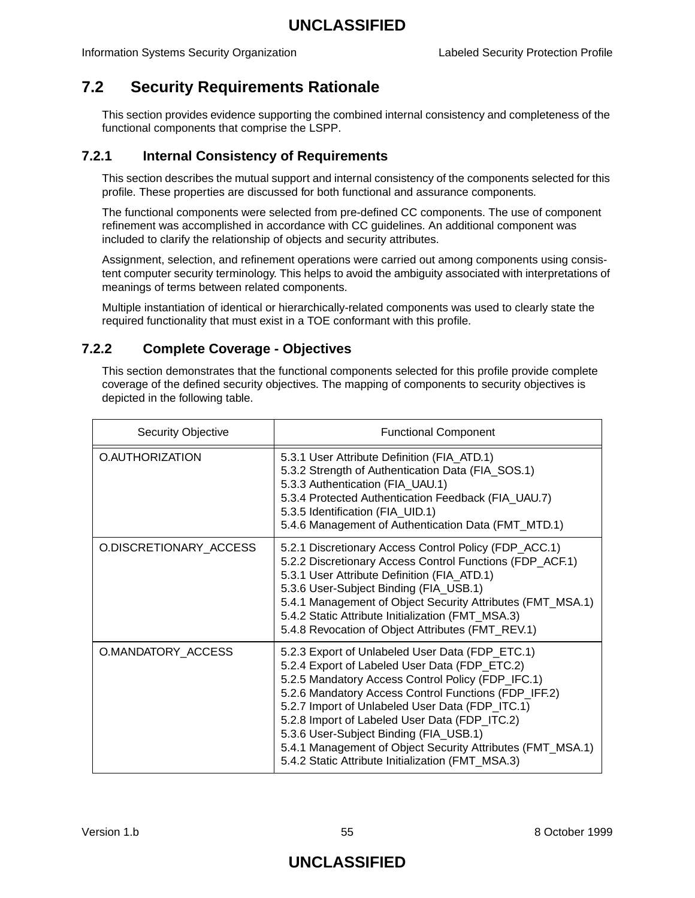## 7.2 Security Requirements Rationale

This section provides evidence supporting the combined internal consistency and completeness of the functional components that comprise the LSPP.

### 7.2.1 Internal Consistency of Requirements

This section describes the mutual support and internal consistency of the components selected for this profile. These properties are discussed for both functional and assurance components.

The functional components were selected from pre-defined CC components. The use of component refinement was accomplished in accordance with CC guidelines. An additional component was included to clarify the relationship of objects and security attributes.

Assignment, selection, and refinement operations were carried out among components using consistent computer security terminology. This helps to avoid the ambiguity associated with interpretations of meanings of terms between related components.

Multiple instantiation of identical or hierarchically-related components was used to clearly state the required functionality that must exist in a TOE conformant with this profile.

### 7.2.2 Complete Coverage - Objectives

This section demonstrates that the functional components selected for this profile provide complete coverage of the defined security objectives. The mapping of components to security objectives is depicted in the following table.

| Security Objective | Functional Component |
|---|---|
| O.AUTHORIZATION | 5.3.1 User Attribute Definition (FIA_ATD.1)<br>5.3.2 Strength of Authentication Data (FIA_SOS.1)<br>5.3.3 Authentication (FIA_UAU.1)<br>5.3.4 Protected Authentication Feedback (FIA_UAU.7)<br>5.3.5 Identification (FIA_UID.1)<br>5.4.6 Management of Authentication Data (FMT_MTD.1) |
| O.DISCRETIONARY_ACCESS | 5.2.1 Discretionary Access Control Policy (FDP_ACC.1)<br>5.2.2 Discretionary Access Control Functions (FDP_ACF.1)<br>5.3.1 User Attribute Definition (FIA_ATD.1)<br>5.3.6 User-Subject Binding (FIA_USB.1)<br>5.4.1 Management of Object Security Attributes (FMT_MSA.1)<br>5.4.2 Static Attribute Initialization (FMT_MSA.3)<br>5.4.8 Revocation of Object Attributes (FMT_REV.1) |
| O.MANDATORY_ACCESS | 5.2.3 Export of Unlabeled User Data (FDP_ETC.1)<br>5.2.4 Export of Labeled User Data (FDP_ETC.2)<br>5.2.5 Mandatory Access Control Policy (FDP_IFC.1)<br>5.2.6 Mandatory Access Control Functions (FDP_IFF.2)<br>5.2.7 Import of Unlabeled User Data (FDP_ITC.1)<br>5.2.8 Import of Labeled User Data (FDP_ITC.2)<br>5.3.6 User-Subject Binding (FIA_USB.1)<br>5.4.1 Management of Object Security Attributes (FMT_MSA.1)<br>5.4.2 Static Attribute Initialization (FMT_MSA.3) |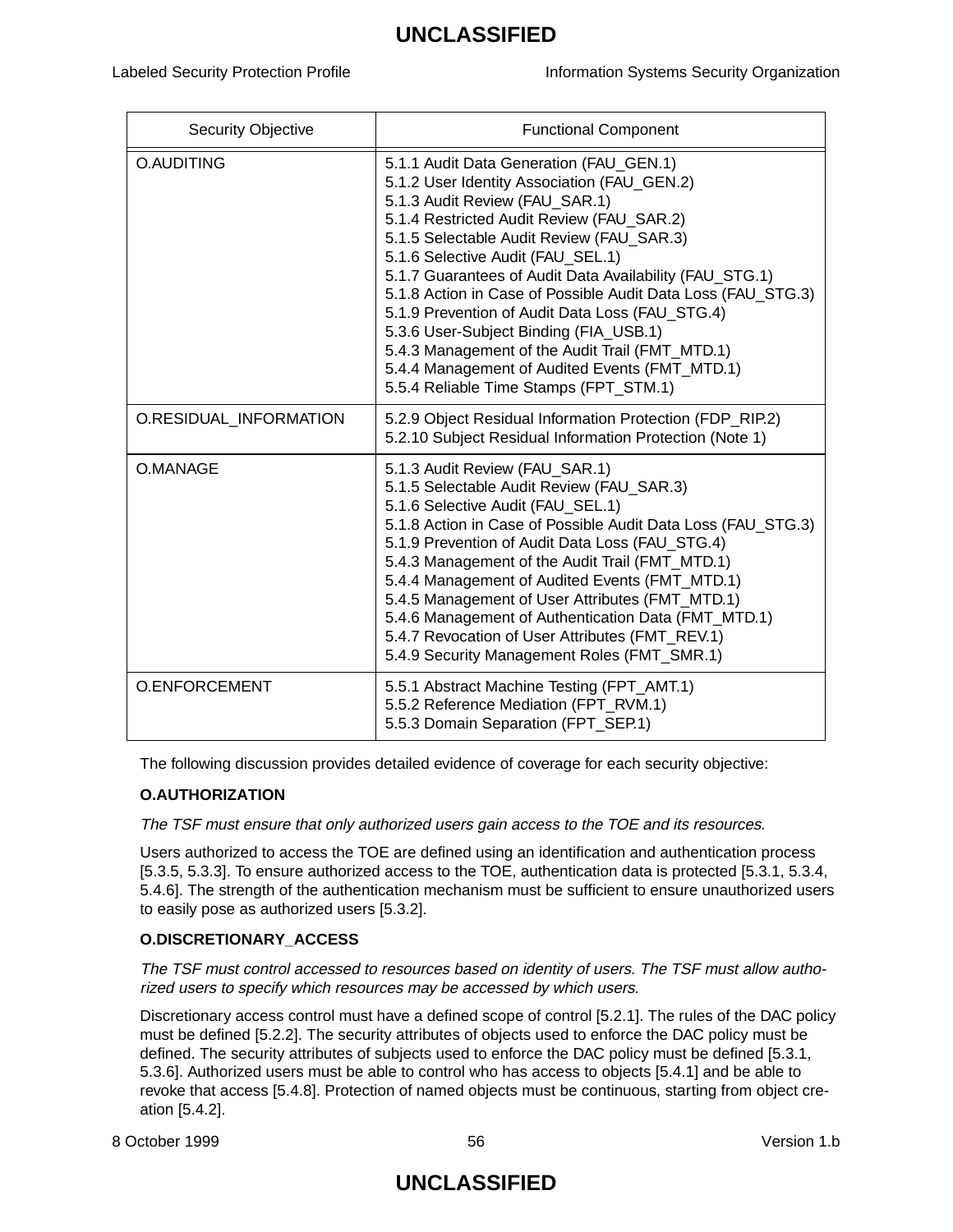| Security Objective | Functional Component |
|---|---|
| O.AUDITING | 5.1.1 Audit Data Generation (FAU_GEN.1)<br>5.1.2 User Identity Association (FAU_GEN.2)<br>5.1.3 Audit Review (FAU_SAR.1)<br>5.1.4 Restricted Audit Review (FAU_SAR.2)<br>5.1.5 Selectable Audit Review (FAU_SAR.3)<br>5.1.6 Selective Audit (FAU_SEL.1)<br>5.1.7 Guarantees of Audit Data Availability (FAU_STG.1)<br>5.1.8 Action in Case of Possible Audit Data Loss (FAU_STG.3)<br>5.1.9 Prevention of Audit Data Loss (FAU_STG.4)<br>5.3.6 User-Subject Binding (FIA_USB.1)<br>5.4.3 Management of the Audit Trail (FMT_MTD.1)<br>5.4.4 Management of Audited Events (FMT_MTD.1)<br>5.5.4 Reliable Time Stamps (FPT_STM.1) |
| O.RESIDUAL_INFORMATION | 5.2.9 Object Residual Information Protection (FDP_RIP.2)<br>5.2.10 Subject Residual Information Protection (Note 1) |
| O.MANAGE | 5.1.3 Audit Review (FAU_SAR.1)<br>5.1.5 Selectable Audit Review (FAU_SAR.3)<br>5.1.6 Selective Audit (FAU_SEL.1)<br>5.1.8 Action in Case of Possible Audit Data Loss (FAU_STG.3)<br>5.1.9 Prevention of Audit Data Loss (FAU_STG.4)<br>5.4.3 Management of the Audit Trail (FMT_MTD.1)<br>5.4.4 Management of Audited Events (FMT_MTD.1)<br>5.4.5 Management of User Attributes (FMT_MTD.1)<br>5.4.6 Management of Authentication Data (FMT_MTD.1)<br>5.4.7 Revocation of User Attributes (FMT_REV.1)<br>5.4.9 Security Management Roles (FMT_SMR.1) |
| O.ENFORCEMENT | 5.5.1 Abstract Machine Testing (FPT_AMT.1)<br>5.5.2 Reference Mediation (FPT_RVM.1)<br>5.5.3 Domain Separation (FPT_SEP.1) |

The following discussion provides detailed evidence of coverage for each security objective:

**O.AUTHORIZATION**

*The TSF must ensure that only authorized users gain access to the TOE and its resources.*

Users authorized to access the TOE are defined using an identification and authentication process [5.3.5, 5.3.3]. To ensure authorized access to the TOE, authentication data is protected [5.3.1, 5.3.4, 5.4.6]. The strength of the authentication mechanism must be sufficient to ensure unauthorized users to easily pose as authorized users [5.3.2].

**O.DISCRETIONARY_ACCESS**

*The TSF must control accessed to resources based on identity of users. The TSF must allow authorized users to specify which resources may be accessed by which users.*

Discretionary access control must have a defined scope of control [5.2.1]. The rules of the DAC policy must be defined [5.2.2]. The security attributes of objects used to enforce the DAC policy must be defined. The security attributes of subjects used to enforce the DAC policy must be defined [5.3.1, 5.3.6]. Authorized users must be able to control who has access to objects [5.4.1] and be able to revoke that access [5.4.8]. Protection of named objects must be continuous, starting from object creation [5.4.2].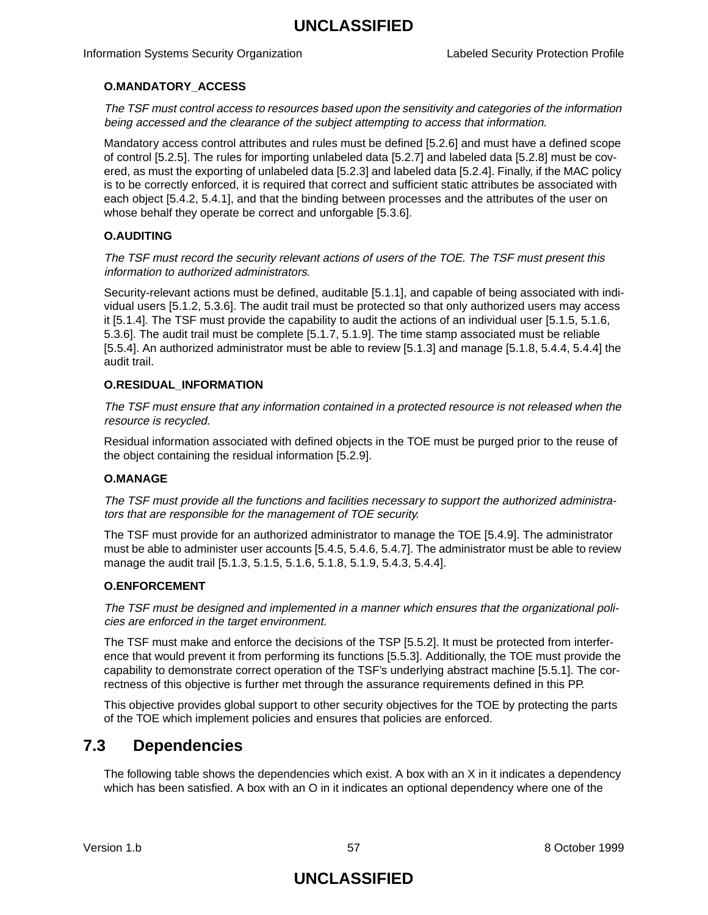**O.MANDATORY_ACCESS**

*The TSF must control access to resources based upon the sensitivity and categories of the information being accessed and the clearance of the subject attempting to access that information.*

Mandatory access control attributes and rules must be defined [5.2.6] and must have a defined scope of control [5.2.5]. The rules for importing unlabeled data [5.2.7] and labeled data [5.2.8] must be covered, as must the exporting of unlabeled data [5.2.3] and labeled data [5.2.4]. Finally, if the MAC policy is to be correctly enforced, it is required that correct and sufficient static attributes be associated with each object [5.4.2, 5.4.1], and that the binding between processes and the attributes of the user on whose behalf they operate be correct and unforgable [5.3.6].

**O.AUDITING**

*The TSF must record the security relevant actions of users of the TOE. The TSF must present this information to authorized administrators.*

Security-relevant actions must be defined, auditable [5.1.1], and capable of being associated with individual users [5.1.2, 5.3.6]. The audit trail must be protected so that only authorized users may access it [5.1.4]. The TSF must provide the capability to audit the actions of an individual user [5.1.5, 5.1.6, 5.3.6]. The audit trail must be complete [5.1.7, 5.1.9]. The time stamp associated must be reliable [5.5.4]. An authorized administrator must be able to review [5.1.3] and manage [5.1.8, 5.4.4, 5.4.4] the audit trail.

**O.RESIDUAL_INFORMATION**

*The TSF must ensure that any information contained in a protected resource is not released when the resource is recycled.*

Residual information associated with defined objects in the TOE must be purged prior to the reuse of the object containing the residual information [5.2.9].

**O.MANAGE**

*The TSF must provide all the functions and facilities necessary to support the authorized administrators that are responsible for the management of TOE security.*

The TSF must provide for an authorized administrator to manage the TOE [5.4.9]. The administrator must be able to administer user accounts [5.4.5, 5.4.6, 5.4.7]. The administrator must be able to review manage the audit trail [5.1.3, 5.1.5, 5.1.6, 5.1.8, 5.1.9, 5.4.3, 5.4.4].

**O.ENFORCEMENT**

*The TSF must be designed and implemented in a manner which ensures that the organizational policies are enforced in the target environment.*

The TSF must make and enforce the decisions of the TSP [5.5.2]. It must be protected from interference that would prevent it from performing its functions [5.5.3]. Additionally, the TOE must provide the capability to demonstrate correct operation of the TSF's underlying abstract machine [5.5.1]. The correctness of this objective is further met through the assurance requirements defined in this PP.

This objective provides global support to other security objectives for the TOE by protecting the parts of the TOE which implement policies and ensures that policies are enforced.

## 7.3 Dependencies

The following table shows the dependencies which exist. A box with an X in it indicates a dependency which has been satisfied. A box with an O in it indicates an optional dependency where one of the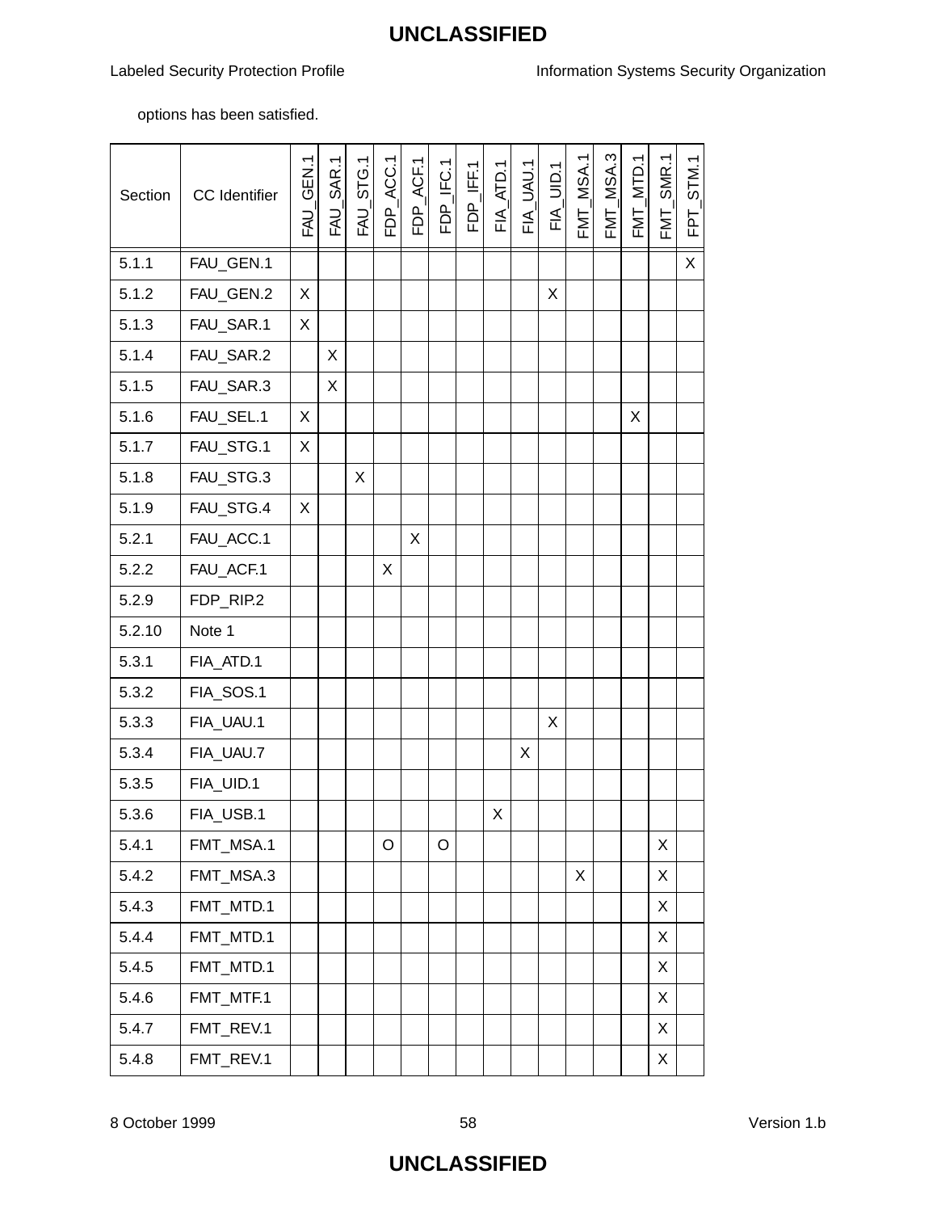options has been satisfied.

| Section | CC Identifier | FAU_GEN.1 | FAU_SAR.1 | FAU_STG.1 | FDP_ACC.1 | FDP_ACF.1 | FDP_IFC.1 | FDP_IFF.1 | FIA_ATD.1 | FIA_UAU.1 | FIA_UID.1 | FMT_MSA.1 | FMT_MSA.3 | FMT_MTD.1 | FMT_SMR.1 | FPT_STM.1 |
|---|---|---|---|---|---|---|---|---|---|---|---|---|---|---|---|---|
| 5.1.1 | FAU_GEN.1 | | | | | | | | | | | | | | | X |
| 5.1.2 | FAU_GEN.2 | X | | | | | | | | | X | | | | | |
| 5.1.3 | FAU_SAR.1 | X | | | | | | | | | | | | | | |
| 5.1.4 | FAU_SAR.2 | | X | | | | | | | | | | | | | |
| 5.1.5 | FAU_SAR.3 | | X | | | | | | | | | | | | | |
| 5.1.6 | FAU_SEL.1 | X | | | | | | | | | | | | X | | |
| 5.1.7 | FAU_STG.1 | X | | | | | | | | | | | | | | |
| 5.1.8 | FAU_STG.3 | | | X | | | | | | | | | | | | |
| 5.1.9 | FAU_STG.4 | X | | | | | | | | | | | | | | |
| 5.2.1 | FAU_ACC.1 | | | | | X | | | | | | | | | | |
| 5.2.2 | FAU_ACF.1 | | | | X | | | | | | | | | | | |
| 5.2.9 | FDP_RIP.2 | | | | | | | | | | | | | | | |
| 5.2.10 | Note 1 | | | | | | | | | | | | | | | |
| 5.3.1 | FIA_ATD.1 | | | | | | | | | | | | | | | |
| 5.3.2 | FIA_SOS.1 | | | | | | | | | | | | | | | |
| 5.3.3 | FIA_UAU.1 | | | | | | | | | | X | | | | | |
| 5.3.4 | FIA_UAU.7 | | | | | | | | | X | | | | | | |
| 5.3.5 | FIA_UID.1 | | | | | | | | | | | | | | | |
| 5.3.6 | FIA_USB.1 | | | | | | | | X | | | | | | | |
| 5.4.1 | FMT_MSA.1 | | | | O | | O | | | | | | | | X | |
| 5.4.2 | FMT_MSA.3 | | | | | | | | | | | X | | | X | |
| 5.4.3 | FMT_MTD.1 | | | | | | | | | | | | | | X | |
| 5.4.4 | FMT_MTD.1 | | | | | | | | | | | | | | X | |
| 5.4.5 | FMT_MTD.1 | | | | | | | | | | | | | | X | |
| 5.4.6 | FMT_MTF.1 | | | | | | | | | | | | | | X | |
| 5.4.7 | FMT_REV.1 | | | | | | | | | | | | | | X | |
| 5.4.8 | FMT_REV.1 | | | | | | | | | | | | | | X | |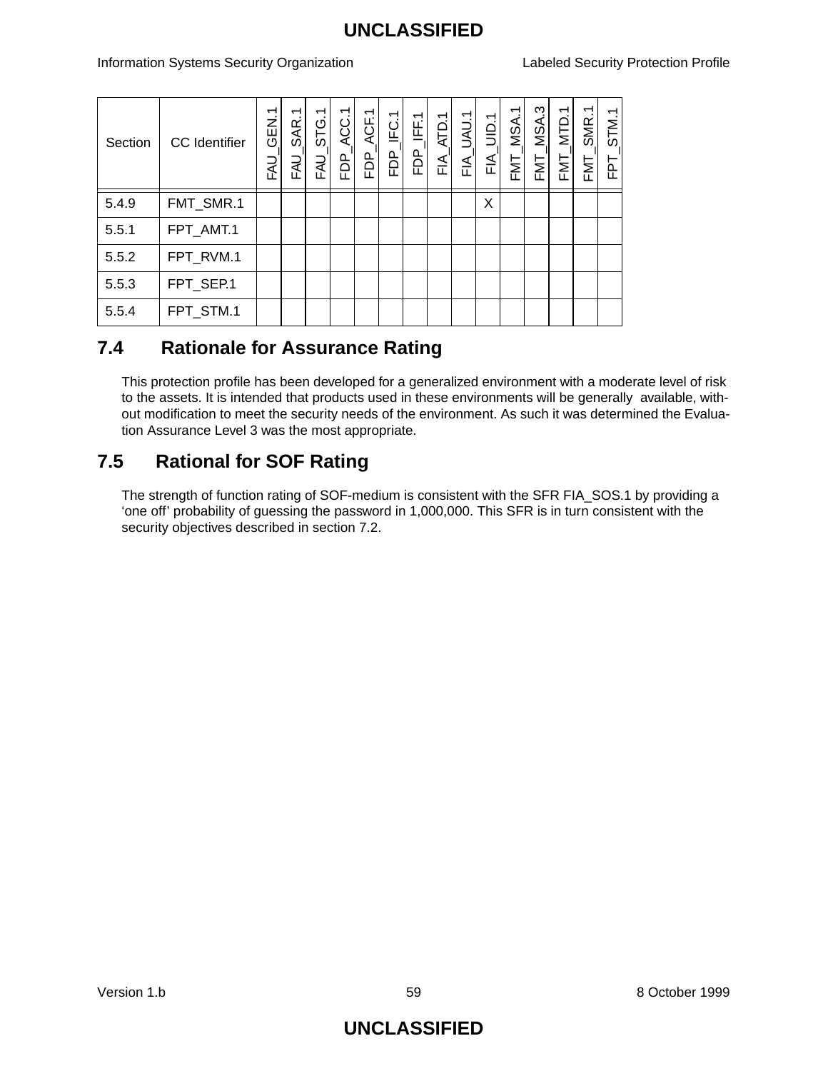| Section | CC Identifier | FAU_GEN.1 | FAU_SAR.1 | FAU_STG.1 | FDP_ACC.1 | FDP_ACF.1 | FDP_IFC.1 | FDP_IFF.1 | FIA_ATD.1 | FIA_UAU.1 | FIA_UID.1 | FMT_MSA.1 | FMT_MSA.3 | FMT_MTD.1 | FMT_SMR.1 | FPT_STM.1 |
|---|---|---|---|---|---|---|---|---|---|---|---|---|---|---|---|---|
| 5.4.9 | FMT_SMR.1 | | | | | | | | | | X | | | | | |
| 5.5.1 | FPT_AMT.1 | | | | | | | | | | | | | | | |
| 5.5.2 | FPT_RVM.1 | | | | | | | | | | | | | | | |
| 5.5.3 | FPT_SEP.1 | | | | | | | | | | | | | | | |
| 5.5.4 | FPT_STM.1 | | | | | | | | | | | | | | | |

## 7.4 Rationale for Assurance Rating

This protection profile has been developed for a generalized environment with a moderate level of risk to the assets. It is intended that products used in these environments will be generally available, without modification to meet the security needs of the environment. As such it was determined the Evaluation Assurance Level 3 was the most appropriate.

## 7.5 Rational for SOF Rating

The strength of function rating of SOF-medium is consistent with the SFR FIA_SOS.1 by providing a 'one off' probability of guessing the password in 1,000,000. This SFR is in turn consistent with the security objectives described in section 7.2.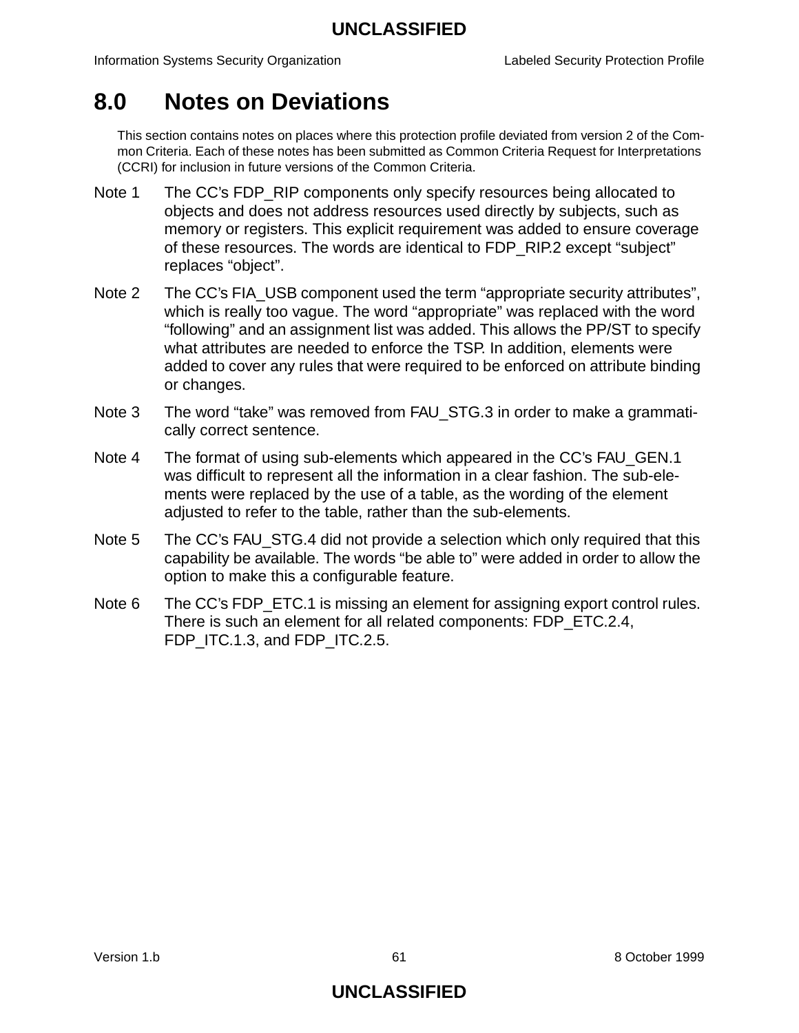# 8.0 Notes on Deviations

This section contains notes on places where this protection profile deviated from version 2 of the Common Criteria. Each of these notes has been submitted as Common Criteria Request for Interpretations (CCRI) for inclusion in future versions of the Common Criteria.

Note 1 The CC's FDP_RIP components only specify resources being allocated to objects and does not address resources used directly by subjects, such as memory or registers. This explicit requirement was added to ensure coverage of these resources. The words are identical to FDP_RIP.2 except "subject" replaces "object".

Note 2 The CC's FIA_USB component used the term "appropriate security attributes", which is really too vague. The word "appropriate" was replaced with the word "following" and an assignment list was added. This allows the PP/ST to specify what attributes are needed to enforce the TSP. In addition, elements were added to cover any rules that were required to be enforced on attribute binding or changes.

Note 3 The word "take" was removed from FAU_STG.3 in order to make a grammatically correct sentence.

Note 4 The format of using sub-elements which appeared in the CC's FAU_GEN.1 was difficult to represent all the information in a clear fashion. The sub-elements were replaced by the use of a table, as the wording of the element adjusted to refer to the table, rather than the sub-elements.

Note 5 The CC's FAU_STG.4 did not provide a selection which only required that this capability be available. The words "be able to" were added in order to allow the option to make this a configurable feature.

Note 6 The CC's FDP_ETC.1 is missing an element for assigning export control rules. There is such an element for all related components: FDP_ETC.2.4, FDP_ITC.1.3, and FDP_ITC.2.5.